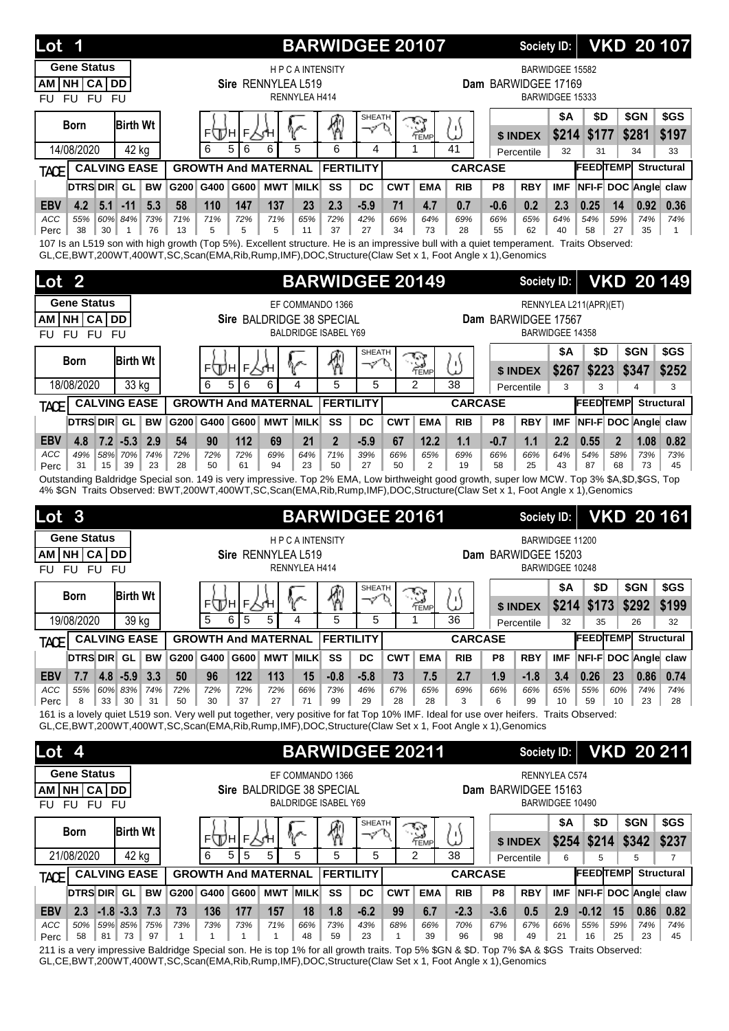## Lot 1 — BARWIDGEE 20107 — Society ID: VKD 20 107

**Gene Status:** AM FU | NH FU | CA FU | DD FU

**Sire:** RENNYLEA L519 (H P C A INTENSITY × RENNYLEA H414)

**Dam:** BARWIDGEE 17169 (BARWIDGEE 15582 × BARWIDGEE 15333)

**Born:** 14/08/2020 | **Birth Wt:** 42 kg

| FtH | FtH | FtH | FtH | | | Sheath | Temp | |
|---|---|---|---|---|---|---|---|---|
| 6 | 5 | 6 | 6 | 5 | 6 | 4 | 1 | 41 |

| | $A | $D | $GN | $GS |
|---|---|---|---|---|
| $ INDEX | $214 | $177 | $281 | $197 |
| Percentile | 32 | 31 | 34 | 33 |

| TACE | DTRS | DIR | GL | BW | G200 | G400 | G600 | MWT | MILK | SS | DC | CWT | EMA | RIB | P8 | RBY | IMF | NFI-F | DOC | Angle | claw |
|---|---|---|---|---|---|---|---|---|---|---|---|---|---|---|---|---|---|---|---|---|---|
| EBV | 4.2 | 5.1 | -11 | 5.3 | 58 | 110 | 147 | 137 | 23 | 2.3 | -5.9 | 71 | 4.7 | 0.7 | -0.6 | 0.2 | 2.3 | 0.25 | 14 | 0.92 | 0.36 |
| ACC | 55% | 60% | 84% | 73% | 71% | 71% | 72% | 71% | 65% | 72% | 42% | 66% | 64% | 69% | 66% | 65% | 64% | 54% | 59% | 74% | 74% |
| Perc | 38 | 30 | 1 | 76 | 13 | 5 | 5 | 5 | 11 | 37 | 27 | 34 | 73 | 28 | 55 | 62 | 40 | 58 | 27 | 35 | 1 |

107 Is an L519 son with high growth (Top 5%). Excellent structure. He is an impressive bull with a quiet temperament. Traits Observed: GL,CE,BWT,200WT,400WT,SC,Scan(EMA,Rib,Rump,IMF),DOC,Structure(Claw Set x 1, Foot Angle x 1),Genomics

## Lot 2 — BARWIDGEE 20149 — Society ID: VKD 20 149

**Gene Status:** AM FU | NH FU | CA FU | DD FU

**Sire:** BALDRIDGE 38 SPECIAL (EF COMMANDO 1366 × BALDRIDGE ISABEL Y69)

**Dam:** BARWIDGEE 17567 (RENNYLEA L211(APR)(ET) × BARWIDGEE 14358)

**Born:** 18/08/2020 | **Birth Wt:** 33 kg

| FtH | FtH | FtH | FtH | | | Sheath | Temp | |
|---|---|---|---|---|---|---|---|---|
| 6 | 5 | 6 | 6 | 4 | 5 | 5 | 2 | 38 |

| | $A | $D | $GN | $GS |
|---|---|---|---|---|
| $ INDEX | $267 | $223 | $347 | $252 |
| Percentile | 3 | 3 | 4 | 3 |

| TACE | DTRS | DIR | GL | BW | G200 | G400 | G600 | MWT | MILK | SS | DC | CWT | EMA | RIB | P8 | RBY | IMF | NFI-F | DOC | Angle | claw |
|---|---|---|---|---|---|---|---|---|---|---|---|---|---|---|---|---|---|---|---|---|---|
| EBV | 4.8 | 7.2 | -5.3 | 2.9 | 54 | 90 | 112 | 69 | 21 | 2 | -5.9 | 67 | 12.2 | 1.1 | -0.7 | 1.1 | 2.2 | 0.55 | 2 | 1.08 | 0.82 |
| ACC | 49% | 58% | 70% | 74% | 72% | 72% | 72% | 69% | 64% | 71% | 39% | 66% | 65% | 69% | 66% | 66% | 64% | 54% | 58% | 73% | 73% |
| Perc | 31 | 15 | 39 | 23 | 28 | 50 | 61 | 94 | 23 | 50 | 27 | 50 | 2 | 19 | 58 | 25 | 43 | 87 | 68 | 73 | 45 |

Outstanding Baldridge Special son. 149 is very impressive. Top 2% EMA, Low birthweight good growth, super low MCW. Top 3% $A,$D,$GS, Top 4% $GN Traits Observed: BWT,200WT,400WT,SC,Scan(EMA,Rib,Rump,IMF),DOC,Structure(Claw Set x 1, Foot Angle x 1),Genomics

## Lot 3 — BARWIDGEE 20161 — Society ID: VKD 20 161

**Gene Status:** AM FU | NH FU | CA FU | DD FU

**Sire:** RENNYLEA L519 (H P C A INTENSITY × RENNYLEA H414)

**Dam:** BARWIDGEE 15203 (BARWIDGEE 11200 × BARWIDGEE 10248)

**Born:** 19/08/2020 | **Birth Wt:** 39 kg

| FtH | FtH | FtH | FtH | | | Sheath | Temp | |
|---|---|---|---|---|---|---|---|---|
| 5 | 6 | 5 | 5 | 4 | 5 | 5 | 1 | 36 |

| | $A | $D | $GN | $GS |
|---|---|---|---|---|
| $ INDEX | $214 | $173 | $292 | $199 |
| Percentile | 32 | 35 | 26 | 32 |

| TACE | DTRS | DIR | GL | BW | G200 | G400 | G600 | MWT | MILK | SS | DC | CWT | EMA | RIB | P8 | RBY | IMF | NFI-F | DOC | Angle | claw |
|---|---|---|---|---|---|---|---|---|---|---|---|---|---|---|---|---|---|---|---|---|---|
| EBV | 7.7 | 4.8 | -5.9 | 3.3 | 50 | 96 | 122 | 113 | 15 | -0.8 | -5.8 | 73 | 7.5 | 2.7 | 1.9 | -1.8 | 3.4 | 0.26 | 23 | 0.86 | 0.74 |
| ACC | 55% | 60% | 83% | 74% | 72% | 72% | 72% | 72% | 66% | 73% | 46% | 67% | 65% | 69% | 66% | 66% | 65% | 55% | 60% | 74% | 74% |
| Perc | 8 | 33 | 30 | 31 | 50 | 30 | 37 | 27 | 71 | 99 | 29 | 28 | 28 | 3 | 6 | 99 | 10 | 59 | 10 | 23 | 28 |

161 is a lovely quiet L519 son. Very well put together, very positive for fat Top 10% IMF. Ideal for use over heifers. Traits Observed: GL,CE,BWT,200WT,400WT,SC,Scan(EMA,Rib,Rump,IMF),DOC,Structure(Claw Set x 1, Foot Angle x 1),Genomics

## Lot 4 — BARWIDGEE 20211 — Society ID: VKD 20 211

**Gene Status:** AM FU | NH FU | CA FU | DD FU

**Sire:** BALDRIDGE 38 SPECIAL (EF COMMANDO 1366 × BALDRIDGE ISABEL Y69)

**Dam:** BARWIDGEE 15163 (RENNYLEA C574 × BARWIDGEE 10490)

**Born:** 21/08/2020 | **Birth Wt:** 42 kg

| FtH | FtH | FtH | FtH | | | Sheath | Temp | |
|---|---|---|---|---|---|---|---|---|
| 6 | 5 | 5 | 5 | 5 | 5 | 5 | 2 | 38 |

| | $A | $D | $GN | $GS |
|---|---|---|---|---|
| $ INDEX | $254 | $214 | $342 | $237 |
| Percentile | 6 | 5 | 5 | 7 |

| TACE | DTRS | DIR | GL | BW | G200 | G400 | G600 | MWT | MILK | SS | DC | CWT | EMA | RIB | P8 | RBY | IMF | NFI-F | DOC | Angle | claw |
|---|---|---|---|---|---|---|---|---|---|---|---|---|---|---|---|---|---|---|---|---|---|
| EBV | 2.3 | -1.8 | -3.3 | 7.3 | 73 | 136 | 177 | 157 | 18 | 1.8 | -6.2 | 99 | 6.7 | -2.3 | -3.6 | 0.5 | 2.9 | -0.12 | 15 | 0.86 | 0.82 |
| ACC | 50% | 59% | 85% | 75% | 73% | 73% | 73% | 71% | 66% | 73% | 43% | 68% | 66% | 70% | 67% | 67% | 66% | 55% | 59% | 74% | 74% |
| Perc | 58 | 81 | 73 | 97 | 1 | 1 | 1 | 1 | 48 | 59 | 23 | 1 | 39 | 96 | 98 | 49 | 21 | 16 | 25 | 23 | 45 |

211 is a very impressive Baldridge Special son. He is top 1% for all growth traits. Top 5% $GN & $D. Top 7% $A & $GS Traits Observed: GL,CE,BWT,200WT,400WT,SC,Scan(EMA,Rib,Rump,IMF),DOC,Structure(Claw Set x 1, Foot Angle x 1),Genomics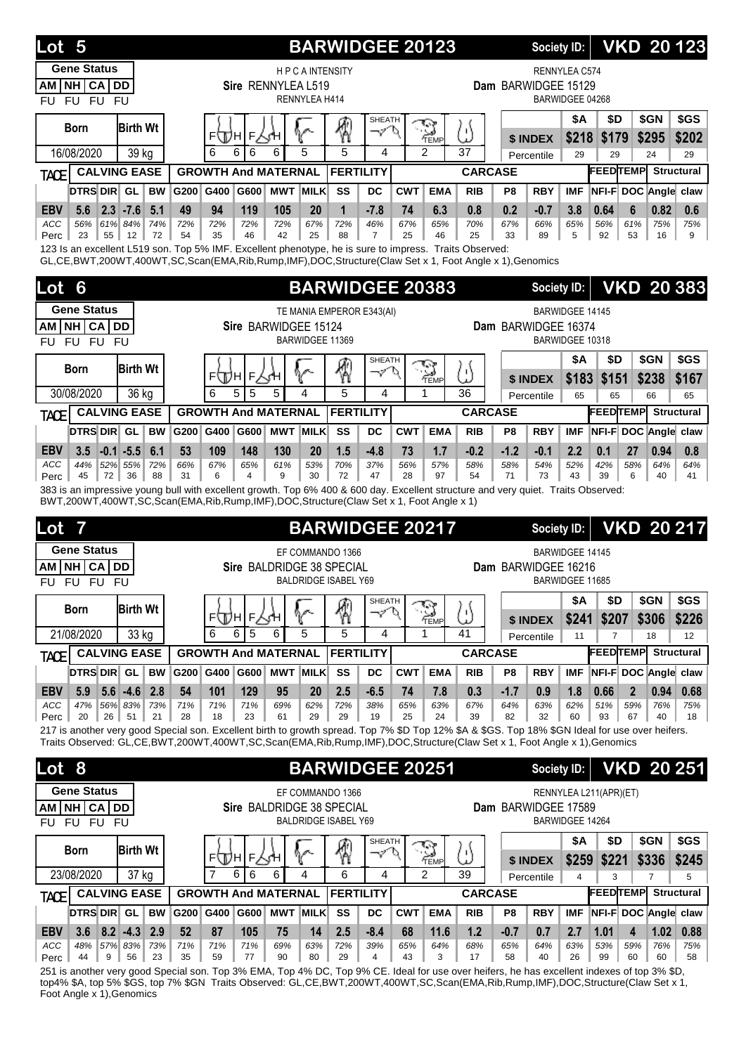## Lot 5 — BARWIDGEE 20123

Society ID: **VKD 20 123**

| Gene Status | | | |
|---|---|---|---|
| AM | NH | CA | DD |
| FU | FU | FU | FU |

**Sire** RENNYLEA L519 (H P C A INTENSITY / RENNYLEA H414)
**Dam** BARWIDGEE 15129 (RENNYLEA C574 / BARWIDGEE 04268)

Born: 16/08/2020 — Birth Wt: 39 kg

Scores: 6 | 6 | 6 | 6 | 5 | 5 | 4 | 2 | 37

| $ INDEX | $A | $D | $GN | $GS |
|---|---|---|---|---|
| | $218 | $179 | $295 | $202 |
| Percentile | 29 | 29 | 24 | 29 |

| TACE | DTRS | DIR | GL | BW | G200 | G400 | G600 | MWT | MILK | SS | DC | CWT | EMA | RIB | P8 | RBY | IMF | NFI-F | DOC | Angle | claw |
|---|---|---|---|---|---|---|---|---|---|---|---|---|---|---|---|---|---|---|---|---|---|
| EBV | 5.6 | 2.3 | -7.6 | 5.1 | 49 | 94 | 119 | 105 | 20 | 1 | -7.8 | 74 | 6.3 | 0.8 | 0.2 | -0.7 | 3.8 | 0.64 | 6 | 0.82 | 0.6 |
| ACC | 56% | 61% | 84% | 74% | 72% | 72% | 72% | 72% | 67% | 72% | 46% | 67% | 65% | 70% | 67% | 66% | 65% | 56% | 61% | 75% | 75% |
| Perc | 23 | 55 | 12 | 72 | 54 | 35 | 46 | 42 | 25 | 88 | 7 | 25 | 46 | 25 | 33 | 89 | 5 | 92 | 53 | 16 | 9 |

123 Is an excellent L519 son. Top 5% IMF. Excellent phenotype, he is sure to impress. Traits Observed: GL,CE,BWT,200WT,400WT,SC,Scan(EMA,Rib,Rump,IMF),DOC,Structure(Claw Set x 1, Foot Angle x 1),Genomics

## Lot 6 — BARWIDGEE 20383

Society ID: **VKD 20 383**

| Gene Status | | | |
|---|---|---|---|
| AM | NH | CA | DD |
| FU | FU | FU | FU |

**Sire** BARWIDGEE 15124 (TE MANIA EMPEROR E343(AI) / BARWIDGEE 11369)
**Dam** BARWIDGEE 16374 (BARWIDGEE 14145 / BARWIDGEE 10318)

Born: 30/08/2020 — Birth Wt: 36 kg

Scores: 6 | 5 | 5 | 5 | 4 | 5 | 4 | 1 | 36

| $ INDEX | $A | $D | $GN | $GS |
|---|---|---|---|---|
| | $183 | $151 | $238 | $167 |
| Percentile | 65 | 65 | 66 | 65 |

| TACE | DTRS | DIR | GL | BW | G200 | G400 | G600 | MWT | MILK | SS | DC | CWT | EMA | RIB | P8 | RBY | IMF | NFI-F | DOC | Angle | claw |
|---|---|---|---|---|---|---|---|---|---|---|---|---|---|---|---|---|---|---|---|---|---|
| EBV | 3.5 | -0.1 | -5.5 | 6.1 | 53 | 109 | 148 | 130 | 20 | 1.5 | -4.8 | 73 | 1.7 | -0.2 | -1.2 | -0.1 | 2.2 | 0.1 | 27 | 0.94 | 0.8 |
| ACC | 44% | 52% | 55% | 72% | 66% | 67% | 65% | 61% | 53% | 70% | 37% | 56% | 57% | 58% | 58% | 54% | 52% | 42% | 58% | 64% | 64% |
| Perc | 45 | 72 | 36 | 88 | 31 | 6 | 4 | 9 | 30 | 72 | 47 | 28 | 97 | 54 | 71 | 73 | 43 | 39 | 6 | 40 | 41 |

383 is an impressive young bull with excellent growth. Top 6% 400 & 600 day. Excellent structure and very quiet. Traits Observed: BWT,200WT,400WT,SC,Scan(EMA,Rib,Rump,IMF),DOC,Structure(Claw Set x 1, Foot Angle x 1)

## Lot 7 — BARWIDGEE 20217

Society ID: **VKD 20 217**

| Gene Status | | | |
|---|---|---|---|
| AM | NH | CA | DD |
| FU | FU | FU | FU |

**Sire** BALDRIDGE 38 SPECIAL (EF COMMANDO 1366 / BALDRIDGE ISABEL Y69)
**Dam** BARWIDGEE 16216 (BARWIDGEE 14145 / BARWIDGEE 11685)

Born: 21/08/2020 — Birth Wt: 33 kg

Scores: 6 | 6 | 5 | 6 | 5 | 5 | 4 | 1 | 41

| $ INDEX | $A | $D | $GN | $GS |
|---|---|---|---|---|
| | $241 | $207 | $306 | $226 |
| Percentile | 11 | 7 | 18 | 12 |

| TACE | DTRS | DIR | GL | BW | G200 | G400 | G600 | MWT | MILK | SS | DC | CWT | EMA | RIB | P8 | RBY | IMF | NFI-F | DOC | Angle | claw |
|---|---|---|---|---|---|---|---|---|---|---|---|---|---|---|---|---|---|---|---|---|---|
| EBV | 5.9 | 5.6 | -4.6 | 2.8 | 54 | 101 | 129 | 95 | 20 | 2.5 | -6.5 | 74 | 7.8 | 0.3 | -1.7 | 0.9 | 1.8 | 0.66 | 2 | 0.94 | 0.68 |
| ACC | 47% | 56% | 83% | 73% | 71% | 71% | 71% | 69% | 62% | 72% | 38% | 65% | 63% | 67% | 64% | 63% | 62% | 51% | 59% | 76% | 75% |
| Perc | 20 | 26 | 51 | 21 | 28 | 18 | 23 | 61 | 29 | 29 | 19 | 25 | 24 | 39 | 82 | 32 | 60 | 93 | 67 | 40 | 18 |

217 is another very good Special son. Excellent birth to growth spread. Top 7% $D Top 12% $A & $GS. Top 18% $GN Ideal for use over heifers. Traits Observed: GL,CE,BWT,200WT,400WT,SC,Scan(EMA,Rib,Rump,IMF),DOC,Structure(Claw Set x 1, Foot Angle x 1),Genomics

## Lot 8 — BARWIDGEE 20251

Society ID: **VKD 20 251**

| Gene Status | | | |
|---|---|---|---|
| AM | NH | CA | DD |
| FU | FU | FU | FU |

**Sire** BALDRIDGE 38 SPECIAL (EF COMMANDO 1366 / BALDRIDGE ISABEL Y69)
**Dam** BARWIDGEE 17589 (RENNYLEA L211(APR)(ET) / BARWIDGEE 14264)

Born: 23/08/2020 — Birth Wt: 37 kg

Scores: 7 | 6 | 6 | 6 | 4 | 6 | 4 | 2 | 39

| $ INDEX | $A | $D | $GN | $GS |
|---|---|---|---|---|
| | $259 | $221 | $336 | $245 |
| Percentile | 4 | 3 | 7 | 5 |

| TACE | DTRS | DIR | GL | BW | G200 | G400 | G600 | MWT | MILK | SS | DC | CWT | EMA | RIB | P8 | RBY | IMF | NFI-F | DOC | Angle | claw |
|---|---|---|---|---|---|---|---|---|---|---|---|---|---|---|---|---|---|---|---|---|---|
| EBV | 3.6 | 8.2 | -4.3 | 2.9 | 52 | 87 | 105 | 75 | 14 | 2.5 | -8.4 | 68 | 11.6 | 1.2 | -0.7 | 0.7 | 2.7 | 1.01 | 4 | 1.02 | 0.88 |
| ACC | 48% | 57% | 83% | 73% | 71% | 71% | 71% | 69% | 63% | 72% | 39% | 65% | 64% | 68% | 65% | 64% | 63% | 53% | 59% | 76% | 75% |
| Perc | 44 | 9 | 56 | 23 | 35 | 59 | 77 | 90 | 80 | 29 | 4 | 43 | 3 | 17 | 58 | 40 | 26 | 99 | 60 | 60 | 58 |

251 is another very good Special son. Top 3% EMA, Top 4% DC, Top 9% CE. Ideal for use over heifers, he has excellent indexes of top 3% $D, top4% $A, top 5% $GS, top 7% $GN Traits Observed: GL,CE,BWT,200WT,400WT,SC,Scan(EMA,Rib,Rump,IMF),DOC,Structure(Claw Set x 1, Foot Angle x 1),Genomics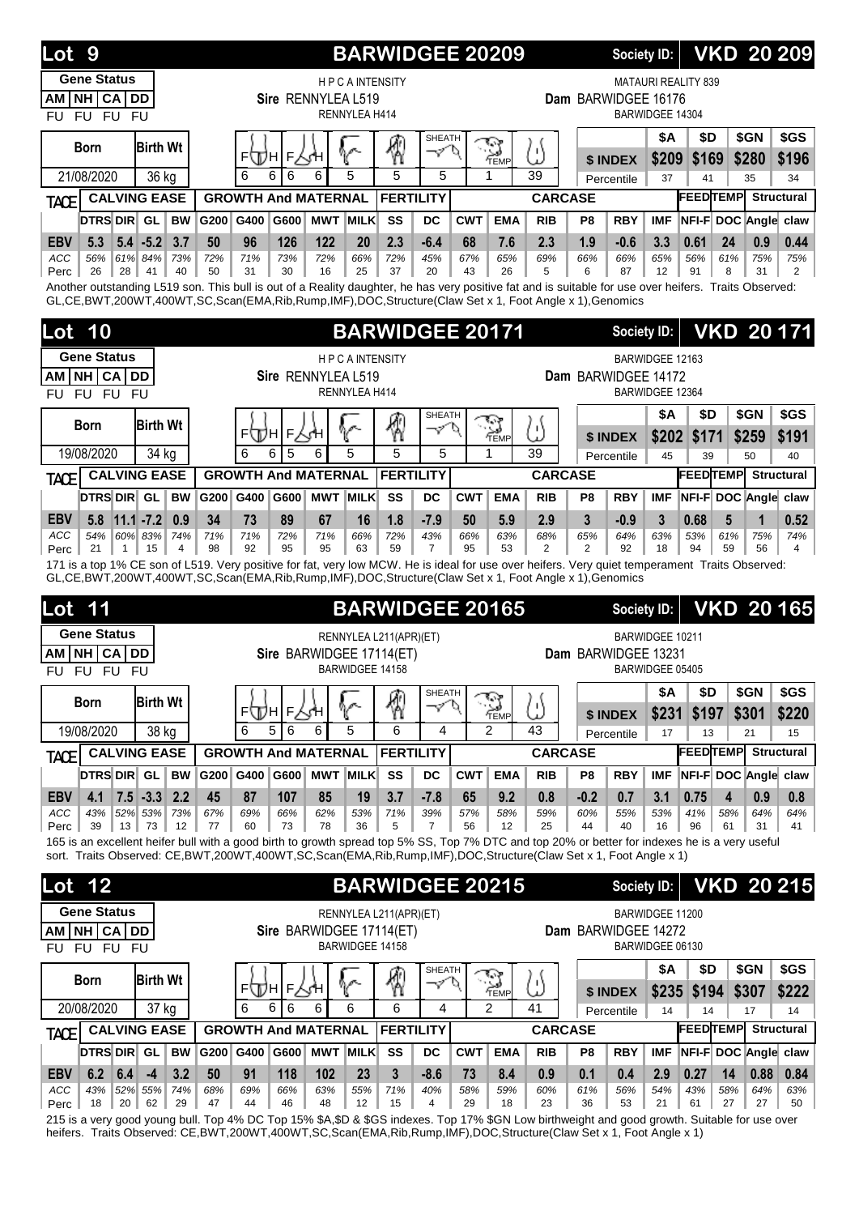## Lot 9 — BARWIDGEE 20209 — Society ID: VKD 20 209

**Gene Status**

| AM | NH | CA | DD |
|---|---|---|---|
| FU | FU | FU | FU |

**Sire:** RENNYLEA L519 (H P C A INTENSITY / RENNYLEA H414)
**Dam:** BARWIDGEE 16176 (MATAURI REALITY 839 / BARWIDGEE 14304)

| Born | Birth Wt |
|---|---|
| 21/08/2020 | 36 kg |

Structural scores: 6 | 6 | 6 | 6 | 5 | 5 | 5 (Sheath) | 1 (Temp) | 39

| | $A | $D | $GN | $GS |
|---|---|---|---|---|
| $ INDEX | $209 | $169 | $280 | $196 |
| Percentile | 37 | 41 | 35 | 34 |

| | DTRS | DIR | GL | BW | G200 | G400 | G600 | MWT | MILK | SS | DC | CWT | EMA | RIB | P8 | RBY | IMF | NFI-F | DOC | Angle | claw |
|---|---|---|---|---|---|---|---|---|---|---|---|---|---|---|---|---|---|---|---|---|---|
| EBV | 5.3 | 5.4 | -5.2 | 3.7 | 50 | 96 | 126 | 122 | 20 | 2.3 | -6.4 | 68 | 7.6 | 2.3 | 1.9 | -0.6 | 3.3 | 0.61 | 24 | 0.9 | 0.44 |
| ACC | 56% | 61% | 84% | 73% | 72% | 71% | 73% | 72% | 66% | 72% | 45% | 67% | 65% | 69% | 66% | 66% | 65% | 56% | 61% | 75% | 75% |
| Perc | 26 | 28 | 41 | 40 | 50 | 31 | 30 | 16 | 25 | 37 | 20 | 43 | 26 | 5 | 6 | 87 | 12 | 91 | 8 | 31 | 2 |

Another outstanding L519 son. This bull is out of a Reality daughter, he has very positive fat and is suitable for use over heifers. Traits Observed: GL,CE,BWT,200WT,400WT,SC,Scan(EMA,Rib,Rump,IMF),DOC,Structure(Claw Set x 1, Foot Angle x 1),Genomics

## Lot 10 — BARWIDGEE 20171 — Society ID: VKD 20 171

**Gene Status**

| AM | NH | CA | DD |
|---|---|---|---|
| FU | FU | FU | FU |

**Sire:** RENNYLEA L519 (H P C A INTENSITY / RENNYLEA H414)
**Dam:** BARWIDGEE 14172 (BARWIDGEE 12163 / BARWIDGEE 12364)

| Born | Birth Wt |
|---|---|
| 19/08/2020 | 34 kg |

Structural scores: 6 | 6 | 5 | 6 | 5 | 5 | 5 (Sheath) | 1 (Temp) | 39

| | $A | $D | $GN | $GS |
|---|---|---|---|---|
| $ INDEX | $202 | $171 | $259 | $191 |
| Percentile | 45 | 39 | 50 | 40 |

| | DTRS | DIR | GL | BW | G200 | G400 | G600 | MWT | MILK | SS | DC | CWT | EMA | RIB | P8 | RBY | IMF | NFI-F | DOC | Angle | claw |
|---|---|---|---|---|---|---|---|---|---|---|---|---|---|---|---|---|---|---|---|---|---|
| EBV | 5.8 | 11.1 | -7.2 | 0.9 | 34 | 73 | 89 | 67 | 16 | 1.8 | -7.9 | 50 | 5.9 | 2.9 | 3 | -0.9 | 3 | 0.68 | 5 | 1 | 0.52 |
| ACC | 54% | 60% | 83% | 74% | 71% | 71% | 72% | 71% | 66% | 72% | 43% | 66% | 63% | 68% | 65% | 64% | 63% | 53% | 61% | 75% | 74% |
| Perc | 21 | 1 | 15 | 4 | 98 | 92 | 95 | 95 | 63 | 59 | 7 | 95 | 53 | 2 | 2 | 92 | 18 | 94 | 59 | 56 | 4 |

171 is a top 1% CE son of L519. Very positive for fat, very low MCW. He is ideal for use over heifers. Very quiet temperament Traits Observed: GL,CE,BWT,200WT,400WT,SC,Scan(EMA,Rib,Rump,IMF),DOC,Structure(Claw Set x 1, Foot Angle x 1),Genomics

## Lot 11 — BARWIDGEE 20165 — Society ID: VKD 20 165

**Gene Status**

| AM | NH | CA | DD |
|---|---|---|---|
| FU | FU | FU | FU |

**Sire:** BARWIDGEE 17114(ET) (RENNYLEA L211(APR)(ET) / BARWIDGEE 14158)
**Dam:** BARWIDGEE 13231 (BARWIDGEE 10211 / BARWIDGEE 05405)

| Born | Birth Wt |
|---|---|
| 19/08/2020 | 38 kg |

Structural scores: 6 | 5 | 6 | 6 | 5 | 6 | 4 (Sheath) | 2 (Temp) | 43

| | $A | $D | $GN | $GS |
|---|---|---|---|---|
| $ INDEX | $231 | $197 | $301 | $220 |
| Percentile | 17 | 13 | 21 | 15 |

| | DTRS | DIR | GL | BW | G200 | G400 | G600 | MWT | MILK | SS | DC | CWT | EMA | RIB | P8 | RBY | IMF | NFI-F | DOC | Angle | claw |
|---|---|---|---|---|---|---|---|---|---|---|---|---|---|---|---|---|---|---|---|---|---|
| EBV | 4.1 | 7.5 | -3.3 | 2.2 | 45 | 87 | 107 | 85 | 19 | 3.7 | -7.8 | 65 | 9.2 | 0.8 | -0.2 | 0.7 | 3.1 | 0.75 | 4 | 0.9 | 0.8 |
| ACC | 43% | 52% | 53% | 73% | 67% | 69% | 66% | 62% | 53% | 71% | 39% | 57% | 58% | 59% | 60% | 55% | 53% | 41% | 58% | 64% | 64% |
| Perc | 39 | 13 | 73 | 12 | 77 | 60 | 73 | 78 | 36 | 5 | 7 | 56 | 12 | 25 | 44 | 40 | 16 | 96 | 61 | 31 | 41 |

165 is an excellent heifer bull with a good birth to growth spread top 5% SS, Top 7% DTC and top 20% or better for indexes he is a very useful sort. Traits Observed: CE,BWT,200WT,400WT,SC,Scan(EMA,Rib,Rump,IMF),DOC,Structure(Claw Set x 1, Foot Angle x 1)

## Lot 12 — BARWIDGEE 20215 — Society ID: VKD 20 215

**Gene Status**

| AM | NH | CA | DD |
|---|---|---|---|
| FU | FU | FU | FU |

**Sire:** BARWIDGEE 17114(ET) (RENNYLEA L211(APR)(ET) / BARWIDGEE 14158)
**Dam:** BARWIDGEE 14272 (BARWIDGEE 11200 / BARWIDGEE 06130)

| Born | Birth Wt |
|---|---|
| 20/08/2020 | 37 kg |

Structural scores: 6 | 6 | 6 | 6 | 6 | 6 | 4 (Sheath) | 2 (Temp) | 41

| | $A | $D | $GN | $GS |
|---|---|---|---|---|
| $ INDEX | $235 | $194 | $307 | $222 |
| Percentile | 14 | 14 | 17 | 14 |

| | DTRS | DIR | GL | BW | G200 | G400 | G600 | MWT | MILK | SS | DC | CWT | EMA | RIB | P8 | RBY | IMF | NFI-F | DOC | Angle | claw |
|---|---|---|---|---|---|---|---|---|---|---|---|---|---|---|---|---|---|---|---|---|---|
| EBV | 6.2 | 6.4 | -4 | 3.2 | 50 | 91 | 118 | 102 | 23 | 3 | -8.6 | 73 | 8.4 | 0.9 | 0.1 | 0.4 | 2.9 | 0.27 | 14 | 0.88 | 0.84 |
| ACC | 43% | 52% | 55% | 74% | 68% | 69% | 66% | 63% | 55% | 71% | 40% | 58% | 59% | 60% | 61% | 56% | 54% | 43% | 58% | 64% | 63% |
| Perc | 18 | 20 | 62 | 29 | 47 | 44 | 46 | 48 | 12 | 15 | 4 | 29 | 18 | 23 | 36 | 53 | 21 | 61 | 27 | 27 | 50 |

215 is a very good young bull. Top 4% DC Top 15% $A,$D & $GS indexes. Top 17% $GN Low birthweight and good growth. Suitable for use over heifers. Traits Observed: CE,BWT,200WT,400WT,SC,Scan(EMA,Rib,Rump,IMF),DOC,Structure(Claw Set x 1, Foot Angle x 1)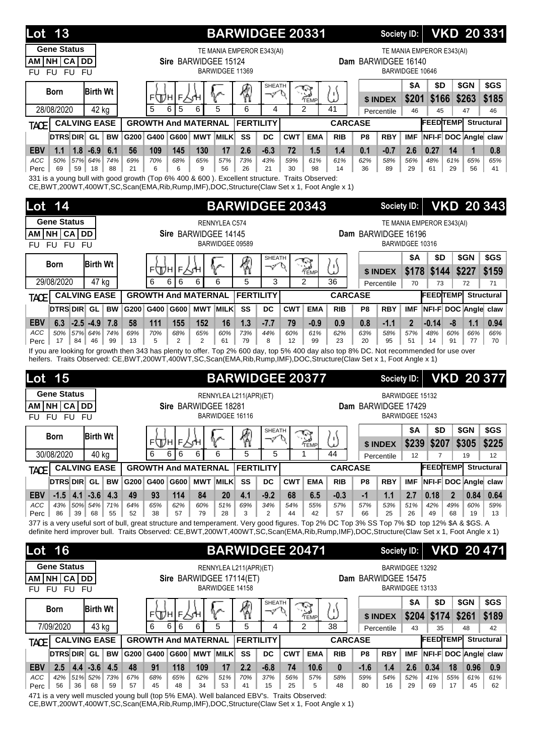## Lot 13 — BARWIDGEE 20331 — Society ID: VKD 20 331

| Gene Status | | | |
|---|---|---|---|
| AM | NH | CA | DD |
| FU | FU | FU | FU |

Sire: BARWIDGEE 15124 (TE MANIA EMPEROR E343(AI) / BARWIDGEE 11369)
Dam: BARWIDGEE 16140 (TE MANIA EMPEROR E343(AI) / BARWIDGEE 10646)

Born: 28/08/2020 | Birth Wt: 42 kg

Structure scores: 5 | 6 | 5 | 6 | 5 | 6 | 4 | 2 | 41 (Sheath 4, Temp 2)

| $ INDEX | $A | $D | $GN | $GS |
|---|---|---|---|---|
| | $201 | $166 | $263 | $185 |
| Percentile | 46 | 45 | 47 | 46 |

| TACE | DTRS | DIR | GL | BW | G200 | G400 | G600 | MWT | MILK | SS | DC | CWT | EMA | RIB | P8 | RBY | IMF | NFI-F | DOC | Angle | claw |
|---|---|---|---|---|---|---|---|---|---|---|---|---|---|---|---|---|---|---|---|---|---|
| EBV | 1.1 | 1.8 | -6.9 | 6.1 | 56 | 109 | 145 | 130 | 17 | 2.6 | -6.3 | 72 | 1.5 | 1.4 | 0.1 | -0.7 | 2.6 | 0.27 | 14 | 1 | 0.8 |
| ACC | 50% | 57% | 64% | 74% | 69% | 70% | 68% | 65% | 57% | 73% | 43% | 59% | 61% | 61% | 62% | 58% | 56% | 48% | 61% | 65% | 65% |
| Perc | 69 | 59 | 18 | 88 | 21 | 6 | 6 | 9 | 56 | 26 | 21 | 30 | 98 | 14 | 36 | 89 | 29 | 61 | 29 | 56 | 41 |

331 is a young bull with good growth (Top 6% 400 & 600 ). Excellent structure. Traits Observed: CE,BWT,200WT,400WT,SC,Scan(EMA,Rib,Rump,IMF),DOC,Structure(Claw Set x 1, Foot Angle x 1)

## Lot 14 — BARWIDGEE 20343 — Society ID: VKD 20 343

| Gene Status | | | |
|---|---|---|---|
| AM | NH | CA | DD |
| FU | FU | FU | FU |

Sire: BARWIDGEE 14145 (RENNYLEA C574 / BARWIDGEE 09589)
Dam: BARWIDGEE 16196 (TE MANIA EMPEROR E343(AI) / BARWIDGEE 10316)

Born: 29/08/2020 | Birth Wt: 47 kg

Structure scores: 6 | 6 | 6 | 6 | 6 | 5 | 3 | 2 | 36 (Sheath 3, Temp 2)

| $ INDEX | $A | $D | $GN | $GS |
|---|---|---|---|---|
| | $178 | $144 | $227 | $159 |
| Percentile | 70 | 73 | 72 | 71 |

| TACE | DTRS | DIR | GL | BW | G200 | G400 | G600 | MWT | MILK | SS | DC | CWT | EMA | RIB | P8 | RBY | IMF | NFI-F | DOC | Angle | claw |
|---|---|---|---|---|---|---|---|---|---|---|---|---|---|---|---|---|---|---|---|---|---|
| EBV | 6.3 | -2.5 | -4.9 | 7.8 | 58 | 111 | 155 | 152 | 16 | 1.3 | -7.7 | 79 | -0.9 | 0.9 | 0.8 | -1.1 | 2 | -0.14 | -8 | 1.1 | 0.94 |
| ACC | 50% | 57% | 64% | 74% | 69% | 70% | 68% | 65% | 60% | 73% | 44% | 60% | 61% | 62% | 63% | 58% | 57% | 48% | 60% | 66% | 66% |
| Perc | 17 | 84 | 46 | 99 | 13 | 5 | 2 | 2 | 61 | 79 | 8 | 12 | 99 | 23 | 20 | 95 | 51 | 14 | 91 | 77 | 70 |

If you are looking for growth then 343 has plenty to offer. Top 2% 600 day, top 5% 400 day also top 8% DC. Not recommended for use over heifers. Traits Observed: CE,BWT,200WT,400WT,SC,Scan(EMA,Rib,Rump,IMF),DOC,Structure(Claw Set x 1, Foot Angle x 1)

## Lot 15 — BARWIDGEE 20377 — Society ID: VKD 20 377

| Gene Status | | | |
|---|---|---|---|
| AM | NH | CA | DD |
| FU | FU | FU | FU |

Sire: BARWIDGEE 18281 (RENNYLEA L211(APR)(ET) / BARWIDGEE 16116)
Dam: BARWIDGEE 17429 (BARWIDGEE 15132 / BARWIDGEE 15243)

Born: 30/08/2020 | Birth Wt: 40 kg

Structure scores: 6 | 6 | 6 | 6 | 6 | 5 | 5 | 1 | 44 (Sheath 5, Temp 1)

| $ INDEX | $A | $D | $GN | $GS |
|---|---|---|---|---|
| | $239 | $207 | $305 | $225 |
| Percentile | 12 | 7 | 19 | 12 |

| TACE | DTRS | DIR | GL | BW | G200 | G400 | G600 | MWT | MILK | SS | DC | CWT | EMA | RIB | P8 | RBY | IMF | NFI-F | DOC | Angle | claw |
|---|---|---|---|---|---|---|---|---|---|---|---|---|---|---|---|---|---|---|---|---|---|
| EBV | -1.5 | 4.1 | -3.6 | 4.3 | 49 | 93 | 114 | 84 | 20 | 4.1 | -9.2 | 68 | 6.5 | -0.3 | -1 | 1.1 | 2.7 | 0.18 | 2 | 0.84 | 0.64 |
| ACC | 43% | 50% | 54% | 71% | 64% | 65% | 62% | 60% | 51% | 69% | 34% | 54% | 55% | 57% | 57% | 53% | 51% | 42% | 49% | 60% | 59% |
| Perc | 86 | 39 | 68 | 55 | 52 | 38 | 57 | 79 | 28 | 3 | 2 | 44 | 42 | 57 | 66 | 25 | 26 | 49 | 68 | 19 | 13 |

377 is a very useful sort of bull, great structure and temperament. Very good figures. Top 2% DC Top 3% SS Top 7% $D top 12% $A & $GS. A definite herd improver bull. Traits Observed: CE,BWT,200WT,400WT,SC,Scan(EMA,Rib,Rump,IMF),DOC,Structure(Claw Set x 1, Foot Angle x 1)

## Lot 16 — BARWIDGEE 20471 — Society ID: VKD 20 471

| Gene Status | | | |
|---|---|---|---|
| AM | NH | CA | DD |
| FU | FU | FU | FU |

Sire: BARWIDGEE 17114(ET) (RENNYLEA L211(APR)(ET) / BARWIDGEE 14158)
Dam: BARWIDGEE 15475 (BARWIDGEE 13292 / BARWIDGEE 13133)

Born: 7/09/2020 | Birth Wt: 43 kg

Structure scores: 6 | 6 | 6 | 6 | 5 | 5 | 4 | 2 | 38 (Sheath 4, Temp 2)

| $ INDEX | $A | $D | $GN | $GS |
|---|---|---|---|---|
| | $204 | $174 | $261 | $189 |
| Percentile | 43 | 35 | 48 | 42 |

| TACE | DTRS | DIR | GL | BW | G200 | G400 | G600 | MWT | MILK | SS | DC | CWT | EMA | RIB | P8 | RBY | IMF | NFI-F | DOC | Angle | claw |
|---|---|---|---|---|---|---|---|---|---|---|---|---|---|---|---|---|---|---|---|---|---|
| EBV | 2.5 | 4.4 | -3.6 | 4.5 | 48 | 91 | 118 | 109 | 17 | 2.2 | -6.8 | 74 | 10.6 | 0 | -1.6 | 1.4 | 2.6 | 0.34 | 18 | 0.96 | 0.9 |
| ACC | 42% | 51% | 52% | 73% | 67% | 68% | 65% | 62% | 51% | 70% | 37% | 56% | 57% | 58% | 59% | 54% | 52% | 41% | 55% | 61% | 61% |
| Perc | 56 | 36 | 68 | 59 | 57 | 45 | 48 | 34 | 53 | 41 | 15 | 25 | 5 | 48 | 80 | 16 | 29 | 69 | 17 | 45 | 62 |

471 is a very well muscled young bull (top 5% EMA). Well balanced EBV's. Traits Observed: CE,BWT,200WT,400WT,SC,Scan(EMA,Rib,Rump,IMF),DOC,Structure(Claw Set x 1, Foot Angle x 1)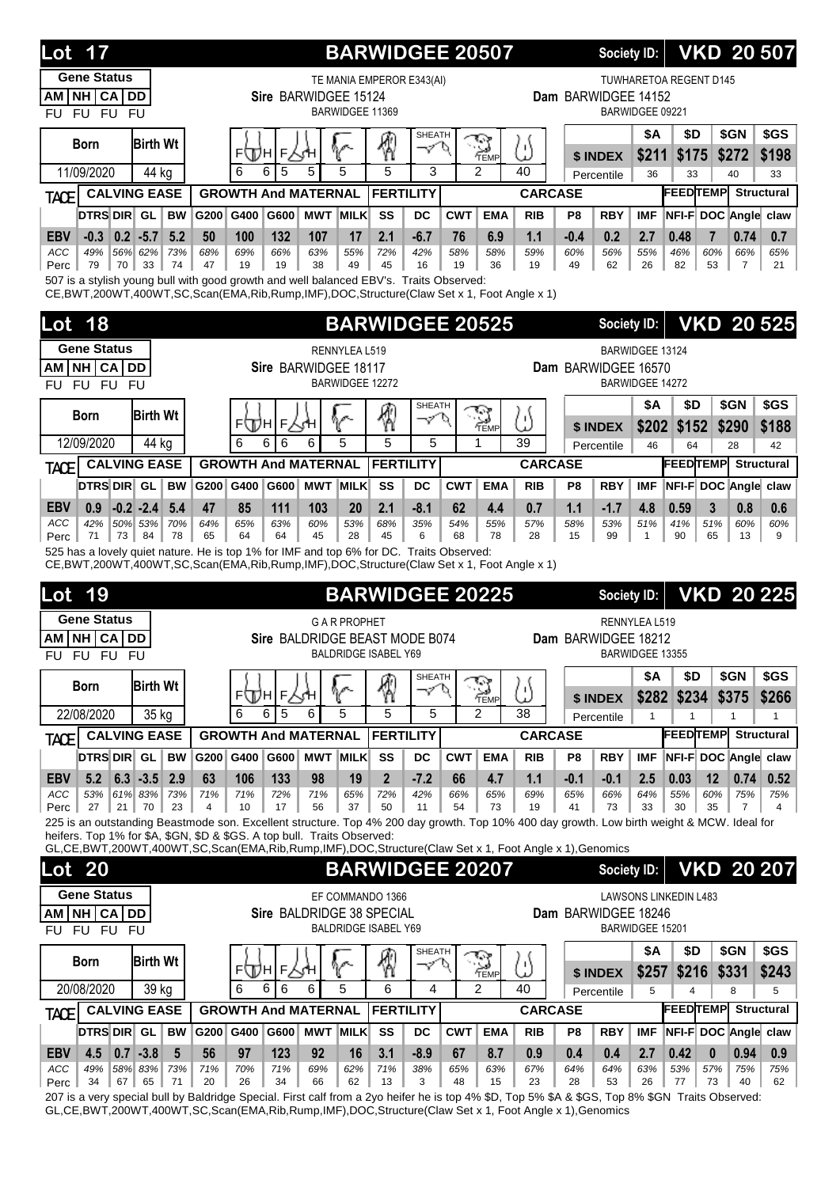## Lot 17 — BARWIDGEE 20507

Society ID: **VKD 20 507**

**Gene Status**

| AM | NH | CA | DD |
|---|---|---|---|
| FU | FU | FU | FU |

TE MANIA EMPEROR E343(AI)
**Sire** BARWIDGEE 15124
BARWIDGEE 11369

TUWHARETOA REGENT D145
**Dam** BARWIDGEE 14152
BARWIDGEE 09221

| Born | Birth Wt | FH | FH | | | SHEATH | TEMP | |
|---|---|---|---|---|---|---|---|---|
| 11/09/2020 | 44 kg | 6 6 | 5 5 | 5 | 5 | 3 | 2 | 40 |

| | $A | $D | $GN | $GS |
|---|---|---|---|---|
| $ INDEX | $211 | $175 | $272 | $198 |
| Percentile | 36 | 33 | 40 | 33 |

| TACE | DTRS | DIR | GL | BW | G200 | G400 | G600 | MWT | MILK | SS | DC | CWT | EMA | RIB | P8 | RBY | IMF | NFI-F | DOC | Angle | claw |
|---|---|---|---|---|---|---|---|---|---|---|---|---|---|---|---|---|---|---|---|---|---|
| EBV | -0.3 | 0.2 | -5.7 | 5.2 | 50 | 100 | 132 | 107 | 17 | 2.1 | -6.7 | 76 | 6.9 | 1.1 | -0.4 | 0.2 | 2.7 | 0.48 | 7 | 0.74 | 0.7 |
| ACC | 49% | 56% | 62% | 73% | 68% | 69% | 66% | 63% | 55% | 72% | 42% | 58% | 58% | 59% | 60% | 56% | 55% | 46% | 60% | 66% | 65% |
| Perc | 79 | 70 | 33 | 74 | 47 | 19 | 19 | 38 | 49 | 45 | 16 | 19 | 36 | 19 | 49 | 62 | 26 | 82 | 53 | 7 | 21 |

507 is a stylish young bull with good growth and well balanced EBV's. Traits Observed: CE,BWT,200WT,400WT,SC,Scan(EMA,Rib,Rump,IMF),DOC,Structure(Claw Set x 1, Foot Angle x 1)

## Lot 18 — BARWIDGEE 20525

Society ID: **VKD 20 525**

**Gene Status**

| AM | NH | CA | DD |
|---|---|---|---|
| FU | FU | FU | FU |

RENNYLEA L519
**Sire** BARWIDGEE 18117
BARWIDGEE 12272

BARWIDGEE 13124
**Dam** BARWIDGEE 16570
BARWIDGEE 14272

| Born | Birth Wt | FH | FH | | | SHEATH | TEMP | |
|---|---|---|---|---|---|---|---|---|
| 12/09/2020 | 44 kg | 6 6 | 6 6 | 5 | 5 | 5 | 1 | 39 |

| | $A | $D | $GN | $GS |
|---|---|---|---|---|
| $ INDEX | $202 | $152 | $290 | $188 |
| Percentile | 46 | 64 | 28 | 42 |

| TACE | DTRS | DIR | GL | BW | G200 | G400 | G600 | MWT | MILK | SS | DC | CWT | EMA | RIB | P8 | RBY | IMF | NFI-F | DOC | Angle | claw |
|---|---|---|---|---|---|---|---|---|---|---|---|---|---|---|---|---|---|---|---|---|---|
| EBV | 0.9 | -0.2 | -2.4 | 5.4 | 47 | 85 | 111 | 103 | 20 | 2.1 | -8.1 | 62 | 4.4 | 0.7 | 1.1 | -1.7 | 4.8 | 0.59 | 3 | 0.8 | 0.6 |
| ACC | 42% | 50% | 53% | 70% | 64% | 65% | 63% | 60% | 53% | 68% | 35% | 54% | 55% | 57% | 58% | 53% | 51% | 41% | 51% | 60% | 60% |
| Perc | 71 | 73 | 84 | 78 | 65 | 64 | 64 | 45 | 28 | 45 | 6 | 68 | 78 | 28 | 15 | 99 | 1 | 90 | 65 | 13 | 9 |

525 has a lovely quiet nature. He is top 1% for IMF and top 6% for DC. Traits Observed: CE,BWT,200WT,400WT,SC,Scan(EMA,Rib,Rump,IMF),DOC,Structure(Claw Set x 1, Foot Angle x 1)

## Lot 19 — BARWIDGEE 20225

Society ID: **VKD 20 225**

**Gene Status**

| AM | NH | CA | DD |
|---|---|---|---|
| FU | FU | FU | FU |

G A R PROPHET
**Sire** BALDRIDGE BEAST MODE B074
BALDRIDGE ISABEL Y69

RENNYLEA L519
**Dam** BARWIDGEE 18212
BARWIDGEE 13355

| Born | Birth Wt | FH | FH | | | SHEATH | TEMP | |
|---|---|---|---|---|---|---|---|---|
| 22/08/2020 | 35 kg | 6 6 | 5 6 | 5 | 5 | 5 | 2 | 38 |

| | $A | $D | $GN | $GS |
|---|---|---|---|---|
| $ INDEX | $282 | $234 | $375 | $266 |
| Percentile | 1 | 1 | 1 | 1 |

| TACE | DTRS | DIR | GL | BW | G200 | G400 | G600 | MWT | MILK | SS | DC | CWT | EMA | RIB | P8 | RBY | IMF | NFI-F | DOC | Angle | claw |
|---|---|---|---|---|---|---|---|---|---|---|---|---|---|---|---|---|---|---|---|---|---|
| EBV | 5.2 | 6.3 | -3.5 | 2.9 | 63 | 106 | 133 | 98 | 19 | 2 | -7.2 | 66 | 4.7 | 1.1 | -0.1 | -0.1 | 2.5 | 0.03 | 12 | 0.74 | 0.52 |
| ACC | 53% | 61% | 83% | 73% | 71% | 71% | 72% | 71% | 65% | 72% | 42% | 66% | 65% | 69% | 65% | 66% | 64% | 55% | 60% | 75% | 75% |
| Perc | 27 | 21 | 70 | 23 | 4 | 10 | 17 | 56 | 37 | 50 | 11 | 54 | 73 | 19 | 41 | 73 | 33 | 30 | 35 | 7 | 4 |

225 is an outstanding Beastmode son. Excellent structure. Top 4% 200 day growth. Top 10% 400 day growth. Low birth weight & MCW. Ideal for heifers. Top 1% for $A, $GN, $D & $GS. A top bull. Traits Observed: GL,CE,BWT,200WT,400WT,SC,Scan(EMA,Rib,Rump,IMF),DOC,Structure(Claw Set x 1, Foot Angle x 1),Genomics

## Lot 20 — BARWIDGEE 20207

Society ID: **VKD 20 207**

**Gene Status**

| AM | NH | CA | DD |
|---|---|---|---|
| FU | FU | FU | FU |

EF COMMANDO 1366
**Sire** BALDRIDGE 38 SPECIAL
BALDRIDGE ISABEL Y69

LAWSONS LINKEDIN L483
**Dam** BARWIDGEE 18246
BARWIDGEE 15201

| Born | Birth Wt | FH | FH | | | SHEATH | TEMP | |
|---|---|---|---|---|---|---|---|---|
| 20/08/2020 | 39 kg | 6 6 | 6 6 | 5 | 6 | 4 | 2 | 40 |

| | $A | $D | $GN | $GS |
|---|---|---|---|---|
| $ INDEX | $257 | $216 | $331 | $243 |
| Percentile | 5 | 4 | 8 | 5 |

| TACE | DTRS | DIR | GL | BW | G200 | G400 | G600 | MWT | MILK | SS | DC | CWT | EMA | RIB | P8 | RBY | IMF | NFI-F | DOC | Angle | claw |
|---|---|---|---|---|---|---|---|---|---|---|---|---|---|---|---|---|---|---|---|---|---|
| EBV | 4.5 | 0.7 | -3.8 | 5 | 56 | 97 | 123 | 92 | 16 | 3.1 | -8.9 | 67 | 8.7 | 0.9 | 0.4 | 0.4 | 2.7 | 0.42 | 0 | 0.94 | 0.9 |
| ACC | 49% | 58% | 83% | 73% | 71% | 70% | 71% | 69% | 62% | 71% | 38% | 65% | 63% | 67% | 64% | 64% | 63% | 53% | 57% | 75% | 75% |
| Perc | 34 | 67 | 65 | 71 | 20 | 26 | 34 | 66 | 62 | 13 | 3 | 48 | 15 | 23 | 28 | 53 | 26 | 77 | 73 | 40 | 62 |

207 is a very special bull by Baldridge Special. First calf from a 2yo heifer he is top 4% $D, Top 5% $A & $GS, Top 8% $GN Traits Observed: GL,CE,BWT,200WT,400WT,SC,Scan(EMA,Rib,Rump,IMF),DOC,Structure(Claw Set x 1, Foot Angle x 1),Genomics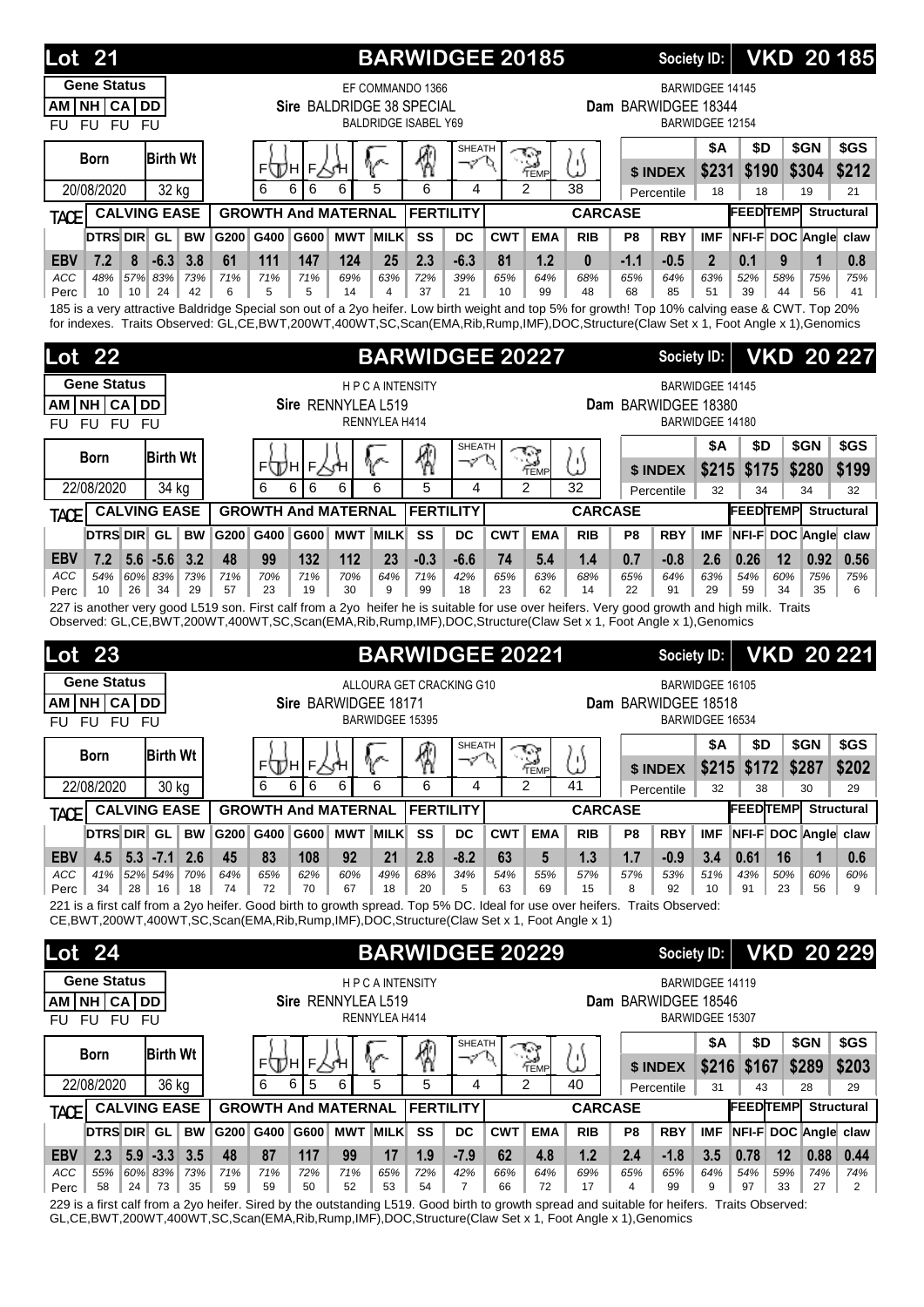## Lot 21 — BARWIDGEE 20185

Society ID: **VKD 20 185**

**Gene Status**

| AM | NH | CA | DD |
|---|---|---|---|
| FU | FU | FU | FU |

**Sire** BALDRIDGE 38 SPECIAL (EF COMMANDO 1366 / BALDRIDGE ISABEL Y69)

**Dam** BARWIDGEE 18344 (BARWIDGEE 14145 / BARWIDGEE 12154)

| Born | Birth Wt | F | H | F | H | | | SHEATH | TEMP | |
|---|---|---|---|---|---|---|---|---|---|---|
| 20/08/2020 | 32 kg | 6 | 6 | 6 | 6 | 5 | 6 | 4 | 2 | 38 |

| $ INDEX | $A | $D | $GN | $GS |
|---|---|---|---|---|
| | $231 | $190 | $304 | $212 |
| Percentile | 18 | 18 | 19 | 21 |

| TACE | CALVING EASE | | | | GROWTH And MATERNAL | | | | | FERTILITY | | CARCASE | | | | | | FEED | TEMP | Structural | |
|---|---|---|---|---|---|---|---|---|---|---|---|---|---|---|---|---|---|---|---|---|---|
| | DTRS | DIR | GL | BW | G200 | G400 | G600 | MWT | MILK | SS | DC | CWT | EMA | RIB | P8 | RBY | IMF | NFI-F | DOC | Angle | claw |
| EBV | 7.2 | 8 | -6.3 | 3.8 | 61 | 111 | 147 | 124 | 25 | 2.3 | -6.3 | 81 | 1.2 | 0 | -1.1 | -0.5 | 2 | 0.1 | 9 | 1 | 0.8 |
| ACC | 48% | 57% | 83% | 73% | 71% | 71% | 71% | 69% | 63% | 72% | 39% | 65% | 64% | 68% | 65% | 64% | 63% | 52% | 58% | 75% | 75% |
| Perc | 10 | 10 | 24 | 42 | 6 | 5 | 5 | 14 | 4 | 37 | 21 | 10 | 99 | 48 | 68 | 85 | 51 | 39 | 44 | 56 | 41 |

185 is a very attractive Baldridge Special son out of a 2yo heifer. Low birth weight and top 5% for growth! Top 10% calving ease & CWT. Top 20% for indexes. Traits Observed: GL,CE,BWT,200WT,400WT,SC,Scan(EMA,Rib,Rump,IMF),DOC,Structure(Claw Set x 1, Foot Angle x 1),Genomics

## Lot 22 — BARWIDGEE 20227

Society ID: **VKD 20 227**

**Gene Status**

| AM | NH | CA | DD |
|---|---|---|---|
| FU | FU | FU | FU |

**Sire** RENNYLEA L519 (H P C A INTENSITY / RENNYLEA H414)

**Dam** BARWIDGEE 18380 (BARWIDGEE 14145 / BARWIDGEE 14180)

| Born | Birth Wt | F | H | F | H | | | SHEATH | TEMP | |
|---|---|---|---|---|---|---|---|---|---|---|
| 22/08/2020 | 34 kg | 6 | 6 | 6 | 6 | 6 | 5 | 4 | 2 | 32 |

| $ INDEX | $A | $D | $GN | $GS |
|---|---|---|---|---|
| | $215 | $175 | $280 | $199 |
| Percentile | 32 | 34 | 34 | 32 |

| TACE | CALVING EASE | | | | GROWTH And MATERNAL | | | | | FERTILITY | | CARCASE | | | | | | FEED | TEMP | Structural | |
|---|---|---|---|---|---|---|---|---|---|---|---|---|---|---|---|---|---|---|---|---|---|
| | DTRS | DIR | GL | BW | G200 | G400 | G600 | MWT | MILK | SS | DC | CWT | EMA | RIB | P8 | RBY | IMF | NFI-F | DOC | Angle | claw |
| EBV | 7.2 | 5.6 | -5.6 | 3.2 | 48 | 99 | 132 | 112 | 23 | -0.3 | -6.6 | 74 | 5.4 | 1.4 | 0.7 | -0.8 | 2.6 | 0.26 | 12 | 0.92 | 0.56 |
| ACC | 54% | 60% | 83% | 73% | 71% | 70% | 71% | 70% | 64% | 71% | 42% | 65% | 63% | 68% | 65% | 64% | 63% | 54% | 60% | 75% | 75% |
| Perc | 10 | 26 | 34 | 29 | 57 | 23 | 19 | 30 | 9 | 99 | 18 | 23 | 62 | 14 | 22 | 91 | 29 | 59 | 34 | 35 | 6 |

227 is another very good L519 son. First calf from a 2yo heifer he is suitable for use over heifers. Very good growth and high milk. Traits Observed: GL,CE,BWT,200WT,400WT,SC,Scan(EMA,Rib,Rump,IMF),DOC,Structure(Claw Set x 1, Foot Angle x 1),Genomics

## Lot 23 — BARWIDGEE 20221

Society ID: **VKD 20 221**

**Gene Status**

| AM | NH | CA | DD |
|---|---|---|---|
| FU | FU | FU | FU |

**Sire** BARWIDGEE 18171 (ALLOURA GET CRACKING G10 / BARWIDGEE 15395)

**Dam** BARWIDGEE 18518 (BARWIDGEE 16105 / BARWIDGEE 16534)

| Born | Birth Wt | F | H | F | H | | | SHEATH | TEMP | |
|---|---|---|---|---|---|---|---|---|---|---|
| 22/08/2020 | 30 kg | 6 | 6 | 6 | 6 | 6 | 6 | 4 | 2 | 41 |

| $ INDEX | $A | $D | $GN | $GS |
|---|---|---|---|---|
| | $215 | $172 | $287 | $202 |
| Percentile | 32 | 38 | 30 | 29 |

| TACE | CALVING EASE | | | | GROWTH And MATERNAL | | | | | FERTILITY | | CARCASE | | | | | | FEED | TEMP | Structural | |
|---|---|---|---|---|---|---|---|---|---|---|---|---|---|---|---|---|---|---|---|---|---|
| | DTRS | DIR | GL | BW | G200 | G400 | G600 | MWT | MILK | SS | DC | CWT | EMA | RIB | P8 | RBY | IMF | NFI-F | DOC | Angle | claw |
| EBV | 4.5 | 5.3 | -7.1 | 2.6 | 45 | 83 | 108 | 92 | 21 | 2.8 | -8.2 | 63 | 5 | 1.3 | 1.7 | -0.9 | 3.4 | 0.61 | 16 | 1 | 0.6 |
| ACC | 41% | 52% | 54% | 70% | 64% | 65% | 62% | 60% | 49% | 68% | 34% | 54% | 55% | 57% | 57% | 53% | 51% | 43% | 50% | 60% | 60% |
| Perc | 34 | 28 | 16 | 18 | 74 | 72 | 70 | 67 | 18 | 20 | 5 | 63 | 69 | 15 | 8 | 92 | 10 | 91 | 23 | 56 | 9 |

221 is a first calf from a 2yo heifer. Good birth to growth spread. Top 5% DC. Ideal for use over heifers. Traits Observed: CE,BWT,200WT,400WT,SC,Scan(EMA,Rib,Rump,IMF),DOC,Structure(Claw Set x 1, Foot Angle x 1)

## Lot 24 — BARWIDGEE 20229

Society ID: **VKD 20 229**

**Gene Status**

| AM | NH | CA | DD |
|---|---|---|---|
| FU | FU | FU | FU |

**Sire** RENNYLEA L519 (H P C A INTENSITY / RENNYLEA H414)

**Dam** BARWIDGEE 18546 (BARWIDGEE 14119 / BARWIDGEE 15307)

| Born | Birth Wt | F | H | F | H | | | SHEATH | TEMP | |
|---|---|---|---|---|---|---|---|---|---|---|
| 22/08/2020 | 36 kg | 6 | 6 | 5 | 6 | 5 | 5 | 4 | 2 | 40 |

| $ INDEX | $A | $D | $GN | $GS |
|---|---|---|---|---|
| | $216 | $167 | $289 | $203 |
| Percentile | 31 | 43 | 28 | 29 |

| TACE | CALVING EASE | | | | GROWTH And MATERNAL | | | | | FERTILITY | | CARCASE | | | | | | FEED | TEMP | Structural | |
|---|---|---|---|---|---|---|---|---|---|---|---|---|---|---|---|---|---|---|---|---|---|
| | DTRS | DIR | GL | BW | G200 | G400 | G600 | MWT | MILK | SS | DC | CWT | EMA | RIB | P8 | RBY | IMF | NFI-F | DOC | Angle | claw |
| EBV | 2.3 | 5.9 | -3.3 | 3.5 | 48 | 87 | 117 | 99 | 17 | 1.9 | -7.9 | 62 | 4.8 | 1.2 | 2.4 | -1.8 | 3.5 | 0.78 | 12 | 0.88 | 0.44 |
| ACC | 55% | 60% | 83% | 73% | 71% | 71% | 72% | 71% | 65% | 72% | 42% | 66% | 64% | 69% | 65% | 65% | 64% | 54% | 59% | 74% | 74% |
| Perc | 58 | 24 | 73 | 35 | 59 | 59 | 50 | 52 | 53 | 54 | 7 | 66 | 72 | 17 | 4 | 99 | 9 | 97 | 33 | 27 | 2 |

229 is a first calf from a 2yo heifer. Sired by the outstanding L519. Good birth to growth spread and suitable for heifers. Traits Observed: GL,CE,BWT,200WT,400WT,SC,Scan(EMA,Rib,Rump,IMF),DOC,Structure(Claw Set x 1, Foot Angle x 1),Genomics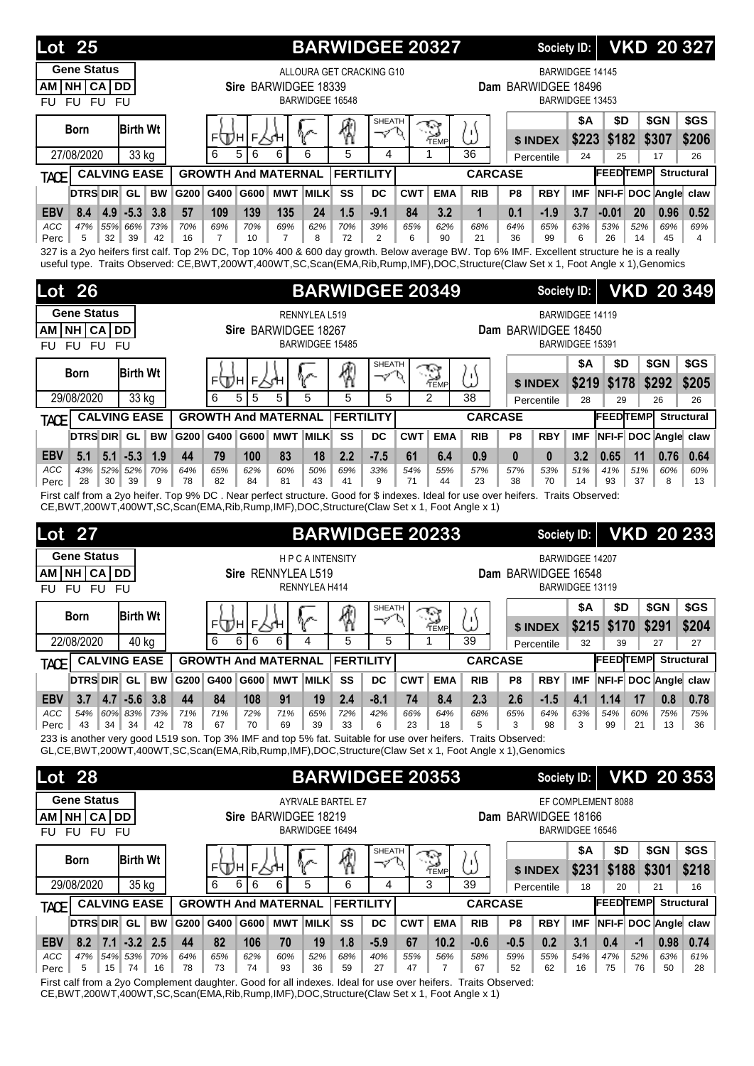## Lot 25 — BARWIDGEE 20327 — Society ID: VKD 20 327

**Gene Status**

| AM | NH | CA | DD |
|---|---|---|---|
| FU | FU | FU | FU |

**Sire** BARWIDGEE 18339 (ALLOURA GET CRACKING G10 / BARWIDGEE 16548)

**Dam** BARWIDGEE 18496 (BARWIDGEE 14145 / BARWIDGEE 13453)

| Born | Birth Wt | F/H (Foot) | | F/H (Leg) | | Hip | Temperament | Sheath | Temp | Muscle |
|---|---|---|---|---|---|---|---|---|---|---|
| 27/08/2020 | 33 kg | 6 | 5 | 6 | 6 | 6 | 5 | 4 | 1 | 36 |

| | $A | $D | $GN | $GS |
|---|---|---|---|---|
| $ INDEX | $223 | $182 | $307 | $206 |
| Percentile | 24 | 25 | 17 | 26 |

| TACE | DTRS | DIR | GL | BW | G200 | G400 | G600 | MWT | MILK | SS | DC | CWT | EMA | RIB | P8 | RBY | IMF | NFI-F | DOC | Angle | claw |
|---|---|---|---|---|---|---|---|---|---|---|---|---|---|---|---|---|---|---|---|---|---|
| EBV | 8.4 | 4.9 | -5.3 | 3.8 | 57 | 109 | 139 | 135 | 24 | 1.5 | -9.1 | 84 | 3.2 | 1 | 0.1 | -1.9 | 3.7 | -0.01 | 20 | 0.96 | 0.52 |
| ACC | 47% | 55% | 66% | 73% | 70% | 69% | 70% | 69% | 62% | 70% | 39% | 65% | 62% | 68% | 64% | 65% | 63% | 53% | 52% | 69% | 69% |
| Perc | 5 | 32 | 39 | 42 | 16 | 7 | 10 | 7 | 8 | 72 | 2 | 6 | 90 | 21 | 36 | 99 | 6 | 26 | 14 | 45 | 4 |

327 is a 2yo heifers first calf. Top 2% DC, Top 10% 400 & 600 day growth. Below average BW. Top 6% IMF. Excellent structure he is a really useful type. Traits Observed: CE,BWT,200WT,400WT,SC,Scan(EMA,Rib,Rump,IMF),DOC,Structure(Claw Set x 1, Foot Angle x 1),Genomics

## Lot 26 — BARWIDGEE 20349 — Society ID: VKD 20 349

**Gene Status**

| AM | NH | CA | DD |
|---|---|---|---|
| FU | FU | FU | FU |

**Sire** BARWIDGEE 18267 (RENNYLEA L519 / BARWIDGEE 15485)

**Dam** BARWIDGEE 18450 (BARWIDGEE 14119 / BARWIDGEE 15391)

| Born | Birth Wt | F/H (Foot) | | F/H (Leg) | | Hip | Temperament | Sheath | Temp | Muscle |
|---|---|---|---|---|---|---|---|---|---|---|
| 29/08/2020 | 33 kg | 6 | 5 | 5 | 5 | 5 | 5 | 5 | 2 | 38 |

| | $A | $D | $GN | $GS |
|---|---|---|---|---|
| $ INDEX | $219 | $178 | $292 | $205 |
| Percentile | 28 | 29 | 26 | 26 |

| TACE | DTRS | DIR | GL | BW | G200 | G400 | G600 | MWT | MILK | SS | DC | CWT | EMA | RIB | P8 | RBY | IMF | NFI-F | DOC | Angle | claw |
|---|---|---|---|---|---|---|---|---|---|---|---|---|---|---|---|---|---|---|---|---|---|
| EBV | 5.1 | 5.1 | -5.3 | 1.9 | 44 | 79 | 100 | 83 | 18 | 2.2 | -7.5 | 61 | 6.4 | 0.9 | 0 | 0 | 3.2 | 0.65 | 11 | 0.76 | 0.64 |
| ACC | 43% | 52% | 52% | 70% | 64% | 65% | 62% | 60% | 50% | 69% | 33% | 54% | 55% | 57% | 57% | 53% | 51% | 41% | 51% | 60% | 60% |
| Perc | 28 | 30 | 39 | 9 | 78 | 82 | 84 | 81 | 43 | 41 | 9 | 71 | 44 | 23 | 38 | 70 | 14 | 93 | 37 | 8 | 13 |

First calf from a 2yo heifer. Top 9% DC . Near perfect structure. Good for $ indexes. Ideal for use over heifers. Traits Observed: CE,BWT,200WT,400WT,SC,Scan(EMA,Rib,Rump,IMF),DOC,Structure(Claw Set x 1, Foot Angle x 1)

## Lot 27 — BARWIDGEE 20233 — Society ID: VKD 20 233

**Gene Status**

| AM | NH | CA | DD |
|---|---|---|---|
| FU | FU | FU | FU |

**Sire** RENNYLEA L519 (H P C A INTENSITY / RENNYLEA H414)

**Dam** BARWIDGEE 16548 (BARWIDGEE 14207 / BARWIDGEE 13119)

| Born | Birth Wt | F/H (Foot) | | F/H (Leg) | | Hip | Temperament | Sheath | Temp | Muscle |
|---|---|---|---|---|---|---|---|---|---|---|
| 22/08/2020 | 40 kg | 6 | 6 | 6 | 6 | 4 | 5 | 5 | 1 | 39 |

| | $A | $D | $GN | $GS |
|---|---|---|---|---|
| $ INDEX | $215 | $170 | $291 | $204 |
| Percentile | 32 | 39 | 27 | 27 |

| TACE | DTRS | DIR | GL | BW | G200 | G400 | G600 | MWT | MILK | SS | DC | CWT | EMA | RIB | P8 | RBY | IMF | NFI-F | DOC | Angle | claw |
|---|---|---|---|---|---|---|---|---|---|---|---|---|---|---|---|---|---|---|---|---|---|
| EBV | 3.7 | 4.7 | -5.6 | 3.8 | 44 | 84 | 108 | 91 | 19 | 2.4 | -8.1 | 74 | 8.4 | 2.3 | 2.6 | -1.5 | 4.1 | 1.14 | 17 | 0.8 | 0.78 |
| ACC | 54% | 60% | 83% | 73% | 71% | 71% | 72% | 71% | 65% | 72% | 42% | 66% | 64% | 68% | 65% | 64% | 63% | 54% | 60% | 75% | 75% |
| Perc | 43 | 34 | 34 | 42 | 78 | 67 | 70 | 69 | 39 | 33 | 6 | 23 | 18 | 5 | 3 | 98 | 3 | 99 | 21 | 13 | 36 |

233 is another very good L519 son. Top 3% IMF and top 5% fat. Suitable for use over heifers. Traits Observed: GL,CE,BWT,200WT,400WT,SC,Scan(EMA,Rib,Rump,IMF),DOC,Structure(Claw Set x 1, Foot Angle x 1),Genomics

## Lot 28 — BARWIDGEE 20353 — Society ID: VKD 20 353

**Gene Status**

| AM | NH | CA | DD |
|---|---|---|---|
| FU | FU | FU | FU |

**Sire** BARWIDGEE 18219 (AYRVALE BARTEL E7 / BARWIDGEE 16494)

**Dam** BARWIDGEE 18166 (EF COMPLEMENT 8088 / BARWIDGEE 16546)

| Born | Birth Wt | F/H (Foot) | | F/H (Leg) | | Hip | Temperament | Sheath | Temp | Muscle |
|---|---|---|---|---|---|---|---|---|---|---|
| 29/08/2020 | 35 kg | 6 | 6 | 6 | 6 | 5 | 6 | 4 | 3 | 39 |

| | $A | $D | $GN | $GS |
|---|---|---|---|---|
| $ INDEX | $231 | $188 | $301 | $218 |
| Percentile | 18 | 20 | 21 | 16 |

| TACE | DTRS | DIR | GL | BW | G200 | G400 | G600 | MWT | MILK | SS | DC | CWT | EMA | RIB | P8 | RBY | IMF | NFI-F | DOC | Angle | claw |
|---|---|---|---|---|---|---|---|---|---|---|---|---|---|---|---|---|---|---|---|---|---|
| EBV | 8.2 | 7.1 | -3.2 | 2.5 | 44 | 82 | 106 | 70 | 19 | 1.8 | -5.9 | 67 | 10.2 | -0.6 | -0.5 | 0.2 | 3.1 | 0.4 | -1 | 0.98 | 0.74 |
| ACC | 47% | 54% | 53% | 70% | 64% | 65% | 62% | 60% | 52% | 68% | 40% | 55% | 56% | 58% | 59% | 55% | 54% | 47% | 52% | 63% | 61% |
| Perc | 5 | 15 | 74 | 16 | 78 | 73 | 74 | 93 | 36 | 59 | 27 | 47 | 7 | 67 | 52 | 62 | 16 | 75 | 76 | 50 | 28 |

First calf from a 2yo Complement daughter. Good for all indexes. Ideal for use over heifers. Traits Observed: CE,BWT,200WT,400WT,SC,Scan(EMA,Rib,Rump,IMF),DOC,Structure(Claw Set x 1, Foot Angle x 1)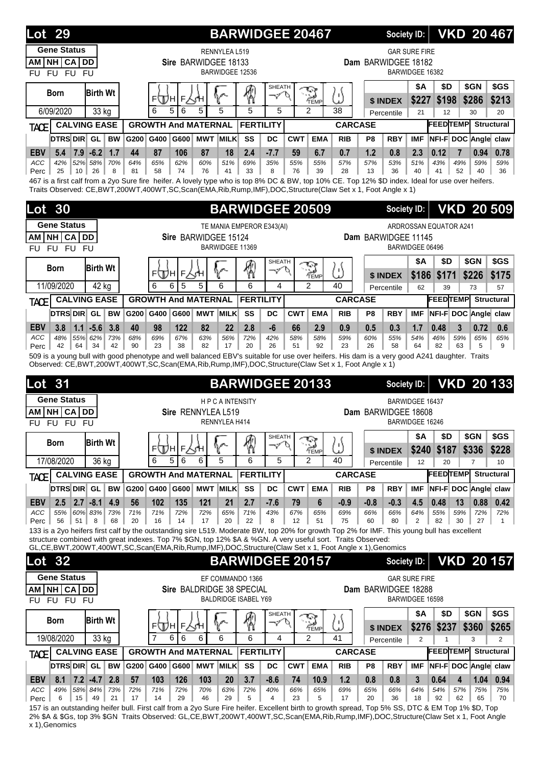## Lot 29 — BARWIDGEE 20467 — Society ID: VKD 20 467

| Gene Status | | | |
|---|---|---|---|
| AM | NH | CA | DD |
| FU | FU | FU | FU |

**Sire:** BARWIDGEE 18133 (RENNYLEA L519 / BARWIDGEE 12536)
**Dam:** BARWIDGEE 18182 (GAR SURE FIRE / BARWIDGEE 16382)

| Born | Birth Wt | F H (Feet) | | F H (Legs) | | Structure | Temperament | Sheath | Temp | Muscle |
|---|---|---|---|---|---|---|---|---|---|---|
| 6/09/2020 | 33 kg | 6 | 5 | 6 | 5 | 5 | 5 | 5 | 2 | 38 |

| | $A | $D | $GN | $GS |
|---|---|---|---|---|
| $ INDEX | $227 | $198 | $286 | $213 |
| Percentile | 21 | 12 | 30 | 20 |

| TACE | DTRS | DIR | GL | BW | G200 | G400 | G600 | MWT | MILK | SS | DC | CWT | EMA | RIB | P8 | RBY | IMF | NFI-F | DOC | Angle | claw |
|---|---|---|---|---|---|---|---|---|---|---|---|---|---|---|---|---|---|---|---|---|---|
| EBV | 5.4 | 7.9 | -6.2 | 1.7 | 44 | 87 | 106 | 87 | 18 | 2.4 | -7.7 | 59 | 6.7 | 0.7 | 1.2 | 0.8 | 2.3 | 0.12 | 7 | 0.94 | 0.78 |
| ACC | 42% | 52% | 58% | 70% | 64% | 65% | 62% | 60% | 51% | 69% | 35% | 55% | 55% | 57% | 57% | 53% | 51% | 43% | 49% | 59% | 59% |
| Perc | 25 | 10 | 26 | 8 | 81 | 58 | 74 | 76 | 41 | 33 | 8 | 76 | 39 | 28 | 13 | 36 | 40 | 41 | 52 | 40 | 36 |

467 is a first calf from a 2yo Sure fire heifer. A lovely type who is top 8% DC & BW, top 10% CE. Top 12% $D index. Ideal for use over heifers. Traits Observed: CE,BWT,200WT,400WT,SC,Scan(EMA,Rib,Rump,IMF),DOC,Structure(Claw Set x 1, Foot Angle x 1)

## Lot 30 — BARWIDGEE 20509 — Society ID: VKD 20 509

| Gene Status | | | |
|---|---|---|---|
| AM | NH | CA | DD |
| FU | FU | FU | FU |

**Sire:** BARWIDGEE 15124 (TE MANIA EMPEROR E343(AI) / BARWIDGEE 11369)
**Dam:** BARWIDGEE 11145 (ARDROSSAN EQUATOR A241 / BARWIDGEE 06496)

| Born | Birth Wt | F H (Feet) | | F H (Legs) | | Structure | Temperament | Sheath | Temp | Muscle |
|---|---|---|---|---|---|---|---|---|---|---|
| 11/09/2020 | 42 kg | 6 | 6 | 5 | 5 | 6 | 6 | 4 | 2 | 40 |

| | $A | $D | $GN | $GS |
|---|---|---|---|---|
| $ INDEX | $186 | $171 | $226 | $175 |
| Percentile | 62 | 39 | 73 | 57 |

| TACE | DTRS | DIR | GL | BW | G200 | G400 | G600 | MWT | MILK | SS | DC | CWT | EMA | RIB | P8 | RBY | IMF | NFI-F | DOC | Angle | claw |
|---|---|---|---|---|---|---|---|---|---|---|---|---|---|---|---|---|---|---|---|---|---|
| EBV | 3.8 | 1.1 | -5.6 | 3.8 | 40 | 98 | 122 | 82 | 22 | 2.8 | -6 | 66 | 2.9 | 0.9 | 0.5 | 0.3 | 1.7 | 0.48 | 3 | 0.72 | 0.6 |
| ACC | 48% | 55% | 62% | 73% | 68% | 69% | 67% | 63% | 56% | 72% | 42% | 58% | 58% | 59% | 60% | 55% | 54% | 46% | 59% | 65% | 65% |
| Perc | 42 | 64 | 34 | 42 | 90 | 23 | 38 | 82 | 17 | 20 | 26 | 51 | 92 | 23 | 26 | 58 | 64 | 82 | 63 | 5 | 9 |

509 is a young bull with good phenotype and well balanced EBV's suitable for use over heifers. His dam is a very good A241 daughter. Traits Observed: CE,BWT,200WT,400WT,SC,Scan(EMA,Rib,Rump,IMF),DOC,Structure(Claw Set x 1, Foot Angle x 1)

## Lot 31 — BARWIDGEE 20133 — Society ID: VKD 20 133

| Gene Status | | | |
|---|---|---|---|
| AM | NH | CA | DD |
| FU | FU | FU | FU |

**Sire:** RENNYLEA L519 (H P C A INTENSITY / RENNYLEA H414)
**Dam:** BARWIDGEE 18608 (BARWIDGEE 16437 / BARWIDGEE 16246)

| Born | Birth Wt | F H (Feet) | | F H (Legs) | | Structure | Temperament | Sheath | Temp | Muscle |
|---|---|---|---|---|---|---|---|---|---|---|
| 17/08/2020 | 36 kg | 6 | 5 | 6 | 6 | 5 | 6 | 5 | 2 | 40 |

| | $A | $D | $GN | $GS |
|---|---|---|---|---|
| $ INDEX | $240 | $187 | $336 | $228 |
| Percentile | 12 | 20 | 7 | 10 |

| TACE | DTRS | DIR | GL | BW | G200 | G400 | G600 | MWT | MILK | SS | DC | CWT | EMA | RIB | P8 | RBY | IMF | NFI-F | DOC | Angle | claw |
|---|---|---|---|---|---|---|---|---|---|---|---|---|---|---|---|---|---|---|---|---|---|
| EBV | 2.5 | 2.7 | -8.1 | 4.9 | 56 | 102 | 135 | 121 | 21 | 2.7 | -7.6 | 79 | 6 | -0.9 | -0.8 | -0.3 | 4.5 | 0.48 | 13 | 0.88 | 0.42 |
| ACC | 55% | 60% | 83% | 73% | 71% | 71% | 72% | 72% | 65% | 71% | 43% | 67% | 65% | 69% | 66% | 66% | 64% | 55% | 59% | 72% | 72% |
| Perc | 56 | 51 | 8 | 68 | 20 | 16 | 14 | 17 | 20 | 22 | 8 | 12 | 51 | 75 | 60 | 80 | 2 | 82 | 30 | 27 | 1 |

133 is a 2yo heifers first calf by the outstanding sire L519. Moderate BW, top 20% for growth Top 2% for IMF. This young bull has excellent structure combined with great indexes. Top 7% $GN, top 12% $A & %GN. A very useful sort. Traits Observed: GL,CE,BWT,200WT,400WT,SC,Scan(EMA,Rib,Rump,IMF),DOC,Structure(Claw Set x 1, Foot Angle x 1),Genomics

## Lot 32 — BARWIDGEE 20157 — Society ID: VKD 20 157

| Gene Status | | | |
|---|---|---|---|
| AM | NH | CA | DD |
| FU | FU | FU | FU |

**Sire:** BALDRIDGE 38 SPECIAL (EF COMMANDO 1366 / BALDRIDGE ISABEL Y69)
**Dam:** BARWIDGEE 18288 (GAR SURE FIRE / BARWIDGEE 16598)

| Born | Birth Wt | F H (Feet) | | F H (Legs) | | Structure | Temperament | Sheath | Temp | Muscle |
|---|---|---|---|---|---|---|---|---|---|---|
| 19/08/2020 | 33 kg | 7 | 6 | 6 | 6 | 6 | 6 | 4 | 2 | 41 |

| | $A | $D | $GN | $GS |
|---|---|---|---|---|
| $ INDEX | $276 | $237 | $360 | $265 |
| Percentile | 2 | 1 | 3 | 2 |

| TACE | DTRS | DIR | GL | BW | G200 | G400 | G600 | MWT | MILK | SS | DC | CWT | EMA | RIB | P8 | RBY | IMF | NFI-F | DOC | Angle | claw |
|---|---|---|---|---|---|---|---|---|---|---|---|---|---|---|---|---|---|---|---|---|---|
| EBV | 8.1 | 7.2 | -4.7 | 2.8 | 57 | 103 | 126 | 103 | 20 | 3.7 | -8.6 | 74 | 10.9 | 1.2 | 0.8 | 0.8 | 3 | 0.64 | 4 | 1.04 | 0.94 |
| ACC | 49% | 58% | 84% | 73% | 72% | 71% | 72% | 70% | 63% | 72% | 40% | 66% | 65% | 69% | 65% | 66% | 64% | 54% | 57% | 75% | 75% |
| Perc | 6 | 15 | 49 | 21 | 17 | 14 | 29 | 46 | 29 | 5 | 4 | 23 | 5 | 17 | 20 | 36 | 18 | 92 | 62 | 65 | 70 |

157 is an outstanding heifer bull. First calf from a 2yo Sure Fire heifer. Excellent birth to growth spread, Top 5% SS, DTC & EM Top 1% $D, Top 2% $A & $Gs, Top 3% $GN Traits Observed: GL,CE,BWT,200WT,400WT,SC,Scan(EMA,Rib,Rump,IMF),DOC,Structure(Claw Set x 1, Foot Angle x 1),Genomics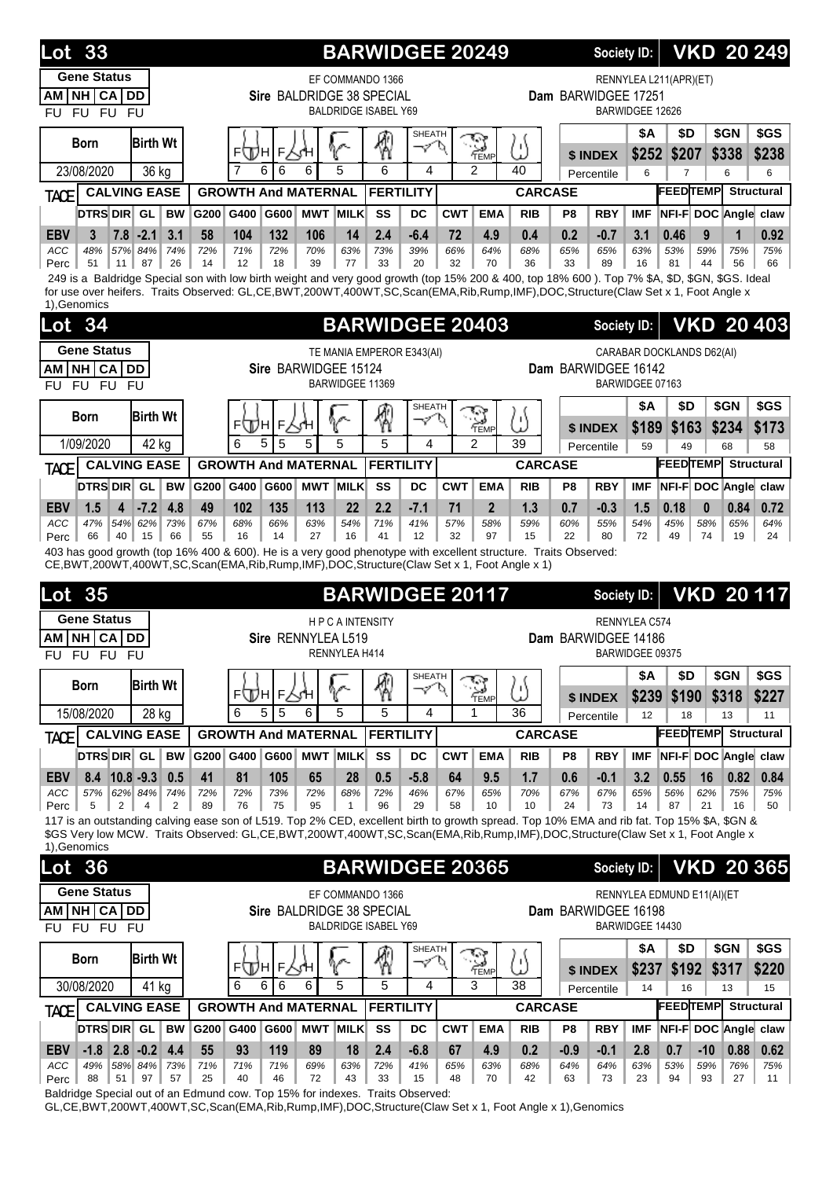## Lot 33 — BARWIDGEE 20249 — Society ID: VKD 20 249

**Gene Status**

| AM | NH | CA | DD |
|---|---|---|---|
| FU | FU | FU | FU |

Sire: EF COMMANDO 1366 / **BALDRIDGE 38 SPECIAL** / BALDRIDGE ISABEL Y69

Dam: RENNYLEA L211(APR)(ET) / **BARWIDGEE 17251** / BARWIDGEE 12626

| Born | Birth Wt | Frame Height | Frame/Hindquarter | Muscling | Fertility | Sheath | Temp | Condition |
|---|---|---|---|---|---|---|---|---|
| 23/08/2020 | 36 kg | F 7 H 6 | F 6 H 6 | 5 | 6 | 4 | 2 | 40 |

| | $A | $D | $GN | $GS |
|---|---|---|---|---|
| $ INDEX | $252 | $207 | $338 | $238 |
| Percentile | 6 | 7 | 6 | 6 |

| TACE | DTRS | DIR | GL | BW | G200 | G400 | G600 | MWT | MILK | SS | DC | CWT | EMA | RIB | P8 | RBY | IMF | NFI-F | DOC | Angle | claw |
|---|---|---|---|---|---|---|---|---|---|---|---|---|---|---|---|---|---|---|---|---|---|
| EBV | 3 | 7.8 | -2.1 | 3.1 | 58 | 104 | 132 | 106 | 14 | 2.4 | -6.4 | 72 | 4.9 | 0.4 | 0.2 | -0.7 | 3.1 | 0.46 | 9 | 1 | 0.92 |
| ACC | 48% | 57% | 84% | 74% | 72% | 71% | 72% | 70% | 63% | 73% | 39% | 66% | 64% | 68% | 65% | 65% | 63% | 53% | 59% | 75% | 75% |
| Perc | 51 | 11 | 87 | 26 | 14 | 12 | 18 | 39 | 77 | 33 | 20 | 32 | 70 | 36 | 33 | 89 | 16 | 81 | 44 | 56 | 66 |

249 is a Baldridge Special son with low birth weight and very good growth (top 15% 200 & 400, top 18% 600 ). Top 7% $A, $D, $GN, $GS. Ideal for use over heifers. Traits Observed: GL,CE,BWT,200WT,400WT,SC,Scan(EMA,Rib,Rump,IMF),DOC,Structure(Claw Set x 1, Foot Angle x 1),Genomics

## Lot 34 — BARWIDGEE 20403 — Society ID: VKD 20 403

**Gene Status**

| AM | NH | CA | DD |
|---|---|---|---|
| FU | FU | FU | FU |

Sire: TE MANIA EMPEROR E343(AI) / **BARWIDGEE 15124** / BARWIDGEE 11369

Dam: CARABAR DOCKLANDS D62(AI) / **BARWIDGEE 16142** / BARWIDGEE 07163

| Born | Birth Wt | Frame Height | Frame/Hindquarter | Muscling | Fertility | Sheath | Temp | Condition |
|---|---|---|---|---|---|---|---|---|
| 1/09/2020 | 42 kg | F 6 H 5 | F 5 H 5 | 5 | 5 | 4 | 2 | 39 |

| | $A | $D | $GN | $GS |
|---|---|---|---|---|
| $ INDEX | $189 | $163 | $234 | $173 |
| Percentile | 59 | 49 | 68 | 58 |

| TACE | DTRS | DIR | GL | BW | G200 | G400 | G600 | MWT | MILK | SS | DC | CWT | EMA | RIB | P8 | RBY | IMF | NFI-F | DOC | Angle | claw |
|---|---|---|---|---|---|---|---|---|---|---|---|---|---|---|---|---|---|---|---|---|---|
| EBV | 1.5 | 4 | -7.2 | 4.8 | 49 | 102 | 135 | 113 | 22 | 2.2 | -7.1 | 71 | 2 | 1.3 | 0.7 | -0.3 | 1.5 | 0.18 | 0 | 0.84 | 0.72 |
| ACC | 47% | 54% | 62% | 73% | 67% | 68% | 66% | 63% | 54% | 71% | 41% | 57% | 58% | 59% | 60% | 55% | 54% | 45% | 58% | 65% | 64% |
| Perc | 66 | 40 | 15 | 66 | 55 | 16 | 14 | 27 | 16 | 41 | 12 | 32 | 97 | 15 | 22 | 80 | 72 | 49 | 74 | 19 | 24 |

403 has good growth (top 16% 400 & 600). He is a very good phenotype with excellent structure. Traits Observed: CE,BWT,200WT,400WT,SC,Scan(EMA,Rib,Rump,IMF),DOC,Structure(Claw Set x 1, Foot Angle x 1)

## Lot 35 — BARWIDGEE 20117 — Society ID: VKD 20 117

**Gene Status**

| AM | NH | CA | DD |
|---|---|---|---|
| FU | FU | FU | FU |

Sire: H P C A INTENSITY / **RENNYLEA L519** / RENNYLEA H414

Dam: RENNYLEA C574 / **BARWIDGEE 14186** / BARWIDGEE 09375

| Born | Birth Wt | Frame Height | Frame/Hindquarter | Muscling | Fertility | Sheath | Temp | Condition |
|---|---|---|---|---|---|---|---|---|
| 15/08/2020 | 28 kg | F 6 H 5 | F 5 H 6 | 5 | 5 | 4 | 1 | 36 |

| | $A | $D | $GN | $GS |
|---|---|---|---|---|
| $ INDEX | $239 | $190 | $318 | $227 |
| Percentile | 12 | 18 | 13 | 11 |

| TACE | DTRS | DIR | GL | BW | G200 | G400 | G600 | MWT | MILK | SS | DC | CWT | EMA | RIB | P8 | RBY | IMF | NFI-F | DOC | Angle | claw |
|---|---|---|---|---|---|---|---|---|---|---|---|---|---|---|---|---|---|---|---|---|---|
| EBV | 8.4 | 10.8 | -9.3 | 0.5 | 41 | 81 | 105 | 65 | 28 | 0.5 | -5.8 | 64 | 9.5 | 1.7 | 0.6 | -0.1 | 3.2 | 0.55 | 16 | 0.82 | 0.84 |
| ACC | 57% | 62% | 84% | 74% | 72% | 72% | 73% | 72% | 68% | 72% | 46% | 67% | 65% | 70% | 67% | 67% | 65% | 56% | 62% | 75% | 75% |
| Perc | 5 | 2 | 4 | 2 | 89 | 76 | 75 | 95 | 1 | 96 | 29 | 58 | 10 | 10 | 24 | 73 | 14 | 87 | 21 | 16 | 50 |

117 is an outstanding calving ease son of L519. Top 2% CED, excellent birth to growth spread. Top 10% EMA and rib fat. Top 15% $A, $GN & $GS Very low MCW. Traits Observed: GL,CE,BWT,200WT,400WT,SC,Scan(EMA,Rib,Rump,IMF),DOC,Structure(Claw Set x 1, Foot Angle x 1),Genomics

## Lot 36 — BARWIDGEE 20365 — Society ID: VKD 20 365

**Gene Status**

| AM | NH | CA | DD |
|---|---|---|---|
| FU | FU | FU | FU |

Sire: EF COMMANDO 1366 / **BALDRIDGE 38 SPECIAL** / BALDRIDGE ISABEL Y69

Dam: RENNYLEA EDMUND E11(AI)(ET / **BARWIDGEE 16198** / BARWIDGEE 14430

| Born | Birth Wt | Frame Height | Frame/Hindquarter | Muscling | Fertility | Sheath | Temp | Condition |
|---|---|---|---|---|---|---|---|---|
| 30/08/2020 | 41 kg | F 6 H 6 | F 6 H 6 | 5 | 5 | 4 | 3 | 38 |

| | $A | $D | $GN | $GS |
|---|---|---|---|---|
| $ INDEX | $237 | $192 | $317 | $220 |
| Percentile | 14 | 16 | 13 | 15 |

| TACE | DTRS | DIR | GL | BW | G200 | G400 | G600 | MWT | MILK | SS | DC | CWT | EMA | RIB | P8 | RBY | IMF | NFI-F | DOC | Angle | claw |
|---|---|---|---|---|---|---|---|---|---|---|---|---|---|---|---|---|---|---|---|---|---|
| EBV | -1.8 | 2.8 | -0.2 | 4.4 | 55 | 93 | 119 | 89 | 18 | 2.4 | -6.8 | 67 | 4.9 | 0.2 | -0.9 | -0.1 | 2.8 | 0.7 | -10 | 0.88 | 0.62 |
| ACC | 49% | 58% | 84% | 73% | 71% | 71% | 71% | 69% | 63% | 72% | 41% | 65% | 63% | 68% | 64% | 64% | 63% | 53% | 59% | 76% | 75% |
| Perc | 88 | 51 | 97 | 57 | 25 | 40 | 46 | 72 | 43 | 33 | 15 | 48 | 70 | 42 | 63 | 73 | 23 | 94 | 93 | 27 | 11 |

Baldridge Special out of an Edmund cow. Top 15% for indexes. Traits Observed: GL,CE,BWT,200WT,400WT,SC,Scan(EMA,Rib,Rump,IMF),DOC,Structure(Claw Set x 1, Foot Angle x 1),Genomics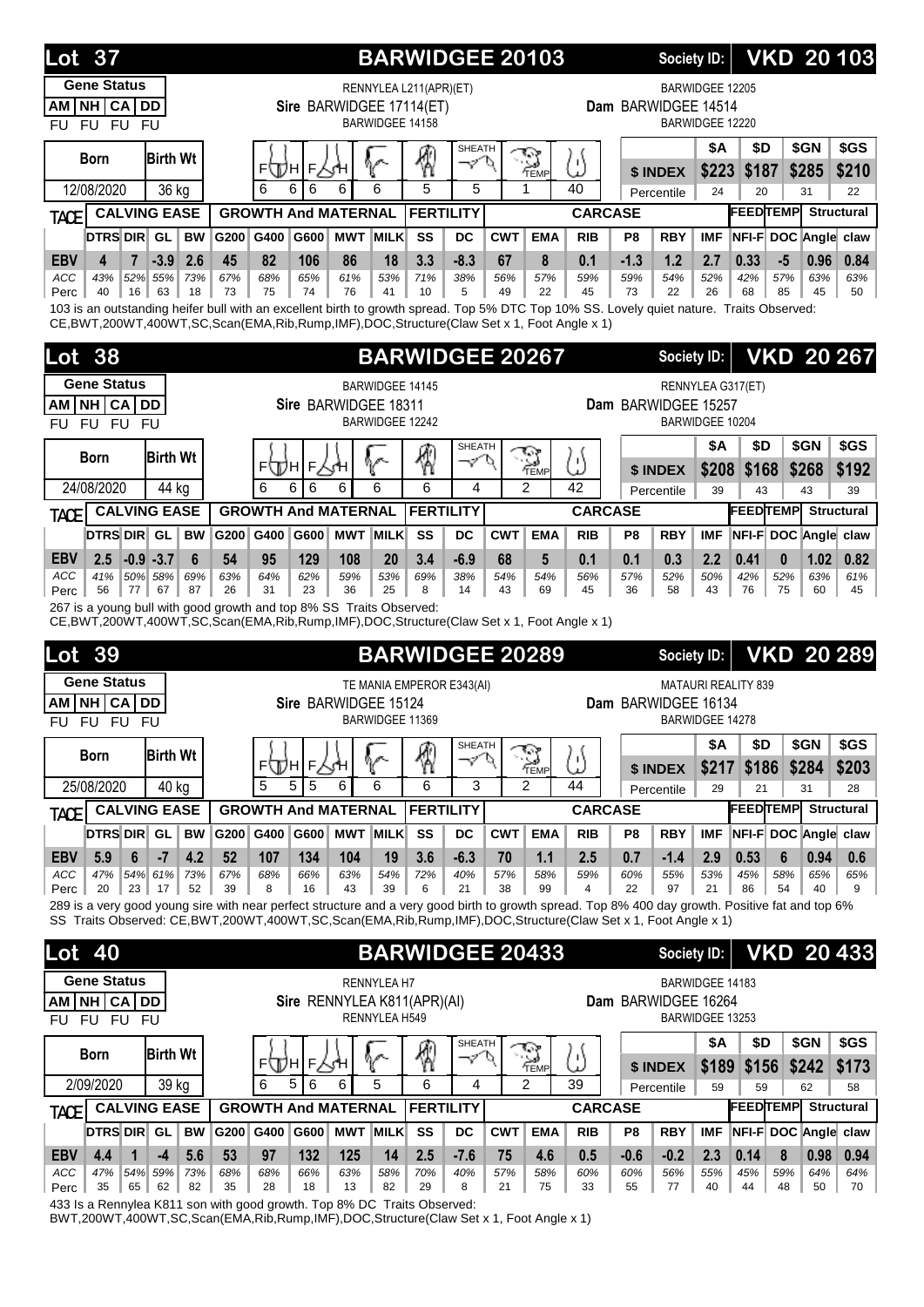## Lot 37 — BARWIDGEE 20103

Society ID: **VKD 20 103**

**Gene Status**

| AM | NH | CA | DD |
|---|---|---|---|
| FU | FU | FU | FU |

RENNYLEA L211(APR)(ET)
**Sire** BARWIDGEE 17114(ET)
BARWIDGEE 14158

BARWIDGEE 12205
**Dam** BARWIDGEE 14514
BARWIDGEE 12220

| Born | Birth Wt | FH | FH | Feet Claw | Feet Angle | Leg | Sheath | Temp | Capacity |
|---|---|---|---|---|---|---|---|---|---|
| 12/08/2020 | 36 kg | 6 | 6 | 6 | 6 | 6 | 5 | 1 | 40 |

| | $A | $D | $GN | $GS |
|---|---|---|---|---|
| $ INDEX | $223 | $187 | $285 | $210 |
| Percentile | 24 | 20 | 31 | 22 |

| TACE | CALVING EASE | | | | GROWTH And MATERNAL | | | | | FERTILITY | | CARCASE | | | | | | FEED | TEMP | Structural | |
|---|---|---|---|---|---|---|---|---|---|---|---|---|---|---|---|---|---|---|---|---|---|
| | DTRS | DIR | GL | BW | G200 | G400 | G600 | MWT | MILK | SS | DC | CWT | EMA | RIB | P8 | RBY | IMF | NFI-F | DOC | Angle | claw |
| EBV | 4 | 7 | -3.9 | 2.6 | 45 | 82 | 106 | 86 | 18 | 3.3 | -8.3 | 67 | 8 | 0.1 | -1.3 | 1.2 | 2.7 | 0.33 | -5 | 0.96 | 0.84 |
| ACC | 43% | 52% | 55% | 73% | 67% | 68% | 65% | 61% | 53% | 71% | 38% | 56% | 57% | 59% | 59% | 54% | 52% | 42% | 57% | 63% | 63% |
| Perc | 40 | 16 | 63 | 18 | 73 | 75 | 74 | 76 | 41 | 10 | 5 | 49 | 22 | 45 | 73 | 22 | 26 | 68 | 85 | 45 | 50 |

103 is an outstanding heifer bull with an excellent birth to growth spread. Top 5% DTC Top 10% SS. Lovely quiet nature. Traits Observed: CE,BWT,200WT,400WT,SC,Scan(EMA,Rib,Rump,IMF),DOC,Structure(Claw Set x 1, Foot Angle x 1)

## Lot 38 — BARWIDGEE 20267

Society ID: **VKD 20 267**

**Gene Status**

| AM | NH | CA | DD |
|---|---|---|---|
| FU | FU | FU | FU |

BARWIDGEE 14145
**Sire** BARWIDGEE 18311
BARWIDGEE 12242

RENNYLEA G317(ET)
**Dam** BARWIDGEE 15257
BARWIDGEE 10204

| Born | Birth Wt | FH | FH | Feet Claw | Feet Angle | Leg | Sheath | Temp | Capacity |
|---|---|---|---|---|---|---|---|---|---|
| 24/08/2020 | 44 kg | 6 | 6 | 6 | 6 | 6 | 6 | 4 | 2 | 42 |

| | $A | $D | $GN | $GS |
|---|---|---|---|---|
| $ INDEX | $208 | $168 | $268 | $192 |
| Percentile | 39 | 43 | 43 | 39 |

| TACE | CALVING EASE | | | | GROWTH And MATERNAL | | | | | FERTILITY | | CARCASE | | | | | | FEED | TEMP | Structural | |
|---|---|---|---|---|---|---|---|---|---|---|---|---|---|---|---|---|---|---|---|---|---|
| | DTRS | DIR | GL | BW | G200 | G400 | G600 | MWT | MILK | SS | DC | CWT | EMA | RIB | P8 | RBY | IMF | NFI-F | DOC | Angle | claw |
| EBV | 2.5 | -0.9 | -3.7 | 6 | 54 | 95 | 129 | 108 | 20 | 3.4 | -6.9 | 68 | 5 | 0.1 | 0.1 | 0.3 | 2.2 | 0.41 | 0 | 1.02 | 0.82 |
| ACC | 41% | 50% | 58% | 69% | 63% | 64% | 62% | 59% | 53% | 69% | 38% | 54% | 54% | 56% | 57% | 52% | 50% | 42% | 52% | 63% | 61% |
| Perc | 56 | 77 | 67 | 87 | 26 | 31 | 23 | 36 | 25 | 8 | 14 | 43 | 69 | 45 | 36 | 58 | 43 | 76 | 75 | 60 | 45 |

267 is a young bull with good growth and top 8% SS Traits Observed: CE,BWT,200WT,400WT,SC,Scan(EMA,Rib,Rump,IMF),DOC,Structure(Claw Set x 1, Foot Angle x 1)

## Lot 39 — BARWIDGEE 20289

Society ID: **VKD 20 289**

**Gene Status**

| AM | NH | CA | DD |
|---|---|---|---|
| FU | FU | FU | FU |

TE MANIA EMPEROR E343(AI)
**Sire** BARWIDGEE 15124
BARWIDGEE 11369

MATAURI REALITY 839
**Dam** BARWIDGEE 16134
BARWIDGEE 14278

| Born | Birth Wt | FH | FH | Feet Claw | Feet Angle | Leg | Sheath | Temp | Capacity |
|---|---|---|---|---|---|---|---|---|---|
| 25/08/2020 | 40 kg | 5 | 5 | 5 | 6 | 6 | 6 | 3 | 2 | 44 |

| | $A | $D | $GN | $GS |
|---|---|---|---|---|
| $ INDEX | $217 | $186 | $284 | $203 |
| Percentile | 29 | 21 | 31 | 28 |

| TACE | CALVING EASE | | | | GROWTH And MATERNAL | | | | | FERTILITY | | CARCASE | | | | | | FEED | TEMP | Structural | |
|---|---|---|---|---|---|---|---|---|---|---|---|---|---|---|---|---|---|---|---|---|---|
| | DTRS | DIR | GL | BW | G200 | G400 | G600 | MWT | MILK | SS | DC | CWT | EMA | RIB | P8 | RBY | IMF | NFI-F | DOC | Angle | claw |
| EBV | 5.9 | 6 | -7 | 4.2 | 52 | 107 | 134 | 104 | 19 | 3.6 | -6.3 | 70 | 1.1 | 2.5 | 0.7 | -1.4 | 2.9 | 0.53 | 6 | 0.94 | 0.6 |
| ACC | 47% | 54% | 61% | 73% | 67% | 68% | 66% | 63% | 54% | 72% | 40% | 57% | 58% | 59% | 60% | 55% | 53% | 45% | 58% | 65% | 65% |
| Perc | 20 | 23 | 17 | 52 | 39 | 8 | 16 | 43 | 39 | 6 | 21 | 38 | 99 | 4 | 22 | 97 | 21 | 86 | 54 | 40 | 9 |

289 is a very good young sire with near perfect structure and a very good birth to growth spread. Top 8% 400 day growth. Positive fat and top 6% SS Traits Observed: CE,BWT,200WT,400WT,SC,Scan(EMA,Rib,Rump,IMF),DOC,Structure(Claw Set x 1, Foot Angle x 1)

## Lot 40 — BARWIDGEE 20433

Society ID: **VKD 20 433**

**Gene Status**

| AM | NH | CA | DD |
|---|---|---|---|
| FU | FU | FU | FU |

RENNYLEA H7
**Sire** RENNYLEA K811(APR)(AI)
RENNYLEA H549

BARWIDGEE 14183
**Dam** BARWIDGEE 16264
BARWIDGEE 13253

| Born | Birth Wt | FH | FH | Feet Claw | Feet Angle | Leg | Sheath | Temp | Capacity |
|---|---|---|---|---|---|---|---|---|---|
| 2/09/2020 | 39 kg | 6 | 5 | 6 | 6 | 5 | 6 | 4 | 2 | 39 |

| | $A | $D | $GN | $GS |
|---|---|---|---|---|
| $ INDEX | $189 | $156 | $242 | $173 |
| Percentile | 59 | 59 | 62 | 58 |

| TACE | CALVING EASE | | | | GROWTH And MATERNAL | | | | | FERTILITY | | CARCASE | | | | | | FEED | TEMP | Structural | |
|---|---|---|---|---|---|---|---|---|---|---|---|---|---|---|---|---|---|---|---|---|---|
| | DTRS | DIR | GL | BW | G200 | G400 | G600 | MWT | MILK | SS | DC | CWT | EMA | RIB | P8 | RBY | IMF | NFI-F | DOC | Angle | claw |
| EBV | 4.4 | 1 | -4 | 5.6 | 53 | 97 | 132 | 125 | 14 | 2.5 | -7.6 | 75 | 4.6 | 0.5 | -0.6 | -0.2 | 2.3 | 0.14 | 8 | 0.98 | 0.94 |
| ACC | 47% | 54% | 59% | 73% | 68% | 68% | 66% | 63% | 58% | 70% | 40% | 57% | 58% | 60% | 60% | 56% | 55% | 45% | 59% | 64% | 64% |
| Perc | 35 | 65 | 62 | 82 | 35 | 28 | 18 | 13 | 82 | 29 | 8 | 21 | 75 | 33 | 55 | 77 | 40 | 44 | 48 | 50 | 70 |

433 Is a Rennylea K811 son with good growth. Top 8% DC Traits Observed: BWT,200WT,400WT,SC,Scan(EMA,Rib,Rump,IMF),DOC,Structure(Claw Set x 1, Foot Angle x 1)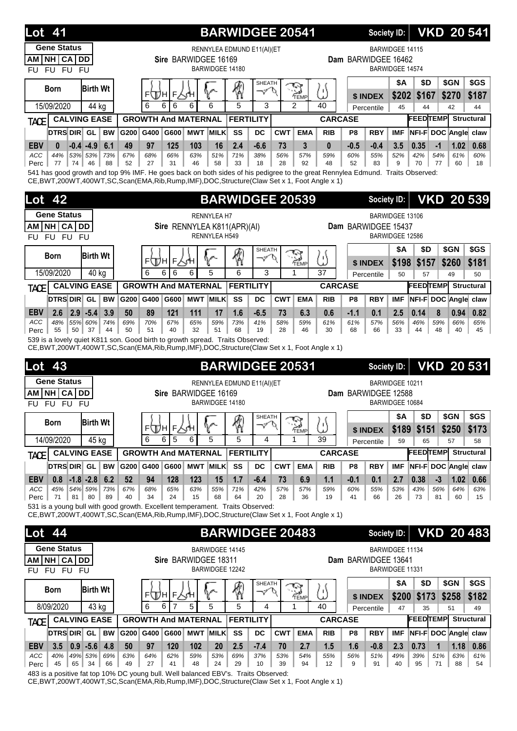## Lot 41 — BARWIDGEE 20541

Society ID: **VKD 20 541**

| Gene Status | | | |
|---|---|---|---|
| AM | NH | CA | DD |
| FU | FU | FU | FU |

**Sire** BARWIDGEE 16169 (RENNYLEA EDMUND E11(AI)(ET / BARWIDGEE 14180)

**Dam** BARWIDGEE 16462 (BARWIDGEE 14115 / BARWIDGEE 14574)

| Born | Birth Wt | Frame H | Frame F | Muscle | Capacity | Fertility | Sheath | Temp | Feet |
|---|---|---|---|---|---|---|---|---|---|
| 15/09/2020 | 44 kg | 6 | 6 | 6 | 6 | 5 | 3 | 2 | 40 |

| | $A | $D | $GN | $GS |
|---|---|---|---|---|
| $ INDEX | $202 | $167 | $270 | $187 |
| Percentile | 45 | 44 | 42 | 44 |

| TACE | DTRS | DIR | GL | BW | G200 | G400 | G600 | MWT | MILK | SS | DC | CWT | EMA | RIB | P8 | RBY | IMF | NFI-F | DOC | Angle | claw |
|---|---|---|---|---|---|---|---|---|---|---|---|---|---|---|---|---|---|---|---|---|---|
| EBV | 0 | -0.4 | -4.9 | 6.1 | 49 | 97 | 125 | 103 | 16 | 2.4 | -6.6 | 73 | 3 | 0 | -0.5 | -0.4 | 3.5 | 0.35 | -1 | 1.02 | 0.68 |
| ACC | 44% | 53% | 53% | 73% | 67% | 68% | 66% | 63% | 51% | 71% | 38% | 56% | 57% | 59% | 60% | 55% | 52% | 42% | 54% | 61% | 60% |
| Perc | 77 | 74 | 46 | 88 | 52 | 27 | 31 | 46 | 58 | 33 | 18 | 28 | 92 | 48 | 52 | 83 | 9 | 70 | 77 | 60 | 18 |

541 has good growth and top 9% IMF. He goes back on both sides of his pedigree to the great Rennylea Edmund. Traits Observed: CE,BWT,200WT,400WT,SC,Scan(EMA,Rib,Rump,IMF),DOC,Structure(Claw Set x 1, Foot Angle x 1)

## Lot 42 — BARWIDGEE 20539

Society ID: **VKD 20 539**

| Gene Status | | | |
|---|---|---|---|
| AM | NH | CA | DD |
| FU | FU | FU | FU |

**Sire** RENNYLEA K811(APR)(AI) (RENNYLEA H7 / RENNYLEA H549)

**Dam** BARWIDGEE 15437 (BARWIDGEE 13106 / BARWIDGEE 12586)

| Born | Birth Wt | Frame H | Frame F | Muscle | Capacity | Fertility | Sheath | Temp | Feet |
|---|---|---|---|---|---|---|---|---|---|
| 15/09/2020 | 40 kg | 6 | 6 | 6 | 5 | 6 | 3 | 1 | 37 |

| | $A | $D | $GN | $GS |
|---|---|---|---|---|
| $ INDEX | $198 | $157 | $260 | $181 |
| Percentile | 50 | 57 | 49 | 50 |

| TACE | DTRS | DIR | GL | BW | G200 | G400 | G600 | MWT | MILK | SS | DC | CWT | EMA | RIB | P8 | RBY | IMF | NFI-F | DOC | Angle | claw |
|---|---|---|---|---|---|---|---|---|---|---|---|---|---|---|---|---|---|---|---|---|---|
| EBV | 2.6 | 2.9 | -5.4 | 3.9 | 50 | 89 | 121 | 111 | 17 | 1.6 | -6.5 | 73 | 6.3 | 0.6 | -1.1 | 0.1 | 2.5 | 0.14 | 8 | 0.94 | 0.82 |
| ACC | 48% | 55% | 60% | 74% | 69% | 70% | 67% | 65% | 59% | 73% | 41% | 58% | 59% | 61% | 61% | 57% | 56% | 46% | 59% | 66% | 65% |
| Perc | 55 | 50 | 37 | 44 | 50 | 51 | 40 | 32 | 51 | 68 | 19 | 28 | 46 | 30 | 68 | 66 | 33 | 44 | 48 | 40 | 45 |

539 is a lovely quiet K811 son. Good birth to growth spread. Traits Observed: CE,BWT,200WT,400WT,SC,Scan(EMA,Rib,Rump,IMF),DOC,Structure(Claw Set x 1, Foot Angle x 1)

## Lot 43 — BARWIDGEE 20531

Society ID: **VKD 20 531**

| Gene Status | | | |
|---|---|---|---|
| AM | NH | CA | DD |
| FU | FU | FU | FU |

**Sire** BARWIDGEE 16169 (RENNYLEA EDMUND E11(AI)(ET / BARWIDGEE 14180)

**Dam** BARWIDGEE 12588 (BARWIDGEE 10211 / BARWIDGEE 10684)

| Born | Birth Wt | Frame H | Frame F | Muscle | Capacity | Fertility | Sheath | Temp | Feet |
|---|---|---|---|---|---|---|---|---|---|
| 14/09/2020 | 45 kg | 6 | 6 | 5 | 6 | 5 | 5 | 4 | 1 | 39 |

| | $A | $D | $GN | $GS |
|---|---|---|---|---|
| $ INDEX | $189 | $151 | $250 | $173 |
| Percentile | 59 | 65 | 57 | 58 |

| TACE | DTRS | DIR | GL | BW | G200 | G400 | G600 | MWT | MILK | SS | DC | CWT | EMA | RIB | P8 | RBY | IMF | NFI-F | DOC | Angle | claw |
|---|---|---|---|---|---|---|---|---|---|---|---|---|---|---|---|---|---|---|---|---|---|
| EBV | 0.8 | -1.8 | -2.8 | 6.2 | 52 | 94 | 128 | 123 | 15 | 1.7 | -6.4 | 73 | 6.9 | 1.1 | -0.1 | 0.1 | 2.7 | 0.38 | -3 | 1.02 | 0.66 |
| ACC | 45% | 54% | 59% | 73% | 67% | 68% | 65% | 63% | 55% | 71% | 42% | 57% | 57% | 59% | 60% | 55% | 53% | 43% | 56% | 64% | 63% |
| Perc | 71 | 81 | 80 | 89 | 40 | 34 | 24 | 15 | 68 | 64 | 20 | 28 | 36 | 19 | 41 | 66 | 26 | 73 | 81 | 60 | 15 |

531 is a young bull with good growth. Excellent temperament. Traits Observed: CE,BWT,200WT,400WT,SC,Scan(EMA,Rib,Rump,IMF),DOC,Structure(Claw Set x 1, Foot Angle x 1)

## Lot 44 — BARWIDGEE 20483

Society ID: **VKD 20 483**

| Gene Status | | | |
|---|---|---|---|
| AM | NH | CA | DD |
| FU | FU | FU | FU |

**Sire** BARWIDGEE 18311 (BARWIDGEE 14145 / BARWIDGEE 12242)

**Dam** BARWIDGEE 13641 (BARWIDGEE 11134 / BARWIDGEE 11331)

| Born | Birth Wt | Frame H | Frame F | Muscle | Capacity | Fertility | Sheath | Temp | Feet |
|---|---|---|---|---|---|---|---|---|---|
| 8/09/2020 | 43 kg | 6 | 6 | 7 | 5 | 5 | 5 | 4 | 1 | 40 |

| | $A | $D | $GN | $GS |
|---|---|---|---|---|
| $ INDEX | $200 | $173 | $258 | $182 |
| Percentile | 47 | 35 | 51 | 49 |

| TACE | DTRS | DIR | GL | BW | G200 | G400 | G600 | MWT | MILK | SS | DC | CWT | EMA | RIB | P8 | RBY | IMF | NFI-F | DOC | Angle | claw |
|---|---|---|---|---|---|---|---|---|---|---|---|---|---|---|---|---|---|---|---|---|---|
| EBV | 3.5 | 0.9 | -5.6 | 4.8 | 50 | 97 | 120 | 102 | 20 | 2.5 | -7.4 | 70 | 2.7 | 1.5 | 1.6 | -0.8 | 2.3 | 0.73 | 1 | 1.18 | 0.86 |
| ACC | 40% | 49% | 53% | 69% | 63% | 64% | 62% | 59% | 53% | 69% | 37% | 53% | 54% | 55% | 56% | 51% | 49% | 39% | 51% | 63% | 61% |
| Perc | 45 | 65 | 34 | 66 | 49 | 27 | 41 | 48 | 24 | 29 | 10 | 39 | 94 | 12 | 9 | 91 | 40 | 95 | 71 | 88 | 54 |

483 is a positive fat top 10% DC young bull. Well balanced EBV's. Traits Observed: CE,BWT,200WT,400WT,SC,Scan(EMA,Rib,Rump,IMF),DOC,Structure(Claw Set x 1, Foot Angle x 1)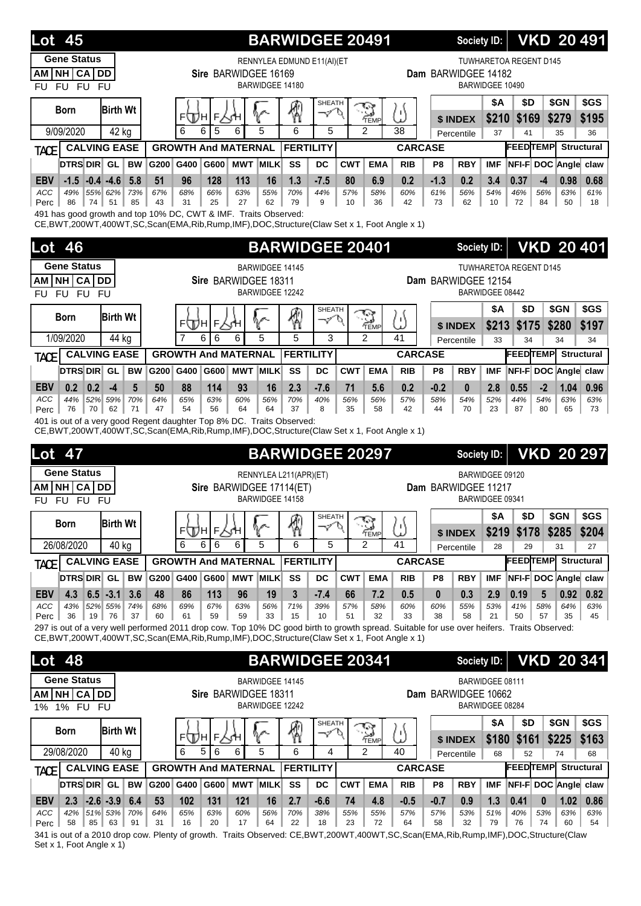## Lot 45 — BARWIDGEE 20491 — Society ID: VKD 20 491

**Gene Status:** AM FU | NH FU | CA FU | DD FU

**Sire:** BARWIDGEE 16169 (RENNYLEA EDMUND E11(AI)(ET / BARWIDGEE 14180)

**Dam:** BARWIDGEE 14182 (TUWHARETOA REGENT D145 / BARWIDGEE 10490)

| Born | Birth Wt | F/H | F/H | Feet | Legs | Sheath | Temp | Muscle |
|---|---|---|---|---|---|---|---|---|
| 9/09/2020 | 42 kg | 6 | 6 5 | 6 | 5 | 6 | 5 | 2 | 38 |

| | $A | $D | $GN | $GS |
|---|---|---|---|---|
| $ INDEX | $210 | $169 | $279 | $195 |
| Percentile | 37 | 41 | 35 | 36 |

| | DTRS | DIR | GL | BW | G200 | G400 | G600 | MWT | MILK | SS | DC | CWT | EMA | RIB | P8 | RBY | IMF | NFI-F | DOC | Angle | claw |
|---|---|---|---|---|---|---|---|---|---|---|---|---|---|---|---|---|---|---|---|---|---|
| EBV | -1.5 | -0.4 | -4.6 | 5.8 | 51 | 96 | 128 | 113 | 16 | 1.3 | -7.5 | 80 | 6.9 | 0.2 | -1.3 | 0.2 | 3.4 | 0.37 | -4 | 0.98 | 0.68 |
| ACC | 49% | 55% | 62% | 73% | 67% | 68% | 66% | 63% | 55% | 70% | 44% | 57% | 58% | 60% | 61% | 56% | 54% | 46% | 56% | 63% | 61% |
| Perc | 86 | 74 | 51 | 85 | 43 | 31 | 25 | 27 | 62 | 79 | 9 | 10 | 36 | 42 | 73 | 62 | 10 | 72 | 84 | 50 | 18 |

491 has good growth and top 10% DC, CWT & IMF. Traits Observed: CE,BWT,200WT,400WT,SC,Scan(EMA,Rib,Rump,IMF),DOC,Structure(Claw Set x 1, Foot Angle x 1)

## Lot 46 — BARWIDGEE 20401 — Society ID: VKD 20 401

**Gene Status:** AM FU | NH FU | CA FU | DD FU

**Sire:** BARWIDGEE 18311 (BARWIDGEE 14145 / BARWIDGEE 12242)

**Dam:** BARWIDGEE 12154 (TUWHARETOA REGENT D145 / BARWIDGEE 08442)

| Born | Birth Wt | F/H | F/H | Feet | Legs | Sheath | Temp | Muscle |
|---|---|---|---|---|---|---|---|---|
| 1/09/2020 | 44 kg | 7 | 6 6 | 6 | 5 | 5 | 3 | 2 | 41 |

| | $A | $D | $GN | $GS |
|---|---|---|---|---|
| $ INDEX | $213 | $175 | $280 | $197 |
| Percentile | 33 | 34 | 34 | 34 |

| | DTRS | DIR | GL | BW | G200 | G400 | G600 | MWT | MILK | SS | DC | CWT | EMA | RIB | P8 | RBY | IMF | NFI-F | DOC | Angle | claw |
|---|---|---|---|---|---|---|---|---|---|---|---|---|---|---|---|---|---|---|---|---|---|
| EBV | 0.2 | 0.2 | -4 | 5 | 50 | 88 | 114 | 93 | 16 | 2.3 | -7.6 | 71 | 5.6 | 0.2 | -0.2 | 0 | 2.8 | 0.55 | -2 | 1.04 | 0.96 |
| ACC | 44% | 52% | 59% | 70% | 64% | 65% | 63% | 60% | 56% | 70% | 40% | 56% | 56% | 57% | 58% | 54% | 52% | 44% | 54% | 63% | 63% |
| Perc | 76 | 70 | 62 | 71 | 47 | 54 | 56 | 64 | 64 | 37 | 8 | 35 | 58 | 42 | 44 | 70 | 23 | 87 | 80 | 65 | 73 |

401 is out of a very good Regent daughter Top 8% DC. Traits Observed: CE,BWT,200WT,400WT,SC,Scan(EMA,Rib,Rump,IMF),DOC,Structure(Claw Set x 1, Foot Angle x 1)

## Lot 47 — BARWIDGEE 20297 — Society ID: VKD 20 297

**Gene Status:** AM FU | NH FU | CA FU | DD FU

**Sire:** BARWIDGEE 17114(ET) (RENNYLEA L211(APR)(ET) / BARWIDGEE 14158)

**Dam:** BARWIDGEE 11217 (BARWIDGEE 09120 / BARWIDGEE 09341)

| Born | Birth Wt | F/H | F/H | Feet | Legs | Sheath | Temp | Muscle |
|---|---|---|---|---|---|---|---|---|
| 26/08/2020 | 40 kg | 6 | 6 6 | 6 | 5 | 6 | 5 | 2 | 41 |

| | $A | $D | $GN | $GS |
|---|---|---|---|---|
| $ INDEX | $219 | $178 | $285 | $204 |
| Percentile | 28 | 29 | 31 | 27 |

| | DTRS | DIR | GL | BW | G200 | G400 | G600 | MWT | MILK | SS | DC | CWT | EMA | RIB | P8 | RBY | IMF | NFI-F | DOC | Angle | claw |
|---|---|---|---|---|---|---|---|---|---|---|---|---|---|---|---|---|---|---|---|---|---|
| EBV | 4.3 | 6.5 | -3.1 | 3.6 | 48 | 86 | 113 | 96 | 19 | 3 | -7.4 | 66 | 7.2 | 0.5 | 0 | 0.3 | 2.9 | 0.19 | 5 | 0.92 | 0.82 |
| ACC | 43% | 52% | 55% | 74% | 68% | 69% | 67% | 63% | 56% | 71% | 39% | 57% | 58% | 60% | 60% | 55% | 53% | 41% | 58% | 64% | 63% |
| Perc | 36 | 19 | 76 | 37 | 60 | 61 | 59 | 59 | 33 | 15 | 10 | 51 | 32 | 33 | 38 | 58 | 21 | 50 | 57 | 35 | 45 |

297 is out of a very well performed 2011 drop cow. Top 10% DC good birth to growth spread. Suitable for use over heifers. Traits Observed: CE,BWT,200WT,400WT,SC,Scan(EMA,Rib,Rump,IMF),DOC,Structure(Claw Set x 1, Foot Angle x 1)

## Lot 48 — BARWIDGEE 20341 — Society ID: VKD 20 341

**Gene Status:** AM 1% | NH 1% | CA FU | DD FU

**Sire:** BARWIDGEE 18311 (BARWIDGEE 14145 / BARWIDGEE 12242)

**Dam:** BARWIDGEE 10662 (BARWIDGEE 08111 / BARWIDGEE 08284)

| Born | Birth Wt | F/H | F/H | Feet | Legs | Sheath | Temp | Muscle |
|---|---|---|---|---|---|---|---|---|
| 29/08/2020 | 40 kg | 6 | 5 6 | 6 | 5 | 6 | 4 | 2 | 40 |

| | $A | $D | $GN | $GS |
|---|---|---|---|---|
| $ INDEX | $180 | $161 | $225 | $163 |
| Percentile | 68 | 52 | 74 | 68 |

| | DTRS | DIR | GL | BW | G200 | G400 | G600 | MWT | MILK | SS | DC | CWT | EMA | RIB | P8 | RBY | IMF | NFI-F | DOC | Angle | claw |
|---|---|---|---|---|---|---|---|---|---|---|---|---|---|---|---|---|---|---|---|---|---|
| EBV | 2.3 | -2.6 | -3.9 | 6.4 | 53 | 102 | 131 | 121 | 16 | 2.7 | -6.6 | 74 | 4.8 | -0.5 | -0.7 | 0.9 | 1.3 | 0.41 | 0 | 1.02 | 0.86 |
| ACC | 42% | 51% | 53% | 70% | 64% | 65% | 63% | 60% | 56% | 70% | 38% | 55% | 55% | 57% | 57% | 53% | 51% | 40% | 53% | 63% | 63% |
| Perc | 58 | 85 | 63 | 91 | 31 | 16 | 20 | 17 | 64 | 22 | 18 | 23 | 72 | 64 | 58 | 32 | 79 | 76 | 74 | 60 | 54 |

341 is out of a 2010 drop cow. Plenty of growth. Traits Observed: CE,BWT,200WT,400WT,SC,Scan(EMA,Rib,Rump,IMF),DOC,Structure(Claw Set x 1, Foot Angle x 1)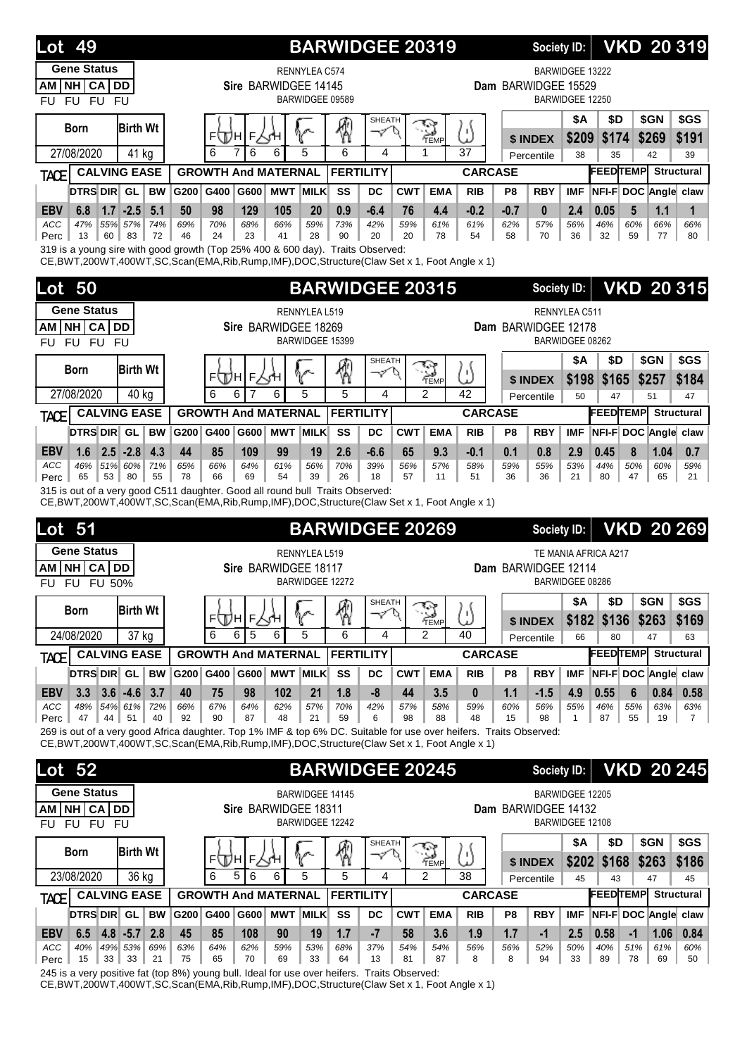## Lot 49 — BARWIDGEE 20319 — Society ID: VKD 20 319

| Gene Status | | | |
|---|---|---|---|
| AM | NH | CA | DD |
| FU | FU | FU | FU |

**Sire:** BARWIDGEE 14145 (RENNYLEA C574 × BARWIDGEE 09589)
**Dam:** BARWIDGEE 15529 (BARWIDGEE 13222 × BARWIDGEE 12250)

| Born | Birth Wt | Docility | Frame (H) | Frame (F) | Muscling | Feet | Leg | Sheath | Temp | Score |
|---|---|---|---|---|---|---|---|---|---|---|
| 27/08/2020 | 41 kg | 6 | 7 | 6 | 6 | 5 | 6 | 4 | 1 | 37 |

| | $A | $D | $GN | $GS |
|---|---|---|---|---|
| $ INDEX | $209 | $174 | $269 | $191 |
| Percentile | 38 | 35 | 42 | 39 |

| TACE | DTRS | DIR | GL | BW | G200 | G400 | G600 | MWT | MILK | SS | DC | CWT | EMA | RIB | P8 | RBY | IMF | NFI-F | DOC | Angle | claw |
|---|---|---|---|---|---|---|---|---|---|---|---|---|---|---|---|---|---|---|---|---|---|
| EBV | 6.8 | 1.7 | -2.5 | 5.1 | 50 | 98 | 129 | 105 | 20 | 0.9 | -6.4 | 76 | 4.4 | -0.2 | -0.7 | 0 | 2.4 | 0.05 | 5 | 1.1 | 1 |
| ACC | 47% | 55% | 57% | 74% | 69% | 70% | 68% | 66% | 59% | 73% | 42% | 59% | 61% | 61% | 62% | 57% | 56% | 46% | 60% | 66% | 66% |
| Perc | 13 | 60 | 83 | 72 | 46 | 24 | 23 | 41 | 28 | 90 | 20 | 20 | 78 | 54 | 58 | 70 | 36 | 32 | 59 | 77 | 80 |

319 is a young sire with good growth (Top 25% 400 & 600 day). Traits Observed:
CE,BWT,200WT,400WT,SC,Scan(EMA,Rib,Rump,IMF),DOC,Structure(Claw Set x 1, Foot Angle x 1)

## Lot 50 — BARWIDGEE 20315 — Society ID: VKD 20 315

| Gene Status | | | |
|---|---|---|---|
| AM | NH | CA | DD |
| FU | FU | FU | FU |

**Sire:** BARWIDGEE 18269 (RENNYLEA L519 × BARWIDGEE 15399)
**Dam:** BARWIDGEE 12178 (RENNYLEA C511 × BARWIDGEE 08262)

| Born | Birth Wt | Docility | Frame (H) | Frame (F) | Muscling | Feet | Leg | Sheath | Temp | Score |
|---|---|---|---|---|---|---|---|---|---|---|
| 27/08/2020 | 40 kg | 6 | 6 | 7 | 6 | 5 | 5 | 4 | 2 | 42 |

| | $A | $D | $GN | $GS |
|---|---|---|---|---|
| $ INDEX | $198 | $165 | $257 | $184 |
| Percentile | 50 | 47 | 51 | 47 |

| TACE | DTRS | DIR | GL | BW | G200 | G400 | G600 | MWT | MILK | SS | DC | CWT | EMA | RIB | P8 | RBY | IMF | NFI-F | DOC | Angle | claw |
|---|---|---|---|---|---|---|---|---|---|---|---|---|---|---|---|---|---|---|---|---|---|
| EBV | 1.6 | 2.5 | -2.8 | 4.3 | 44 | 85 | 109 | 99 | 19 | 2.6 | -6.6 | 65 | 9.3 | -0.1 | 0.1 | 0.8 | 2.9 | 0.45 | 8 | 1.04 | 0.7 |
| ACC | 46% | 51% | 60% | 71% | 65% | 66% | 64% | 61% | 56% | 70% | 39% | 56% | 57% | 58% | 59% | 55% | 53% | 44% | 50% | 60% | 59% |
| Perc | 65 | 53 | 80 | 55 | 78 | 66 | 69 | 54 | 39 | 26 | 18 | 57 | 11 | 51 | 36 | 36 | 21 | 80 | 47 | 65 | 21 |

315 is out of a very good C511 daughter. Good all round bull Traits Observed:
CE,BWT,200WT,400WT,SC,Scan(EMA,Rib,Rump,IMF),DOC,Structure(Claw Set x 1, Foot Angle x 1)

## Lot 51 — BARWIDGEE 20269 — Society ID: VKD 20 269

| Gene Status | | | |
|---|---|---|---|
| AM | NH | CA | DD |
| FU | FU | FU 50% | |

**Sire:** BARWIDGEE 18117 (RENNYLEA L519 × BARWIDGEE 12272)
**Dam:** BARWIDGEE 12114 (TE MANIA AFRICA A217 × BARWIDGEE 08286)

| Born | Birth Wt | Docility | Frame (H) | Frame (F) | Muscling | Feet | Leg | Sheath | Temp | Score |
|---|---|---|---|---|---|---|---|---|---|---|
| 24/08/2020 | 37 kg | 6 | 6 | 5 | 6 | 5 | 6 | 4 | 2 | 40 |

| | $A | $D | $GN | $GS |
|---|---|---|---|---|
| $ INDEX | $182 | $136 | $263 | $169 |
| Percentile | 66 | 80 | 47 | 63 |

| TACE | DTRS | DIR | GL | BW | G200 | G400 | G600 | MWT | MILK | SS | DC | CWT | EMA | RIB | P8 | RBY | IMF | NFI-F | DOC | Angle | claw |
|---|---|---|---|---|---|---|---|---|---|---|---|---|---|---|---|---|---|---|---|---|---|
| EBV | 3.3 | 3.6 | -4.6 | 3.7 | 40 | 75 | 98 | 102 | 21 | 1.8 | -8 | 44 | 3.5 | 0 | 1.1 | -1.5 | 4.9 | 0.55 | 6 | 0.84 | 0.58 |
| ACC | 48% | 54% | 61% | 72% | 66% | 67% | 64% | 62% | 57% | 70% | 42% | 57% | 58% | 59% | 60% | 56% | 55% | 46% | 55% | 63% | 63% |
| Perc | 47 | 44 | 51 | 40 | 92 | 90 | 87 | 48 | 21 | 59 | 6 | 98 | 88 | 48 | 15 | 98 | 1 | 87 | 55 | 19 | 7 |

269 is out of a very good Africa daughter. Top 1% IMF & top 6% DC. Suitable for use over heifers. Traits Observed:
CE,BWT,200WT,400WT,SC,Scan(EMA,Rib,Rump,IMF),DOC,Structure(Claw Set x 1, Foot Angle x 1)

## Lot 52 — BARWIDGEE 20245 — Society ID: VKD 20 245

| Gene Status | | | |
|---|---|---|---|
| AM | NH | CA | DD |
| FU | FU | FU | FU |

**Sire:** BARWIDGEE 18311 (BARWIDGEE 14145 × BARWIDGEE 12242)
**Dam:** BARWIDGEE 14132 (BARWIDGEE 12205 × BARWIDGEE 12108)

| Born | Birth Wt | Docility | Frame (H) | Frame (F) | Muscling | Feet | Leg | Sheath | Temp | Score |
|---|---|---|---|---|---|---|---|---|---|---|
| 23/08/2020 | 36 kg | 6 | 5 | 6 | 6 | 5 | 5 | 4 | 2 | 38 |

| | $A | $D | $GN | $GS |
|---|---|---|---|---|
| $ INDEX | $202 | $168 | $263 | $186 |
| Percentile | 45 | 43 | 47 | 45 |

| TACE | DTRS | DIR | GL | BW | G200 | G400 | G600 | MWT | MILK | SS | DC | CWT | EMA | RIB | P8 | RBY | IMF | NFI-F | DOC | Angle | claw |
|---|---|---|---|---|---|---|---|---|---|---|---|---|---|---|---|---|---|---|---|---|---|
| EBV | 6.5 | 4.8 | -5.7 | 2.8 | 45 | 85 | 108 | 90 | 19 | 1.7 | -7 | 58 | 3.6 | 1.9 | 1.7 | -1 | 2.5 | 0.58 | -1 | 1.06 | 0.84 |
| ACC | 40% | 49% | 53% | 69% | 63% | 64% | 62% | 59% | 53% | 68% | 37% | 54% | 54% | 56% | 56% | 52% | 50% | 40% | 51% | 61% | 60% |
| Perc | 15 | 33 | 33 | 21 | 75 | 65 | 70 | 69 | 33 | 64 | 13 | 81 | 87 | 8 | 8 | 94 | 33 | 89 | 78 | 69 | 50 |

245 is a very positive fat (top 8%) young bull. Ideal for use over heifers. Traits Observed:
CE,BWT,200WT,400WT,SC,Scan(EMA,Rib,Rump,IMF),DOC,Structure(Claw Set x 1, Foot Angle x 1)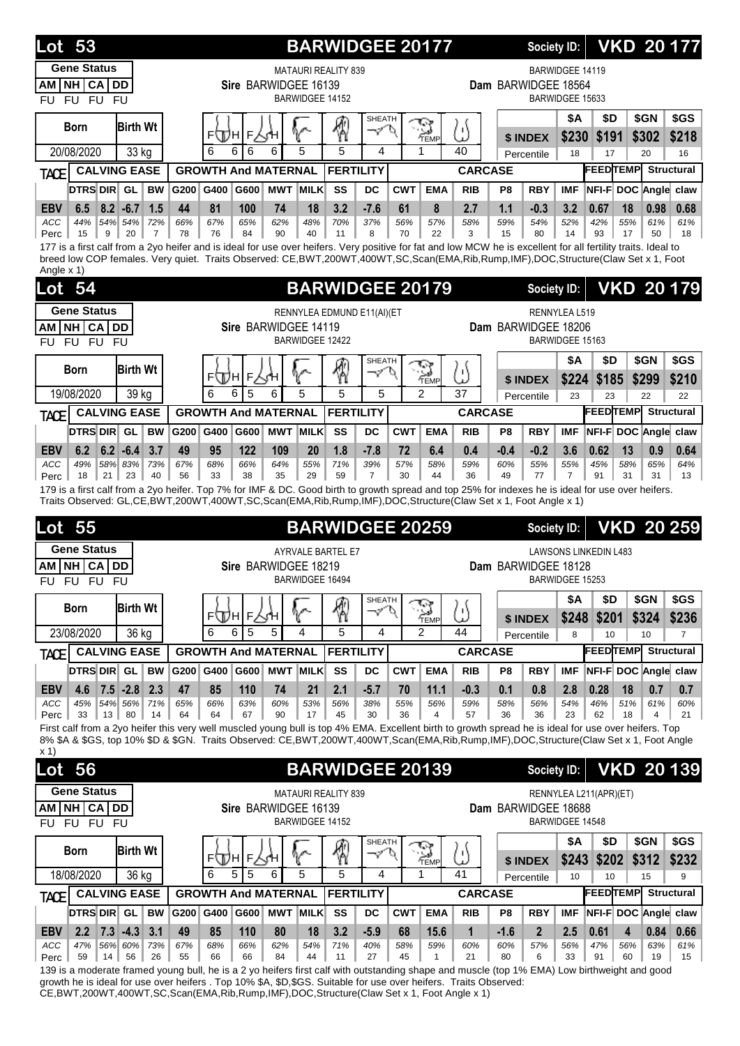## Lot 53 — BARWIDGEE 20177 — Society ID: VKD 20 177

**Gene Status**

| AM | NH | CA | DD |
|---|---|---|---|
| FU | FU | FU | FU |

**Sire** BARWIDGEE 16139 (MATAURI REALITY 839 / BARWIDGEE 14152)
**Dam** BARWIDGEE 18564 (BARWIDGEE 14119 / BARWIDGEE 15633)

| Born | Birth Wt | F | H | F | H | Structure | Structure | Sheath | Temp | Muscle |
|---|---|---|---|---|---|---|---|---|---|---|
| 20/08/2020 | 33 kg | 6 | 6 | 6 | 6 | 5 | 5 | 4 | 1 | 40 |

| $ INDEX | $A | $D | $GN | $GS |
|---|---|---|---|---|
| $ Index | $230 | $191 | $302 | $218 |
| Percentile | 18 | 17 | 20 | 16 |

| TACE | DTRS | DIR | GL | BW | G200 | G400 | G600 | MWT | MILK | SS | DC | CWT | EMA | RIB | P8 | RBY | IMF | NFI-F | DOC | Angle | claw |
|---|---|---|---|---|---|---|---|---|---|---|---|---|---|---|---|---|---|---|---|---|---|
| EBV | 6.5 | 8.2 | -6.7 | 1.5 | 44 | 81 | 100 | 74 | 18 | 3.2 | -7.6 | 61 | 8 | 2.7 | 1.1 | -0.3 | 3.2 | 0.67 | 18 | 0.98 | 0.68 |
| ACC | 44% | 54% | 54% | 72% | 66% | 67% | 65% | 62% | 48% | 70% | 37% | 56% | 57% | 58% | 59% | 54% | 52% | 42% | 55% | 61% | 61% |
| Perc | 15 | 9 | 20 | 7 | 78 | 76 | 84 | 90 | 40 | 11 | 8 | 70 | 22 | 3 | 15 | 80 | 14 | 93 | 17 | 50 | 18 |

177 is a first calf from a 2yo heifer and is ideal for use over heifers. Very positive for fat and low MCW he is excellent for all fertility traits. Ideal to breed low COP females. Very quiet. Traits Observed: CE,BWT,200WT,400WT,SC,Scan(EMA,Rib,Rump,IMF),DOC,Structure(Claw Set x 1, Foot Angle x 1)

## Lot 54 — BARWIDGEE 20179 — Society ID: VKD 20 179

**Gene Status**

| AM | NH | CA | DD |
|---|---|---|---|
| FU | FU | FU | FU |

**Sire** BARWIDGEE 14119 (RENNYLEA EDMUND E11(AI)(ET / BARWIDGEE 12422)
**Dam** BARWIDGEE 18206 (RENNYLEA L519 / BARWIDGEE 15163)

| Born | Birth Wt | F | H | F | H | Structure | Structure | Sheath | Temp | Muscle |
|---|---|---|---|---|---|---|---|---|---|---|
| 19/08/2020 | 39 kg | 6 | 6 | 5 | 6 | 5 | 5 | 5 | 2 | 37 |

| $ INDEX | $A | $D | $GN | $GS |
|---|---|---|---|---|
| $ Index | $224 | $185 | $299 | $210 |
| Percentile | 23 | 23 | 22 | 22 |

| TACE | DTRS | DIR | GL | BW | G200 | G400 | G600 | MWT | MILK | SS | DC | CWT | EMA | RIB | P8 | RBY | IMF | NFI-F | DOC | Angle | claw |
|---|---|---|---|---|---|---|---|---|---|---|---|---|---|---|---|---|---|---|---|---|---|
| EBV | 6.2 | 6.2 | -6.4 | 3.7 | 49 | 95 | 122 | 109 | 20 | 1.8 | -7.8 | 72 | 6.4 | 0.4 | -0.4 | -0.2 | 3.6 | 0.62 | 13 | 0.9 | 0.64 |
| ACC | 49% | 58% | 83% | 73% | 67% | 68% | 66% | 64% | 55% | 71% | 39% | 57% | 58% | 59% | 60% | 55% | 55% | 45% | 58% | 65% | 64% |
| Perc | 18 | 21 | 23 | 40 | 56 | 33 | 38 | 35 | 29 | 59 | 7 | 30 | 44 | 36 | 49 | 77 | 7 | 91 | 31 | 31 | 13 |

179 is a first calf from a 2yo heifer. Top 7% for IMF & DC. Good birth to growth spread and top 25% for indexes he is ideal for use over heifers. Traits Observed: GL,CE,BWT,200WT,400WT,SC,Scan(EMA,Rib,Rump,IMF),DOC,Structure(Claw Set x 1, Foot Angle x 1)

## Lot 55 — BARWIDGEE 20259 — Society ID: VKD 20 259

**Gene Status**

| AM | NH | CA | DD |
|---|---|---|---|
| FU | FU | FU | FU |

**Sire** BARWIDGEE 18219 (AYRVALE BARTEL E7 / BARWIDGEE 16494)
**Dam** BARWIDGEE 18128 (LAWSONS LINKEDIN L483 / BARWIDGEE 15253)

| Born | Birth Wt | F | H | F | H | Structure | Structure | Sheath | Temp | Muscle |
|---|---|---|---|---|---|---|---|---|---|---|
| 23/08/2020 | 36 kg | 6 | 6 | 5 | 5 | 4 | 5 | 4 | 2 | 44 |

| $ INDEX | $A | $D | $GN | $GS |
|---|---|---|---|---|
| $ Index | $248 | $201 | $324 | $236 |
| Percentile | 8 | 10 | 10 | 7 |

| TACE | DTRS | DIR | GL | BW | G200 | G400 | G600 | MWT | MILK | SS | DC | CWT | EMA | RIB | P8 | RBY | IMF | NFI-F | DOC | Angle | claw |
|---|---|---|---|---|---|---|---|---|---|---|---|---|---|---|---|---|---|---|---|---|---|
| EBV | 4.6 | 7.5 | -2.8 | 2.3 | 47 | 85 | 110 | 74 | 21 | 2.1 | -5.7 | 70 | 11.1 | -0.3 | 0.1 | 0.8 | 2.8 | 0.28 | 18 | 0.7 | 0.7 |
| ACC | 45% | 54% | 56% | 71% | 65% | 66% | 63% | 60% | 53% | 56% | 38% | 55% | 56% | 59% | 58% | 56% | 54% | 46% | 51% | 61% | 60% |
| Perc | 33 | 13 | 80 | 14 | 64 | 64 | 67 | 90 | 17 | 45 | 30 | 36 | 4 | 57 | 36 | 36 | 23 | 62 | 18 | 4 | 21 |

First calf from a 2yo heifer this very well muscled young bull is top 4% EMA. Excellent birth to growth spread he is ideal for use over heifers. Top 8% $A & $GS, top 10% $D & $GN. Traits Observed: CE,BWT,200WT,400WT,Scan(EMA,Rib,Rump,IMF),DOC,Structure(Claw Set x 1, Foot Angle x 1)

## Lot 56 — BARWIDGEE 20139 — Society ID: VKD 20 139

**Gene Status**

| AM | NH | CA | DD |
|---|---|---|---|
| FU | FU | FU | FU |

**Sire** BARWIDGEE 16139 (MATAURI REALITY 839 / BARWIDGEE 14152)
**Dam** BARWIDGEE 18688 (RENNYLEA L211(APR)(ET) / BARWIDGEE 14548)

| Born | Birth Wt | F | H | F | H | Structure | Structure | Sheath | Temp | Muscle |
|---|---|---|---|---|---|---|---|---|---|---|
| 18/08/2020 | 36 kg | 6 | 5 | 5 | 6 | 5 | 5 | 4 | 1 | 41 |

| $ INDEX | $A | $D | $GN | $GS |
|---|---|---|---|---|
| $ Index | $243 | $202 | $312 | $232 |
| Percentile | 10 | 10 | 15 | 9 |

| TACE | DTRS | DIR | GL | BW | G200 | G400 | G600 | MWT | MILK | SS | DC | CWT | EMA | RIB | P8 | RBY | IMF | NFI-F | DOC | Angle | claw |
|---|---|---|---|---|---|---|---|---|---|---|---|---|---|---|---|---|---|---|---|---|---|
| EBV | 2.2 | 7.3 | -4.3 | 3.1 | 49 | 85 | 110 | 80 | 18 | 3.2 | -5.9 | 68 | 15.6 | 1 | -1.6 | 2 | 2.5 | 0.61 | 4 | 0.84 | 0.66 |
| ACC | 47% | 56% | 60% | 73% | 67% | 68% | 66% | 62% | 54% | 71% | 40% | 58% | 59% | 60% | 60% | 57% | 56% | 47% | 56% | 63% | 61% |
| Perc | 59 | 14 | 56 | 26 | 55 | 66 | 66 | 84 | 44 | 11 | 27 | 45 | 1 | 21 | 80 | 6 | 33 | 91 | 60 | 19 | 15 |

139 is a moderate framed young bull, he is a 2 yo heifers first calf with outstanding shape and muscle (top 1% EMA) Low birthweight and good growth he is ideal for use over heifers . Top 10% $A, $D,$GS. Suitable for use over heifers. Traits Observed: CE,BWT,200WT,400WT,SC,Scan(EMA,Rib,Rump,IMF),DOC,Structure(Claw Set x 1, Foot Angle x 1)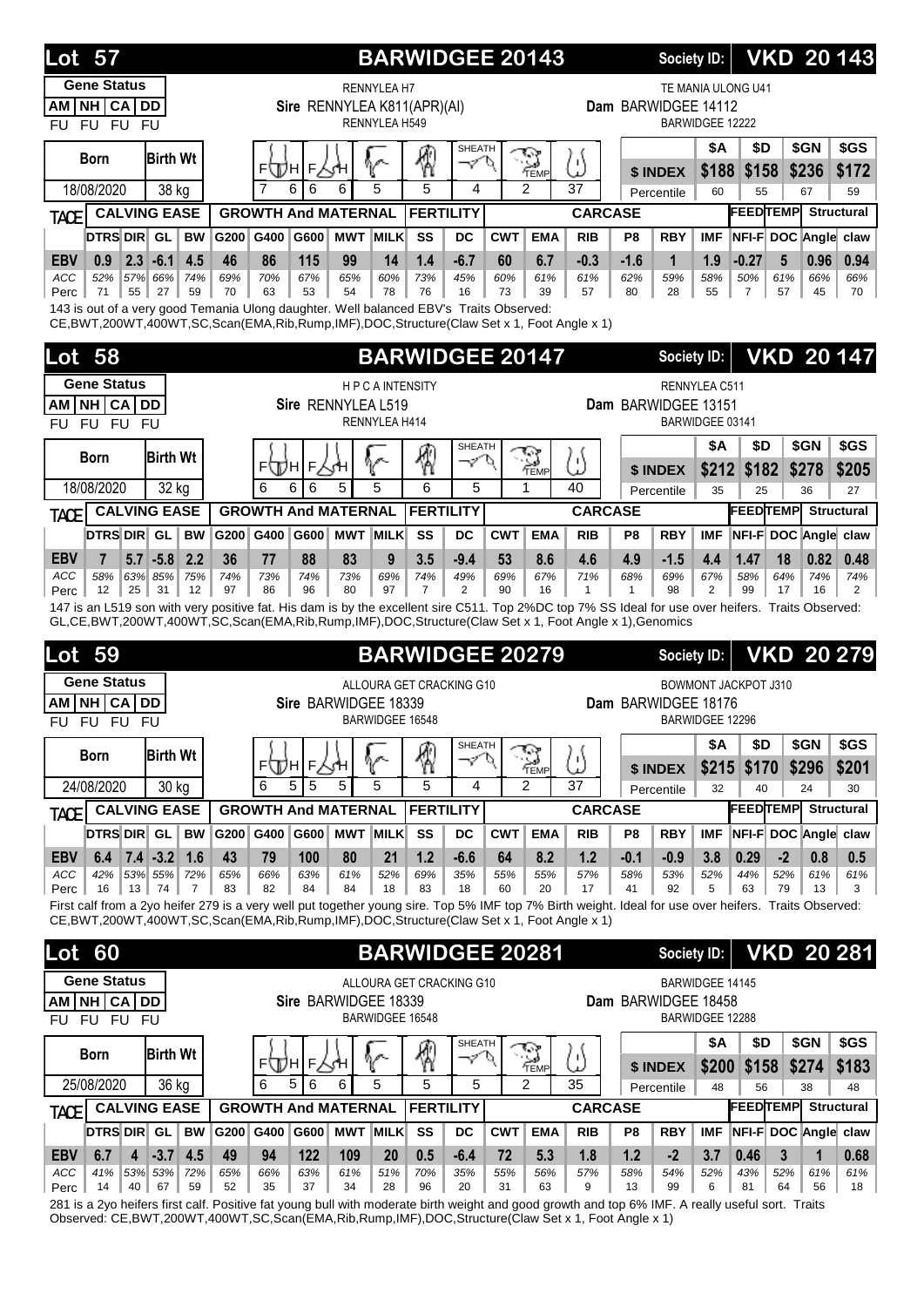## Lot 57 — BARWIDGEE 20143 — Society ID: VKD 20 143

**Gene Status**

| AM | NH | CA | DD |
|---|---|---|---|
| FU | FU | FU | FU |

**Sire** RENNYLEA K811(APR)(AI) (RENNYLEA H7 / RENNYLEA H549)

**Dam** BARWIDGEE 14112 (TE MANIA ULONG U41 / BARWIDGEE 12222)

| Born | Birth Wt | FTH | FSH | Leg | Claw | Sheath | Temp | Dock |
|---|---|---|---|---|---|---|---|---|
| 18/08/2020 | 38 kg | 7 6 | 6 6 | 5 | 5 | 4 | 2 | 37 |

| | $A | $D | $GN | $GS |
|---|---|---|---|---|
| $ INDEX | $188 | $158 | $236 | $172 |
| Percentile | 60 | 55 | 67 | 59 |

| TACE | DTRS | DIR | GL | BW | G200 | G400 | G600 | MWT | MILK | SS | DC | CWT | EMA | RIB | P8 | RBY | IMF | NFI-F | DOC | Angle | claw |
|---|---|---|---|---|---|---|---|---|---|---|---|---|---|---|---|---|---|---|---|---|---|
| EBV | 0.9 | 2.3 | -6.1 | 4.5 | 46 | 86 | 115 | 99 | 14 | 1.4 | -6.7 | 60 | 6.7 | -0.3 | -1.6 | 1 | 1.9 | -0.27 | 5 | 0.96 | 0.94 |
| ACC | 52% | 57% | 66% | 74% | 69% | 70% | 67% | 65% | 60% | 73% | 45% | 60% | 61% | 61% | 62% | 59% | 58% | 50% | 61% | 66% | 66% |
| Perc | 71 | 55 | 27 | 59 | 70 | 63 | 53 | 54 | 78 | 76 | 16 | 73 | 39 | 57 | 80 | 28 | 55 | 7 | 57 | 45 | 70 |

143 is out of a very good Temania Ulong daughter. Well balanced EBV's Traits Observed: CE,BWT,200WT,400WT,SC,Scan(EMA,Rib,Rump,IMF),DOC,Structure(Claw Set x 1, Foot Angle x 1)

## Lot 58 — BARWIDGEE 20147 — Society ID: VKD 20 147

**Gene Status**

| AM | NH | CA | DD |
|---|---|---|---|
| FU | FU | FU | FU |

**Sire** RENNYLEA L519 (H P C A INTENSITY / RENNYLEA H414)

**Dam** BARWIDGEE 13151 (RENNYLEA C511 / BARWIDGEE 03141)

| Born | Birth Wt | FTH | FSH | Leg | Claw | Sheath | Temp | Dock |
|---|---|---|---|---|---|---|---|---|
| 18/08/2020 | 32 kg | 6 6 | 6 5 | 5 | 6 | 5 | 1 | 40 |

| | $A | $D | $GN | $GS |
|---|---|---|---|---|
| $ INDEX | $212 | $182 | $278 | $205 |
| Percentile | 35 | 25 | 36 | 27 |

| TACE | DTRS | DIR | GL | BW | G200 | G400 | G600 | MWT | MILK | SS | DC | CWT | EMA | RIB | P8 | RBY | IMF | NFI-F | DOC | Angle | claw |
|---|---|---|---|---|---|---|---|---|---|---|---|---|---|---|---|---|---|---|---|---|---|
| EBV | 7 | 5.7 | -5.8 | 2.2 | 36 | 77 | 88 | 83 | 9 | 3.5 | -9.4 | 53 | 8.6 | 4.6 | 4.9 | -1.5 | 4.4 | 1.47 | 18 | 0.82 | 0.48 |
| ACC | 58% | 63% | 85% | 75% | 74% | 73% | 74% | 73% | 69% | 74% | 49% | 69% | 67% | 71% | 68% | 69% | 67% | 58% | 64% | 74% | 74% |
| Perc | 12 | 25 | 31 | 12 | 97 | 86 | 96 | 80 | 97 | 7 | 2 | 90 | 16 | 1 | 1 | 98 | 2 | 99 | 17 | 16 | 2 |

147 is an L519 son with very positive fat. His dam is by the excellent sire C511. Top 2%DC top 7% SS Ideal for use over heifers. Traits Observed: GL,CE,BWT,200WT,400WT,SC,Scan(EMA,Rib,Rump,IMF),DOC,Structure(Claw Set x 1, Foot Angle x 1),Genomics

## Lot 59 — BARWIDGEE 20279 — Society ID: VKD 20 279

**Gene Status**

| AM | NH | CA | DD |
|---|---|---|---|
| FU | FU | FU | FU |

**Sire** BARWIDGEE 18339 (ALLOURA GET CRACKING G10 / BARWIDGEE 16548)

**Dam** BARWIDGEE 18176 (BOWMONT JACKPOT J310 / BARWIDGEE 12296)

| Born | Birth Wt | FTH | FSH | Leg | Claw | Sheath | Temp | Dock |
|---|---|---|---|---|---|---|---|---|
| 24/08/2020 | 30 kg | 6 5 | 5 5 | 5 | 5 | 4 | 2 | 37 |

| | $A | $D | $GN | $GS |
|---|---|---|---|---|
| $ INDEX | $215 | $170 | $296 | $201 |
| Percentile | 32 | 40 | 24 | 30 |

| TACE | DTRS | DIR | GL | BW | G200 | G400 | G600 | MWT | MILK | SS | DC | CWT | EMA | RIB | P8 | RBY | IMF | NFI-F | DOC | Angle | claw |
|---|---|---|---|---|---|---|---|---|---|---|---|---|---|---|---|---|---|---|---|---|---|
| EBV | 6.4 | 7.4 | -3.2 | 1.6 | 43 | 79 | 100 | 80 | 21 | 1.2 | -6.6 | 64 | 8.2 | 1.2 | -0.1 | -0.9 | 3.8 | 0.29 | -2 | 0.8 | 0.5 |
| ACC | 42% | 53% | 55% | 72% | 65% | 66% | 63% | 61% | 52% | 69% | 35% | 55% | 55% | 57% | 58% | 53% | 52% | 44% | 52% | 61% | 61% |
| Perc | 16 | 13 | 74 | 7 | 83 | 82 | 84 | 84 | 18 | 83 | 18 | 60 | 20 | 17 | 41 | 92 | 5 | 63 | 79 | 13 | 3 |

First calf from a 2yo heifer 279 is a very well put together young sire. Top 5% IMF top 7% Birth weight. Ideal for use over heifers. Traits Observed: CE,BWT,200WT,400WT,SC,Scan(EMA,Rib,Rump,IMF),DOC,Structure(Claw Set x 1, Foot Angle x 1)

## Lot 60 — BARWIDGEE 20281 — Society ID: VKD 20 281

**Gene Status**

| AM | NH | CA | DD |
|---|---|---|---|
| FU | FU | FU | FU |

**Sire** BARWIDGEE 18339 (ALLOURA GET CRACKING G10 / BARWIDGEE 16548)

**Dam** BARWIDGEE 18458 (BARWIDGEE 14145 / BARWIDGEE 12288)

| Born | Birth Wt | FTH | FSH | Leg | Claw | Sheath | Temp | Dock |
|---|---|---|---|---|---|---|---|---|
| 25/08/2020 | 36 kg | 6 5 | 6 6 | 5 | 5 | 5 | 2 | 35 |

| | $A | $D | $GN | $GS |
|---|---|---|---|---|
| $ INDEX | $200 | $158 | $274 | $183 |
| Percentile | 48 | 56 | 38 | 48 |

| TACE | DTRS | DIR | GL | BW | G200 | G400 | G600 | MWT | MILK | SS | DC | CWT | EMA | RIB | P8 | RBY | IMF | NFI-F | DOC | Angle | claw |
|---|---|---|---|---|---|---|---|---|---|---|---|---|---|---|---|---|---|---|---|---|---|
| EBV | 6.7 | 4 | -3.7 | 4.5 | 49 | 94 | 122 | 109 | 20 | 0.5 | -6.4 | 72 | 5.3 | 1.8 | 1.2 | -2 | 3.7 | 0.46 | 3 | 1 | 0.68 |
| ACC | 41% | 53% | 53% | 72% | 65% | 66% | 63% | 61% | 51% | 70% | 35% | 55% | 56% | 57% | 58% | 54% | 52% | 43% | 52% | 61% | 61% |
| Perc | 14 | 40 | 67 | 59 | 52 | 35 | 37 | 34 | 28 | 96 | 20 | 31 | 63 | 9 | 13 | 99 | 6 | 81 | 64 | 56 | 18 |

281 is a 2yo heifers first calf. Positive fat young bull with moderate birth weight and good growth and top 6% IMF. A really useful sort. Traits Observed: CE,BWT,200WT,400WT,SC,Scan(EMA,Rib,Rump,IMF),DOC,Structure(Claw Set x 1, Foot Angle x 1)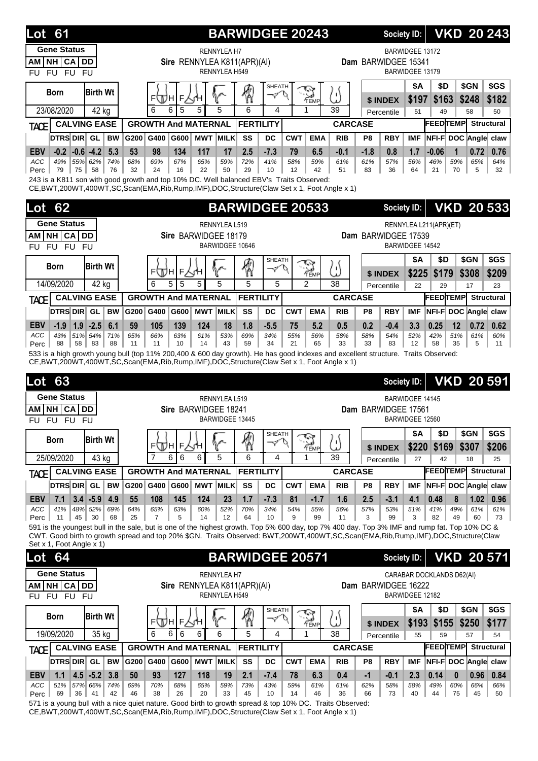## Lot 61 — BARWIDGEE 20243 — Society ID: VKD 20 243

**Gene Status**

| AM | NH | CA | DD |
|---|---|---|---|
| FU | FU | FU | FU |

**Sire** RENNYLEA K811(APR)(AI) (RENNYLEA H7 / RENNYLEA H549)

**Dam** BARWIDGEE 15341 (BARWIDGEE 13172 / BARWIDGEE 13179)

| Born | Birth Wt | Frame/Hip | Frame/Shoulder | Leg | Foot | Sheath | Temp | Muscle |
|---|---|---|---|---|---|---|---|---|
| 23/08/2020 | 42 kg | 6 / 6 | 5 / 5 | 5 | 6 | 4 | 1 | 39 |

| | $A | $D | $GN | $GS |
|---|---|---|---|---|
| $ INDEX | $197 | $163 | $248 | $182 |
| Percentile | 51 | 49 | 58 | 50 |

| TACE | DTRS | DIR | GL | BW | G200 | G400 | G600 | MWT | MILK | SS | DC | CWT | EMA | RIB | P8 | RBY | IMF | NFI-F | DOC | Angle | claw |
|---|---|---|---|---|---|---|---|---|---|---|---|---|---|---|---|---|---|---|---|---|---|
| EBV | -0.2 | -0.6 | -4.2 | 5.3 | 53 | 98 | 134 | 117 | 17 | 2.5 | -7.3 | 79 | 6.5 | -0.1 | -1.8 | 0.8 | 1.7 | -0.06 | 1 | 0.72 | 0.76 |
| ACC | 49% | 55% | 62% | 74% | 68% | 69% | 67% | 65% | 59% | 72% | 41% | 58% | 59% | 61% | 61% | 57% | 56% | 46% | 59% | 65% | 64% |
| Perc | 79 | 75 | 58 | 76 | 32 | 24 | 16 | 22 | 50 | 29 | 10 | 12 | 42 | 51 | 83 | 36 | 64 | 21 | 70 | 5 | 32 |

243 is a K811 son with good growth and top 10% DC. Well balanced EBV's Traits Observed: CE,BWT,200WT,400WT,SC,Scan(EMA,Rib,Rump,IMF),DOC,Structure(Claw Set x 1, Foot Angle x 1)

## Lot 62 — BARWIDGEE 20533 — Society ID: VKD 20 533

**Gene Status**

| AM | NH | CA | DD |
|---|---|---|---|
| FU | FU | FU | FU |

**Sire** BARWIDGEE 18179 (RENNYLEA L519 / BARWIDGEE 10646)

**Dam** BARWIDGEE 17539 (RENNYLEA L211(APR)(ET) / BARWIDGEE 14542)

| Born | Birth Wt | Frame/Hip | Frame/Shoulder | Leg | Foot | Sheath | Temp | Muscle |
|---|---|---|---|---|---|---|---|---|
| 14/09/2020 | 42 kg | 6 / 5 | 5 / 5 | 5 | 5 | 5 | 2 | 38 |

| | $A | $D | $GN | $GS |
|---|---|---|---|---|
| $ INDEX | $225 | $179 | $308 | $209 |
| Percentile | 22 | 29 | 17 | 23 |

| TACE | DTRS | DIR | GL | BW | G200 | G400 | G600 | MWT | MILK | SS | DC | CWT | EMA | RIB | P8 | RBY | IMF | NFI-F | DOC | Angle | claw |
|---|---|---|---|---|---|---|---|---|---|---|---|---|---|---|---|---|---|---|---|---|---|
| EBV | -1.9 | 1.9 | -2.5 | 6.1 | 59 | 105 | 139 | 124 | 18 | 1.8 | -5.5 | 75 | 5.2 | 0.5 | 0.2 | -0.4 | 3.3 | 0.25 | 12 | 0.72 | 0.62 |
| ACC | 43% | 51% | 54% | 71% | 65% | 66% | 63% | 61% | 53% | 69% | 34% | 55% | 56% | 58% | 58% | 54% | 52% | 42% | 51% | 61% | 60% |
| Perc | 88 | 58 | 83 | 88 | 11 | 11 | 10 | 14 | 43 | 59 | 34 | 21 | 65 | 33 | 33 | 83 | 12 | 58 | 35 | 5 | 11 |

533 is a high growth young bull (top 11% 200,400 & 600 day growth). He has good indexes and excellent structure. Traits Observed: CE,BWT,200WT,400WT,SC,Scan(EMA,Rib,Rump,IMF),DOC,Structure(Claw Set x 1, Foot Angle x 1)

## Lot 63 — Society ID: VKD 20 591

**Gene Status**

| AM | NH | CA | DD |
|---|---|---|---|
| FU | FU | FU | FU |

**Sire** BARWIDGEE 18241 (RENNYLEA L519 / BARWIDGEE 13445)

**Dam** BARWIDGEE 17561 (BARWIDGEE 14145 / BARWIDGEE 12560)

| Born | Birth Wt | Frame/Hip | Frame/Shoulder | Leg | Foot | Sheath | Temp | Muscle |
|---|---|---|---|---|---|---|---|---|
| 25/09/2020 | 43 kg | 7 / 6 | 6 / 6 | 5 | 6 | 4 | 1 | 39 |

| | $A | $D | $GN | $GS |
|---|---|---|---|---|
| $ INDEX | $220 | $169 | $307 | $206 |
| Percentile | 27 | 42 | 18 | 25 |

| TACE | DTRS | DIR | GL | BW | G200 | G400 | G600 | MWT | MILK | SS | DC | CWT | EMA | RIB | P8 | RBY | IMF | NFI-F | DOC | Angle | claw |
|---|---|---|---|---|---|---|---|---|---|---|---|---|---|---|---|---|---|---|---|---|---|
| EBV | 7.1 | 3.4 | -5.9 | 4.9 | 55 | 108 | 145 | 124 | 23 | 1.7 | -7.3 | 81 | -1.7 | 1.6 | 2.5 | -3.1 | 4.1 | 0.48 | 8 | 1.02 | 0.96 |
| ACC | 41% | 48% | 52% | 69% | 64% | 65% | 63% | 60% | 52% | 70% | 34% | 54% | 55% | 56% | 57% | 53% | 51% | 41% | 49% | 61% | 61% |
| Perc | 11 | 45 | 30 | 68 | 25 | 7 | 5 | 14 | 12 | 64 | 10 | 9 | 99 | 11 | 3 | 99 | 3 | 82 | 49 | 60 | 73 |

591 is the youngest bull in the sale, but is one of the highest growth. Top 5% 600 day, top 7% 400 day. Top 3% IMF and rump fat. Top 10% DC & CWT. Good birth to growth spread and top 20% $GN. Traits Observed: BWT,200WT,400WT,SC,Scan(EMA,Rib,Rump,IMF),DOC,Structure(Claw Set x 1, Foot Angle x 1)

## Lot 64 — BARWIDGEE 20571 — Society ID: VKD 20 571

**Gene Status**

| AM | NH | CA | DD |
|---|---|---|---|
| FU | FU | FU | FU |

**Sire** RENNYLEA K811(APR)(AI) (RENNYLEA H7 / RENNYLEA H549)

**Dam** BARWIDGEE 16222 (CARABAR DOCKLANDS D62(AI) / BARWIDGEE 12182)

| Born | Birth Wt | Frame/Hip | Frame/Shoulder | Leg | Foot | Sheath | Temp | Muscle |
|---|---|---|---|---|---|---|---|---|
| 19/09/2020 | 35 kg | 6 / 6 | 6 / 6 | 6 | 5 | 4 | 1 | 38 |

| | $A | $D | $GN | $GS |
|---|---|---|---|---|
| $ INDEX | $193 | $155 | $250 | $177 |
| Percentile | 55 | 59 | 57 | 54 |

| TACE | DTRS | DIR | GL | BW | G200 | G400 | G600 | MWT | MILK | SS | DC | CWT | EMA | RIB | P8 | RBY | IMF | NFI-F | DOC | Angle | claw |
|---|---|---|---|---|---|---|---|---|---|---|---|---|---|---|---|---|---|---|---|---|---|
| EBV | 1.1 | 4.5 | -5.2 | 3.8 | 50 | 93 | 127 | 118 | 19 | 2.1 | -7.4 | 78 | 6.3 | 0.4 | -1 | -0.1 | 2.3 | 0.14 | 0 | 0.96 | 0.84 |
| ACC | 51% | 57% | 66% | 74% | 69% | 70% | 68% | 65% | 59% | 73% | 43% | 59% | 61% | 61% | 62% | 58% | 58% | 49% | 60% | 66% | 66% |
| Perc | 69 | 36 | 41 | 42 | 46 | 38 | 26 | 20 | 33 | 45 | 10 | 14 | 46 | 36 | 66 | 73 | 40 | 44 | 75 | 45 | 50 |

571 is a young bull with a nice quiet nature. Good birth to growth spread & top 10% DC. Traits Observed: CE,BWT,200WT,400WT,SC,Scan(EMA,Rib,Rump,IMF),DOC,Structure(Claw Set x 1, Foot Angle x 1)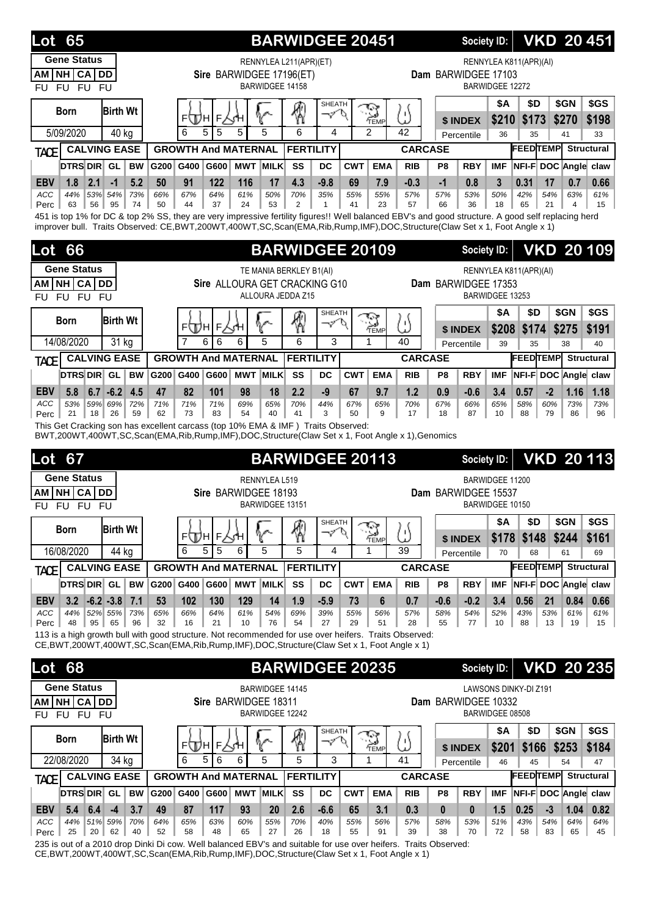## Lot 65 — BARWIDGEE 20451

Society ID: **VKD 20 451**

**Gene Status**

| AM | NH | CA | DD |
|---|---|---|---|
| FU | FU | FU | FU |

**Sire** BARWIDGEE 17196(ET) (RENNYLEA L211(APR)(ET) / BARWIDGEE 14158)

**Dam** BARWIDGEE 17103 (RENNYLEA K811(APR)(AI) / BARWIDGEE 12272)

| Born | Birth Wt | Structure (F/H front, F/H hind) | | | | Leg | Sheath | Temp | Score |
|---|---|---|---|---|---|---|---|---|---|
| 5/09/2020 | 40 kg | 6 | 5 | 5 | 5 | 5 | 6 | 4 | 2 | 42 |

| | $A | $D | $GN | $GS |
|---|---|---|---|---|
| $ INDEX | $210 | $173 | $270 | $198 |
| Percentile | 36 | 35 | 41 | 33 |

| TACE | DTRS | DIR | GL | BW | G200 | G400 | G600 | MWT | MILK | SS | DC | CWT | EMA | RIB | P8 | RBY | IMF | NFI-F | DOC | Angle | claw |
|---|---|---|---|---|---|---|---|---|---|---|---|---|---|---|---|---|---|---|---|---|---|
| EBV | 1.8 | 2.1 | -1 | 5.2 | 50 | 91 | 122 | 116 | 17 | 4.3 | -9.8 | 69 | 7.9 | -0.3 | -1 | 0.8 | 3 | 0.31 | 17 | 0.7 | 0.66 |
| ACC | 44% | 53% | 54% | 73% | 66% | 67% | 64% | 61% | 50% | 70% | 35% | 55% | 55% | 57% | 57% | 53% | 50% | 42% | 54% | 63% | 61% |
| Perc | 63 | 56 | 95 | 74 | 50 | 44 | 37 | 24 | 53 | 2 | 1 | 41 | 23 | 57 | 66 | 36 | 18 | 65 | 21 | 4 | 15 |

451 is top 1% for DC & top 2% SS, they are very impressive fertility figures!! Well balanced EBV's and good structure. A good self replacing herd improver bull. Traits Observed: CE,BWT,200WT,400WT,SC,Scan(EMA,Rib,Rump,IMF),DOC,Structure(Claw Set x 1, Foot Angle x 1)

## Lot 66 — BARWIDGEE 20109

Society ID: **VKD 20 109**

**Gene Status**

| AM | NH | CA | DD |
|---|---|---|---|
| FU | FU | FU | FU |

**Sire** ALLOURA GET CRACKING G10 (TE MANIA BERKLEY B1(AI) / ALLOURA JEDDA Z15)

**Dam** BARWIDGEE 17353 (RENNYLEA K811(APR)(AI) / BARWIDGEE 13253)

| Born | Birth Wt | Structure (F/H front, F/H hind) | | | | Leg | Sheath | Temp | Score |
|---|---|---|---|---|---|---|---|---|---|
| 14/08/2020 | 31 kg | 7 | 6 | 6 | 6 | 5 | 6 | 3 | 1 | 40 |

| | $A | $D | $GN | $GS |
|---|---|---|---|---|
| $ INDEX | $208 | $174 | $275 | $191 |
| Percentile | 39 | 35 | 38 | 40 |

| TACE | DTRS | DIR | GL | BW | G200 | G400 | G600 | MWT | MILK | SS | DC | CWT | EMA | RIB | P8 | RBY | IMF | NFI-F | DOC | Angle | claw |
|---|---|---|---|---|---|---|---|---|---|---|---|---|---|---|---|---|---|---|---|---|---|
| EBV | 5.8 | 6.7 | -6.2 | 4.5 | 47 | 82 | 101 | 98 | 18 | 2.2 | -9 | 67 | 9.7 | 1.2 | 0.9 | -0.6 | 3.4 | 0.57 | -2 | 1.16 | 1.18 |
| ACC | 53% | 59% | 69% | 72% | 71% | 71% | 71% | 69% | 65% | 70% | 44% | 67% | 65% | 70% | 67% | 66% | 65% | 58% | 60% | 73% | 73% |
| Perc | 21 | 18 | 26 | 59 | 62 | 73 | 83 | 54 | 40 | 41 | 3 | 50 | 9 | 17 | 18 | 87 | 10 | 88 | 79 | 86 | 96 |

This Get Cracking son has excellent carcass (top 10% EMA & IMF ) Traits Observed: BWT,200WT,400WT,SC,Scan(EMA,Rib,Rump,IMF),DOC,Structure(Claw Set x 1, Foot Angle x 1),Genomics

## Lot 67 — BARWIDGEE 20113

Society ID: **VKD 20 113**

**Gene Status**

| AM | NH | CA | DD |
|---|---|---|---|
| FU | FU | FU | FU |

**Sire** BARWIDGEE 18193 (RENNYLEA L519 / BARWIDGEE 13151)

**Dam** BARWIDGEE 15537 (BARWIDGEE 11200 / BARWIDGEE 10150)

| Born | Birth Wt | Structure (F/H front, F/H hind) | | | | Leg | Sheath | Temp | Score |
|---|---|---|---|---|---|---|---|---|---|
| 16/08/2020 | 44 kg | 6 | 5 | 5 | 6 | 5 | 5 | 4 | 1 | 39 |

| | $A | $D | $GN | $GS |
|---|---|---|---|---|
| $ INDEX | $178 | $148 | $244 | $161 |
| Percentile | 70 | 68 | 61 | 69 |

| TACE | DTRS | DIR | GL | BW | G200 | G400 | G600 | MWT | MILK | SS | DC | CWT | EMA | RIB | P8 | RBY | IMF | NFI-F | DOC | Angle | claw |
|---|---|---|---|---|---|---|---|---|---|---|---|---|---|---|---|---|---|---|---|---|---|
| EBV | 3.2 | -6.2 | -3.8 | 7.1 | 53 | 102 | 130 | 129 | 14 | 1.9 | -5.9 | 73 | 6 | 0.7 | -0.6 | -0.2 | 3.4 | 0.56 | 21 | 0.84 | 0.66 |
| ACC | 44% | 52% | 55% | 73% | 65% | 66% | 64% | 61% | 54% | 69% | 39% | 55% | 56% | 57% | 58% | 54% | 52% | 43% | 53% | 61% | 61% |
| Perc | 48 | 95 | 65 | 96 | 32 | 16 | 21 | 10 | 76 | 54 | 27 | 29 | 51 | 28 | 55 | 77 | 10 | 88 | 13 | 19 | 15 |

113 is a high growth bull with good structure. Not recommended for use over heifers. Traits Observed: CE,BWT,200WT,400WT,SC,Scan(EMA,Rib,Rump,IMF),DOC,Structure(Claw Set x 1, Foot Angle x 1)

## Lot 68 — BARWIDGEE 20235

Society ID: **VKD 20 235**

**Gene Status**

| AM | NH | CA | DD |
|---|---|---|---|
| FU | FU | FU | FU |

**Sire** BARWIDGEE 18311 (BARWIDGEE 14145 / BARWIDGEE 12242)

**Dam** BARWIDGEE 10332 (LAWSONS DINKY-DI Z191 / BARWIDGEE 08508)

| Born | Birth Wt | Structure (F/H front, F/H hind) | | | | Leg | Sheath | Temp | Score |
|---|---|---|---|---|---|---|---|---|---|
| 22/08/2020 | 34 kg | 6 | 5 | 6 | 6 | 5 | 5 | 3 | 1 | 41 |

| | $A | $D | $GN | $GS |
|---|---|---|---|---|
| $ INDEX | $201 | $166 | $253 | $184 |
| Percentile | 46 | 45 | 54 | 47 |

| TACE | DTRS | DIR | GL | BW | G200 | G400 | G600 | MWT | MILK | SS | DC | CWT | EMA | RIB | P8 | RBY | IMF | NFI-F | DOC | Angle | claw |
|---|---|---|---|---|---|---|---|---|---|---|---|---|---|---|---|---|---|---|---|---|---|
| EBV | 5.4 | 6.4 | -4 | 3.7 | 49 | 87 | 117 | 93 | 20 | 2.6 | -6.6 | 65 | 3.1 | 0.3 | 0 | 0 | 1.5 | 0.25 | -3 | 1.04 | 0.82 |
| ACC | 44% | 51% | 59% | 70% | 64% | 65% | 63% | 60% | 55% | 70% | 40% | 55% | 56% | 57% | 58% | 53% | 51% | 43% | 54% | 64% | 64% |
| Perc | 25 | 20 | 62 | 40 | 52 | 58 | 48 | 65 | 27 | 26 | 18 | 55 | 91 | 39 | 38 | 70 | 72 | 58 | 83 | 65 | 45 |

235 is out of a 2010 drop Dinki Di cow. Well balanced EBV's and suitable for use over heifers. Traits Observed: CE,BWT,200WT,400WT,SC,Scan(EMA,Rib,Rump,IMF),DOC,Structure(Claw Set x 1, Foot Angle x 1)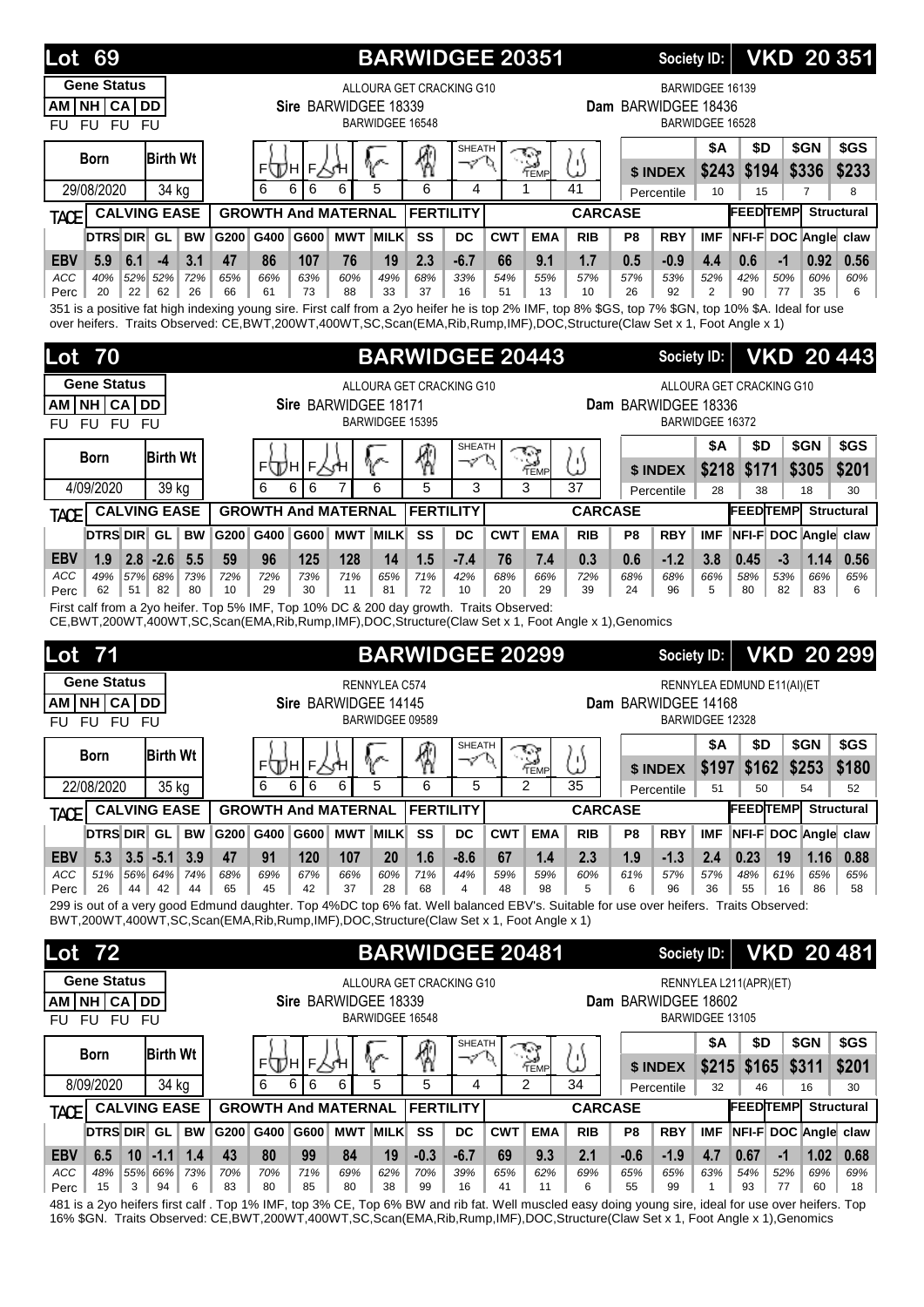## Lot 69 — BARWIDGEE 20351

Society ID: **VKD 20 351**

**Gene Status**

| AM | NH | CA | DD |
|---|---|---|---|
| FU | FU | FU | FU |

**Sire** BARWIDGEE 18339 (ALLOURA GET CRACKING G10 / BARWIDGEE 16548)

**Dam** BARWIDGEE 18436 (BARWIDGEE 16139 / BARWIDGEE 16528)

| Born | Birth Wt | F | H | F | H | | | SHEATH | TEMP | |
|---|---|---|---|---|---|---|---|---|---|---|
| 29/08/2020 | 34 kg | 6 | 6 | 6 | 6 | 5 | 6 | 4 | 1 | 41 |

| | $A | $D | $GN | $GS |
|---|---|---|---|---|
| $ INDEX | $243 | $194 | $336 | $233 |
| Percentile | 10 | 15 | 7 | 8 |

| TACE | CALVING EASE | | | | GROWTH And MATERNAL | | | | | FERTILITY | | CARCASE | | | | | | FEED | TEMP | Structural | |
|---|---|---|---|---|---|---|---|---|---|---|---|---|---|---|---|---|---|---|---|---|---|
| | DTRS | DIR | GL | BW | G200 | G400 | G600 | MWT | MILK | SS | DC | CWT | EMA | RIB | P8 | RBY | IMF | NFI-F | DOC | Angle | claw |
| EBV | 5.9 | 6.1 | -4 | 3.1 | 47 | 86 | 107 | 76 | 19 | 2.3 | -6.7 | 66 | 9.1 | 1.7 | 0.5 | -0.9 | 4.4 | 0.6 | -1 | 0.92 | 0.56 |
| ACC | 40% | 52% | 52% | 72% | 65% | 66% | 63% | 60% | 49% | 68% | 33% | 54% | 55% | 57% | 57% | 53% | 52% | 42% | 50% | 60% | 60% |
| Perc | 20 | 22 | 62 | 26 | 66 | 61 | 73 | 88 | 33 | 37 | 16 | 51 | 13 | 10 | 26 | 92 | 2 | 90 | 77 | 35 | 6 |

351 is a positive fat high indexing young sire. First calf from a 2yo heifer he is top 2% IMF, top 8% $GS, top 7% $GN, top 10% $A. Ideal for use over heifers. Traits Observed: CE,BWT,200WT,400WT,SC,Scan(EMA,Rib,Rump,IMF),DOC,Structure(Claw Set x 1, Foot Angle x 1)

## Lot 70 — BARWIDGEE 20443

Society ID: **VKD 20 443**

**Gene Status**

| AM | NH | CA | DD |
|---|---|---|---|
| FU | FU | FU | FU |

**Sire** BARWIDGEE 18171 (ALLOURA GET CRACKING G10 / BARWIDGEE 15395)

**Dam** BARWIDGEE 18336 (ALLOURA GET CRACKING G10 / BARWIDGEE 16372)

| Born | Birth Wt | F | H | F | H | | | SHEATH | TEMP | |
|---|---|---|---|---|---|---|---|---|---|---|
| 4/09/2020 | 39 kg | 6 | 6 | 6 | 7 | 6 | 5 | 3 | 3 | 37 |

| | $A | $D | $GN | $GS |
|---|---|---|---|---|
| $ INDEX | $218 | $171 | $305 | $201 |
| Percentile | 28 | 38 | 18 | 30 |

| TACE | CALVING EASE | | | | GROWTH And MATERNAL | | | | | FERTILITY | | CARCASE | | | | | | FEED | TEMP | Structural | |
|---|---|---|---|---|---|---|---|---|---|---|---|---|---|---|---|---|---|---|---|---|---|
| | DTRS | DIR | GL | BW | G200 | G400 | G600 | MWT | MILK | SS | DC | CWT | EMA | RIB | P8 | RBY | IMF | NFI-F | DOC | Angle | claw |
| EBV | 1.9 | 2.8 | -2.6 | 5.5 | 59 | 96 | 125 | 128 | 14 | 1.5 | -7.4 | 76 | 7.4 | 0.3 | 0.6 | -1.2 | 3.8 | 0.45 | -3 | 1.14 | 0.56 |
| ACC | 49% | 57% | 68% | 73% | 72% | 72% | 73% | 71% | 65% | 71% | 42% | 68% | 66% | 72% | 68% | 68% | 66% | 58% | 53% | 66% | 65% |
| Perc | 62 | 51 | 82 | 80 | 10 | 29 | 30 | 11 | 81 | 72 | 10 | 20 | 29 | 39 | 24 | 96 | 5 | 80 | 82 | 83 | 6 |

First calf from a 2yo heifer. Top 5% IMF, Top 10% DC & 200 day growth. Traits Observed: CE,BWT,200WT,400WT,SC,Scan(EMA,Rib,Rump,IMF),DOC,Structure(Claw Set x 1, Foot Angle x 1),Genomics

## Lot 71 — BARWIDGEE 20299

Society ID: **VKD 20 299**

**Gene Status**

| AM | NH | CA | DD |
|---|---|---|---|
| FU | FU | FU | FU |

**Sire** BARWIDGEE 14145 (RENNYLEA C574 / BARWIDGEE 09589)

**Dam** BARWIDGEE 14168 (RENNYLEA EDMUND E11(AI)(ET / BARWIDGEE 12328)

| Born | Birth Wt | F | H | F | H | | | SHEATH | TEMP | |
|---|---|---|---|---|---|---|---|---|---|---|
| 22/08/2020 | 35 kg | 6 | 6 | 6 | 6 | 5 | 6 | 5 | 2 | 35 |

| | $A | $D | $GN | $GS |
|---|---|---|---|---|
| $ INDEX | $197 | $162 | $253 | $180 |
| Percentile | 51 | 50 | 54 | 52 |

| TACE | CALVING EASE | | | | GROWTH And MATERNAL | | | | | FERTILITY | | CARCASE | | | | | | FEED | TEMP | Structural | |
|---|---|---|---|---|---|---|---|---|---|---|---|---|---|---|---|---|---|---|---|---|---|
| | DTRS | DIR | GL | BW | G200 | G400 | G600 | MWT | MILK | SS | DC | CWT | EMA | RIB | P8 | RBY | IMF | NFI-F | DOC | Angle | claw |
| EBV | 5.3 | 3.5 | -5.1 | 3.9 | 47 | 91 | 120 | 107 | 20 | 1.6 | -8.6 | 67 | 1.4 | 2.3 | 1.9 | -1.3 | 2.4 | 0.23 | 19 | 1.16 | 0.88 |
| ACC | 51% | 56% | 64% | 74% | 68% | 69% | 67% | 66% | 60% | 71% | 44% | 59% | 59% | 60% | 61% | 57% | 57% | 48% | 61% | 65% | 65% |
| Perc | 26 | 44 | 42 | 44 | 65 | 45 | 42 | 37 | 28 | 68 | 4 | 48 | 98 | 5 | 6 | 96 | 36 | 55 | 16 | 86 | 58 |

299 is out of a very good Edmund daughter. Top 4%DC top 6% fat. Well balanced EBV's. Suitable for use over heifers. Traits Observed: BWT,200WT,400WT,SC,Scan(EMA,Rib,Rump,IMF),DOC,Structure(Claw Set x 1, Foot Angle x 1)

## Lot 72 — BARWIDGEE 20481

Society ID: **VKD 20 481**

**Gene Status**

| AM | NH | CA | DD |
|---|---|---|---|
| FU | FU | FU | FU |

**Sire** BARWIDGEE 18339 (ALLOURA GET CRACKING G10 / BARWIDGEE 16548)

**Dam** BARWIDGEE 18602 (RENNYLEA L211(APR)(ET) / BARWIDGEE 13105)

| Born | Birth Wt | F | H | F | H | | | SHEATH | TEMP | |
|---|---|---|---|---|---|---|---|---|---|---|
| 8/09/2020 | 34 kg | 6 | 6 | 6 | 6 | 5 | 5 | 4 | 2 | 34 |

| | $A | $D | $GN | $GS |
|---|---|---|---|---|
| $ INDEX | $215 | $165 | $311 | $201 |
| Percentile | 32 | 46 | 16 | 30 |

| TACE | CALVING EASE | | | | GROWTH And MATERNAL | | | | | FERTILITY | | CARCASE | | | | | | FEED | TEMP | Structural | |
|---|---|---|---|---|---|---|---|---|---|---|---|---|---|---|---|---|---|---|---|---|---|
| | DTRS | DIR | GL | BW | G200 | G400 | G600 | MWT | MILK | SS | DC | CWT | EMA | RIB | P8 | RBY | IMF | NFI-F | DOC | Angle | claw |
| EBV | 6.5 | 10 | -1.1 | 1.4 | 43 | 80 | 99 | 84 | 19 | -0.3 | -6.7 | 69 | 9.3 | 2.1 | -0.6 | -1.9 | 4.7 | 0.67 | -1 | 1.02 | 0.68 |
| ACC | 48% | 55% | 66% | 73% | 70% | 70% | 71% | 69% | 62% | 70% | 39% | 65% | 62% | 69% | 65% | 65% | 63% | 54% | 52% | 69% | 69% |
| Perc | 15 | 3 | 94 | 6 | 83 | 80 | 85 | 80 | 38 | 99 | 16 | 41 | 11 | 6 | 55 | 99 | 1 | 93 | 77 | 60 | 18 |

481 is a 2yo heifers first calf . Top 1% IMF, top 3% CE, Top 6% BW and rib fat. Well muscled easy doing young sire, ideal for use over heifers. Top 16% $GN. Traits Observed: CE,BWT,200WT,400WT,SC,Scan(EMA,Rib,Rump,IMF),DOC,Structure(Claw Set x 1, Foot Angle x 1),Genomics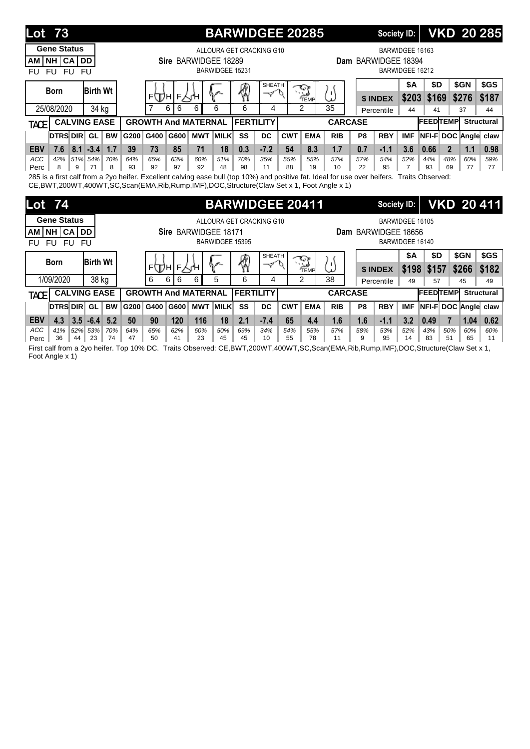## Lot 73 — BARWIDGEE 20285

Society ID: **VKD 20 285**

| Gene Status | | | |
|---|---|---|---|
| AM | NH | CA | DD |
| FU | FU | FU | FU |

**Sire** BARWIDGEE 18289 (ALLOURA GET CRACKING G10 / BARWIDGEE 15231)

**Dam** BARWIDGEE 18394 (BARWIDGEE 16163 / BARWIDGEE 16212)

| Born | Birth Wt | Front Feet Angle | Front Feet Claw | Hind Feet Angle | Hind Feet Claw | Hind Leg | Front Leg | Sheath | Temp | Udder |
|---|---|---|---|---|---|---|---|---|---|---|
| 25/08/2020 | 34 kg | 7 | 6 | 6 | 6 | 6 | 6 | 4 | 2 | 35 |

| | $A | $D | $GN | $GS |
|---|---|---|---|---|
| $ INDEX | $203 | $169 | $276 | $187 |
| Percentile | 44 | 41 | 37 | 44 |

| TACE | DTRS | DIR | GL | BW | G200 | G400 | G600 | MWT | MILK | SS | DC | CWT | EMA | RIB | P8 | RBY | IMF | NFI-F | DOC | Angle | claw |
|---|---|---|---|---|---|---|---|---|---|---|---|---|---|---|---|---|---|---|---|---|---|
| | CALVING EASE | | | | GROWTH And MATERNAL | | | | | FERTILITY | | CARCASE | | | | | | FEED | TEMP | Structural | |
| EBV | 7.6 | 8.1 | -3.4 | 1.7 | 39 | 73 | 85 | 71 | 18 | 0.3 | -7.2 | 54 | 8.3 | 1.7 | 0.7 | -1.1 | 3.6 | 0.66 | 2 | 1.1 | 0.98 |
| ACC | 42% | 51% | 54% | 70% | 64% | 65% | 63% | 60% | 51% | 70% | 35% | 55% | 55% | 57% | 57% | 54% | 52% | 44% | 48% | 60% | 59% |
| Perc | 8 | 9 | 71 | 8 | 93 | 92 | 97 | 92 | 48 | 98 | 11 | 88 | 19 | 10 | 22 | 95 | 7 | 93 | 69 | 77 | 77 |

285 is a first calf from a 2yo heifer. Excellent calving ease bull (top 10%) and positive fat. Ideal for use over heifers. Traits Observed: CE,BWT,200WT,400WT,SC,Scan(EMA,Rib,Rump,IMF),DOC,Structure(Claw Set x 1, Foot Angle x 1)

## Lot 74 — BARWIDGEE 20411

Society ID: **VKD 20 411**

| Gene Status | | | |
|---|---|---|---|
| AM | NH | CA | DD |
| FU | FU | FU | FU |

**Sire** BARWIDGEE 18171 (ALLOURA GET CRACKING G10 / BARWIDGEE 15395)

**Dam** BARWIDGEE 18656 (BARWIDGEE 16105 / BARWIDGEE 16140)

| Born | Birth Wt | Front Feet Angle | Front Feet Claw | Hind Feet Angle | Hind Feet Claw | Hind Leg | Front Leg | Sheath | Temp | Udder |
|---|---|---|---|---|---|---|---|---|---|---|
| 1/09/2020 | 38 kg | 6 | 6 | 6 | 6 | 5 | 6 | 4 | 2 | 38 |

| | $A | $D | $GN | $GS |
|---|---|---|---|---|
| $ INDEX | $198 | $157 | $266 | $182 |
| Percentile | 49 | 57 | 45 | 49 |

| TACE | DTRS | DIR | GL | BW | G200 | G400 | G600 | MWT | MILK | SS | DC | CWT | EMA | RIB | P8 | RBY | IMF | NFI-F | DOC | Angle | claw |
|---|---|---|---|---|---|---|---|---|---|---|---|---|---|---|---|---|---|---|---|---|---|
| | CALVING EASE | | | | GROWTH And MATERNAL | | | | | FERTILITY | | CARCASE | | | | | | FEED | TEMP | Structural | |
| EBV | 4.3 | 3.5 | -6.4 | 5.2 | 50 | 90 | 120 | 116 | 18 | 2.1 | -7.4 | 65 | 4.4 | 1.6 | 1.6 | -1.1 | 3.2 | 0.49 | 7 | 1.04 | 0.62 |
| ACC | 41% | 52% | 53% | 70% | 64% | 65% | 62% | 60% | 50% | 69% | 34% | 54% | 55% | 57% | 58% | 53% | 52% | 43% | 50% | 60% | 60% |
| Perc | 36 | 44 | 23 | 74 | 47 | 50 | 41 | 23 | 45 | 45 | 10 | 55 | 78 | 11 | 9 | 95 | 14 | 83 | 51 | 65 | 11 |

First calf from a 2yo heifer. Top 10% DC. Traits Observed: CE,BWT,200WT,400WT,SC,Scan(EMA,Rib,Rump,IMF),DOC,Structure(Claw Set x 1, Foot Angle x 1)